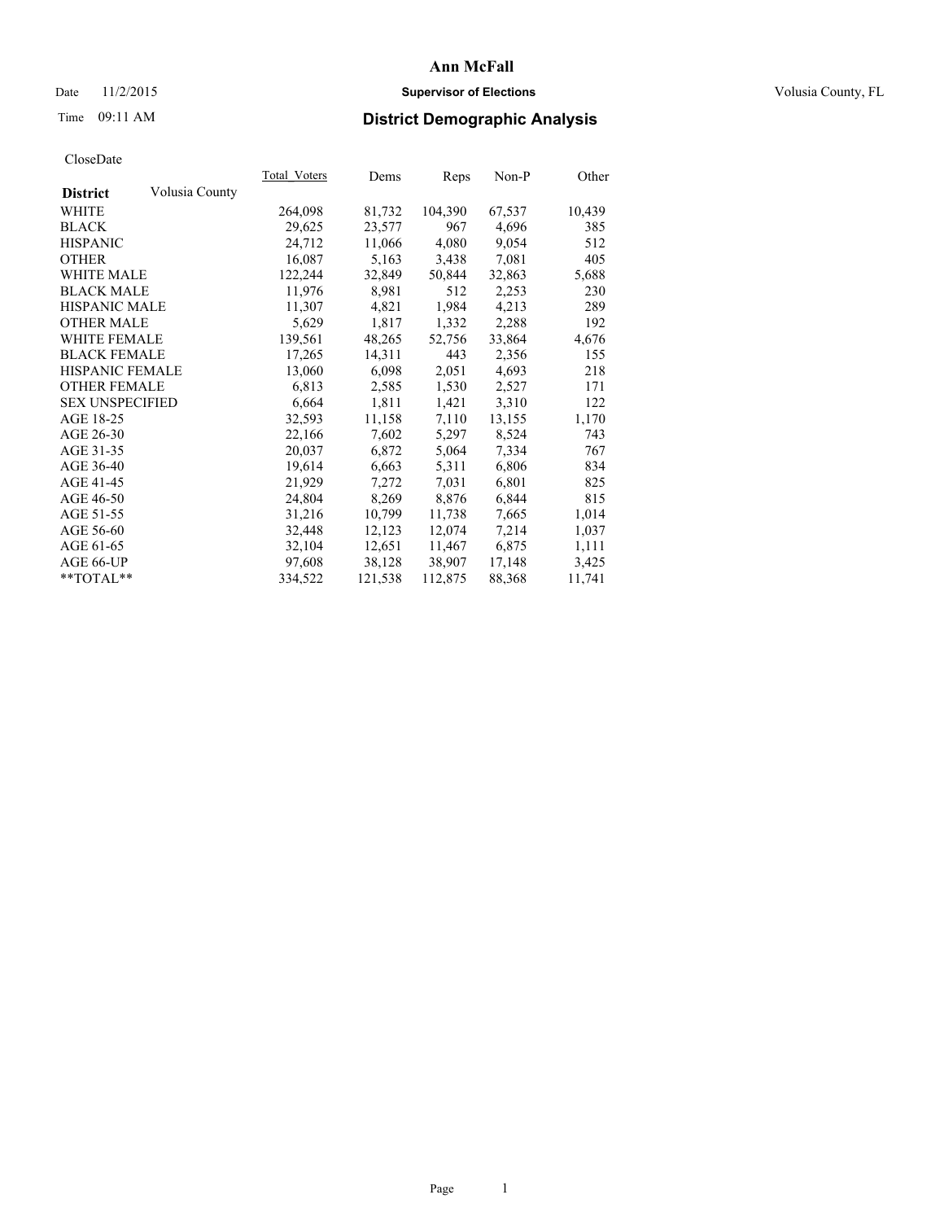# Ann McFall

Date 11/2/2015 **Supervisor of Elections** Volusia County, FL

Time 09:11 AM **District Demographic Analysis**

CloseDate

| District Volusia County | Total_Voters | Dems | Reps | Non-P | Other |
|---|---|---|---|---|---|
| WHITE | 264,098 | 81,732 | 104,390 | 67,537 | 10,439 |
| BLACK | 29,625 | 23,577 | 967 | 4,696 | 385 |
| HISPANIC | 24,712 | 11,066 | 4,080 | 9,054 | 512 |
| OTHER | 16,087 | 5,163 | 3,438 | 7,081 | 405 |
| WHITE MALE | 122,244 | 32,849 | 50,844 | 32,863 | 5,688 |
| BLACK MALE | 11,976 | 8,981 | 512 | 2,253 | 230 |
| HISPANIC MALE | 11,307 | 4,821 | 1,984 | 4,213 | 289 |
| OTHER MALE | 5,629 | 1,817 | 1,332 | 2,288 | 192 |
| WHITE FEMALE | 139,561 | 48,265 | 52,756 | 33,864 | 4,676 |
| BLACK FEMALE | 17,265 | 14,311 | 443 | 2,356 | 155 |
| HISPANIC FEMALE | 13,060 | 6,098 | 2,051 | 4,693 | 218 |
| OTHER FEMALE | 6,813 | 2,585 | 1,530 | 2,527 | 171 |
| SEX UNSPECIFIED | 6,664 | 1,811 | 1,421 | 3,310 | 122 |
| AGE 18-25 | 32,593 | 11,158 | 7,110 | 13,155 | 1,170 |
| AGE 26-30 | 22,166 | 7,602 | 5,297 | 8,524 | 743 |
| AGE 31-35 | 20,037 | 6,872 | 5,064 | 7,334 | 767 |
| AGE 36-40 | 19,614 | 6,663 | 5,311 | 6,806 | 834 |
| AGE 41-45 | 21,929 | 7,272 | 7,031 | 6,801 | 825 |
| AGE 46-50 | 24,804 | 8,269 | 8,876 | 6,844 | 815 |
| AGE 51-55 | 31,216 | 10,799 | 11,738 | 7,665 | 1,014 |
| AGE 56-60 | 32,448 | 12,123 | 12,074 | 7,214 | 1,037 |
| AGE 61-65 | 32,104 | 12,651 | 11,467 | 6,875 | 1,111 |
| AGE 66-UP | 97,608 | 38,128 | 38,907 | 17,148 | 3,425 |
| **TOTAL** | 334,522 | 121,538 | 112,875 | 88,368 | 11,741 |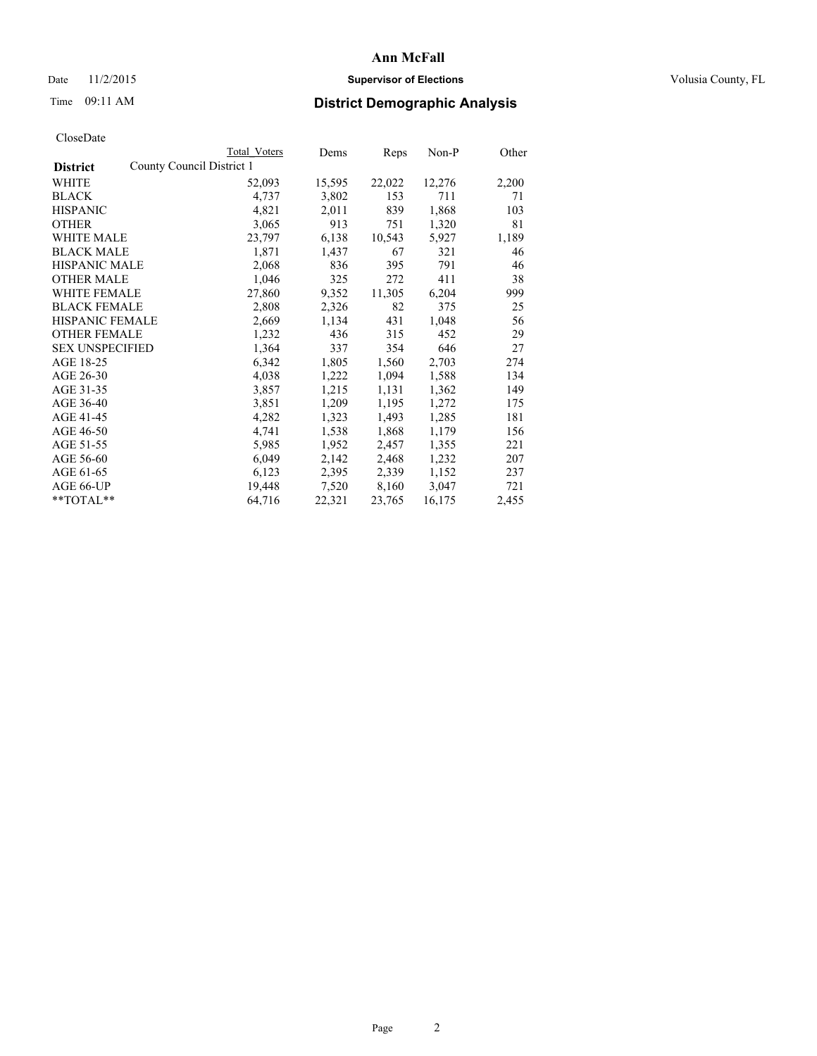# Ann McFall

Date 11/2/2015 **Supervisor of Elections** Volusia County, FL

Time 09:11 AM **District Demographic Analysis**

CloseDate

| District | County Council District 1 | Total Voters | Dems | Reps | Non-P | Other |
|---|---|---|---|---|---|---|
| WHITE | | 52,093 | 15,595 | 22,022 | 12,276 | 2,200 |
| BLACK | | 4,737 | 3,802 | 153 | 711 | 71 |
| HISPANIC | | 4,821 | 2,011 | 839 | 1,868 | 103 |
| OTHER | | 3,065 | 913 | 751 | 1,320 | 81 |
| WHITE MALE | | 23,797 | 6,138 | 10,543 | 5,927 | 1,189 |
| BLACK MALE | | 1,871 | 1,437 | 67 | 321 | 46 |
| HISPANIC MALE | | 2,068 | 836 | 395 | 791 | 46 |
| OTHER MALE | | 1,046 | 325 | 272 | 411 | 38 |
| WHITE FEMALE | | 27,860 | 9,352 | 11,305 | 6,204 | 999 |
| BLACK FEMALE | | 2,808 | 2,326 | 82 | 375 | 25 |
| HISPANIC FEMALE | | 2,669 | 1,134 | 431 | 1,048 | 56 |
| OTHER FEMALE | | 1,232 | 436 | 315 | 452 | 29 |
| SEX UNSPECIFIED | | 1,364 | 337 | 354 | 646 | 27 |
| AGE 18-25 | | 6,342 | 1,805 | 1,560 | 2,703 | 274 |
| AGE 26-30 | | 4,038 | 1,222 | 1,094 | 1,588 | 134 |
| AGE 31-35 | | 3,857 | 1,215 | 1,131 | 1,362 | 149 |
| AGE 36-40 | | 3,851 | 1,209 | 1,195 | 1,272 | 175 |
| AGE 41-45 | | 4,282 | 1,323 | 1,493 | 1,285 | 181 |
| AGE 46-50 | | 4,741 | 1,538 | 1,868 | 1,179 | 156 |
| AGE 51-55 | | 5,985 | 1,952 | 2,457 | 1,355 | 221 |
| AGE 56-60 | | 6,049 | 2,142 | 2,468 | 1,232 | 207 |
| AGE 61-65 | | 6,123 | 2,395 | 2,339 | 1,152 | 237 |
| AGE 66-UP | | 19,448 | 7,520 | 8,160 | 3,047 | 721 |
| **TOTAL** | | 64,716 | 22,321 | 23,765 | 16,175 | 2,455 |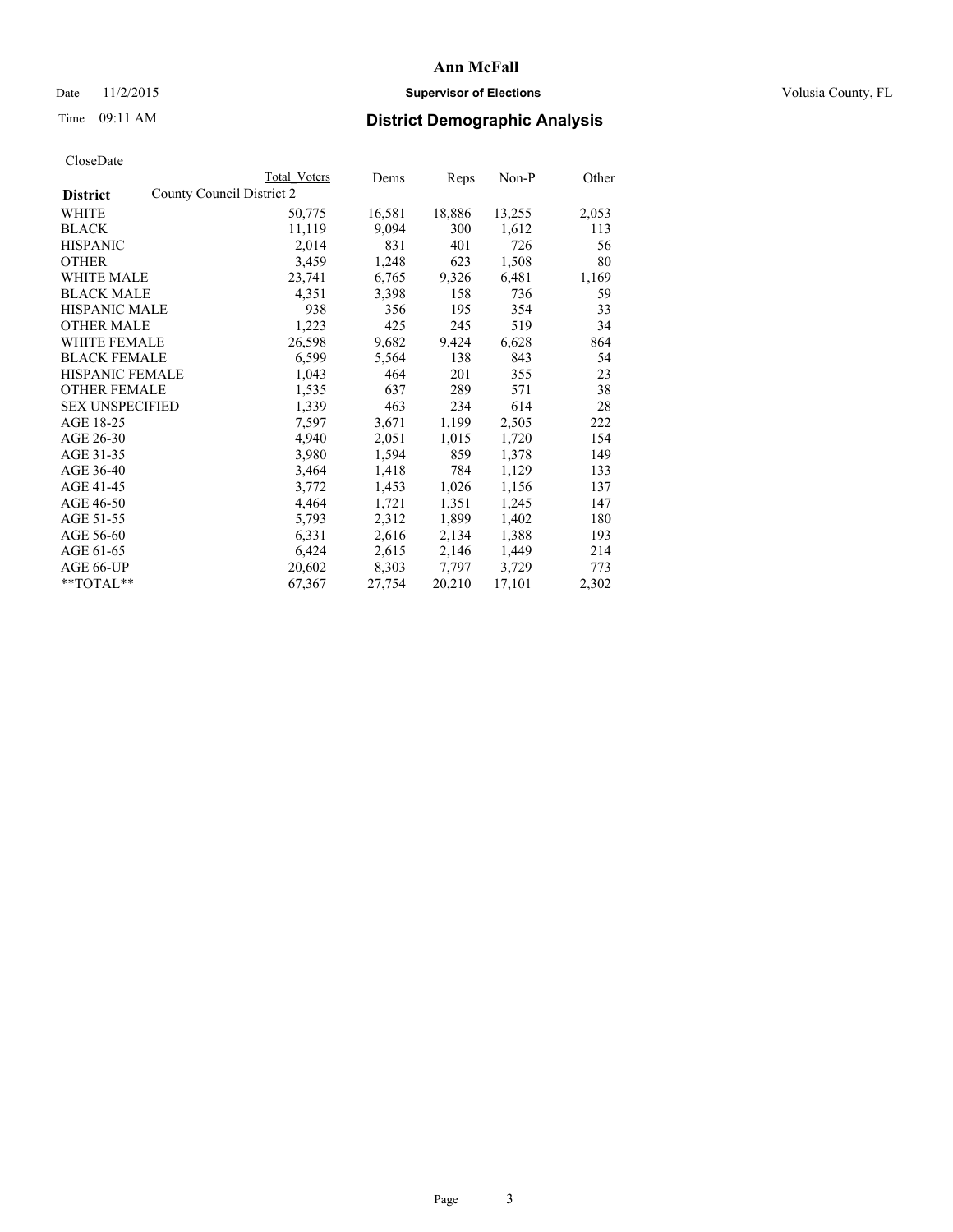# Ann McFall

Date 11/2/2015 **Supervisor of Elections** Volusia County, FL

Time 09:11 AM **District Demographic Analysis**

CloseDate

| District | County Council District 2 Total Voters | Dems | Reps | Non-P | Other |
|---|---|---|---|---|---|
| WHITE | 50,775 | 16,581 | 18,886 | 13,255 | 2,053 |
| BLACK | 11,119 | 9,094 | 300 | 1,612 | 113 |
| HISPANIC | 2,014 | 831 | 401 | 726 | 56 |
| OTHER | 3,459 | 1,248 | 623 | 1,508 | 80 |
| WHITE MALE | 23,741 | 6,765 | 9,326 | 6,481 | 1,169 |
| BLACK MALE | 4,351 | 3,398 | 158 | 736 | 59 |
| HISPANIC MALE | 938 | 356 | 195 | 354 | 33 |
| OTHER MALE | 1,223 | 425 | 245 | 519 | 34 |
| WHITE FEMALE | 26,598 | 9,682 | 9,424 | 6,628 | 864 |
| BLACK FEMALE | 6,599 | 5,564 | 138 | 843 | 54 |
| HISPANIC FEMALE | 1,043 | 464 | 201 | 355 | 23 |
| OTHER FEMALE | 1,535 | 637 | 289 | 571 | 38 |
| SEX UNSPECIFIED | 1,339 | 463 | 234 | 614 | 28 |
| AGE 18-25 | 7,597 | 3,671 | 1,199 | 2,505 | 222 |
| AGE 26-30 | 4,940 | 2,051 | 1,015 | 1,720 | 154 |
| AGE 31-35 | 3,980 | 1,594 | 859 | 1,378 | 149 |
| AGE 36-40 | 3,464 | 1,418 | 784 | 1,129 | 133 |
| AGE 41-45 | 3,772 | 1,453 | 1,026 | 1,156 | 137 |
| AGE 46-50 | 4,464 | 1,721 | 1,351 | 1,245 | 147 |
| AGE 51-55 | 5,793 | 2,312 | 1,899 | 1,402 | 180 |
| AGE 56-60 | 6,331 | 2,616 | 2,134 | 1,388 | 193 |
| AGE 61-65 | 6,424 | 2,615 | 2,146 | 1,449 | 214 |
| AGE 66-UP | 20,602 | 8,303 | 7,797 | 3,729 | 773 |
| **TOTAL** | 67,367 | 27,754 | 20,210 | 17,101 | 2,302 |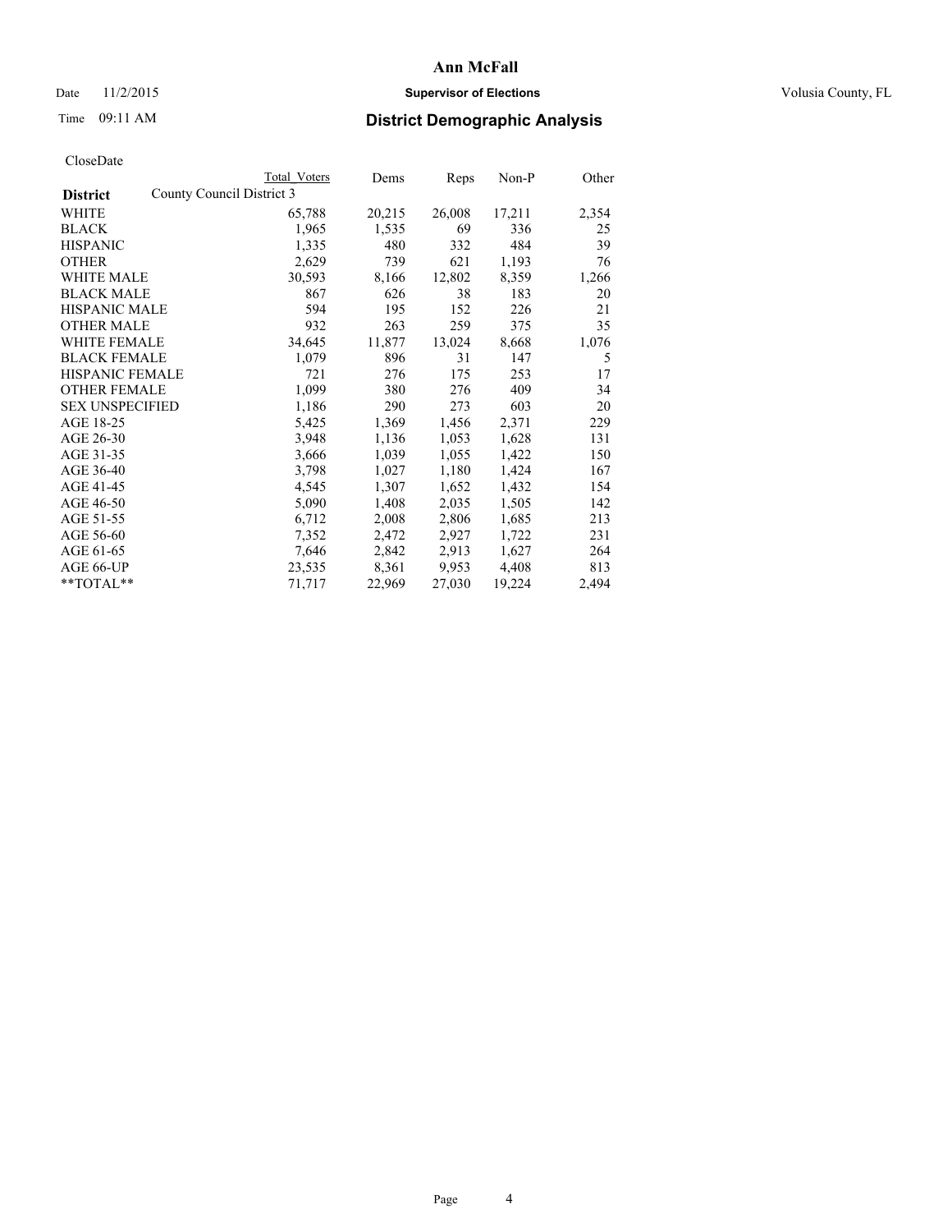# Ann McFall

Date 11/2/2015 **Supervisor of Elections** Volusia County, FL

Time 09:11 AM **District Demographic Analysis**

CloseDate

| **District** | Total Voters | Dems | Reps | Non-P | Other |
|---|---|---|---|---|---|
| County Council District 3 | | | | | |
| WHITE | 65,788 | 20,215 | 26,008 | 17,211 | 2,354 |
| BLACK | 1,965 | 1,535 | 69 | 336 | 25 |
| HISPANIC | 1,335 | 480 | 332 | 484 | 39 |
| OTHER | 2,629 | 739 | 621 | 1,193 | 76 |
| WHITE MALE | 30,593 | 8,166 | 12,802 | 8,359 | 1,266 |
| BLACK MALE | 867 | 626 | 38 | 183 | 20 |
| HISPANIC MALE | 594 | 195 | 152 | 226 | 21 |
| OTHER MALE | 932 | 263 | 259 | 375 | 35 |
| WHITE FEMALE | 34,645 | 11,877 | 13,024 | 8,668 | 1,076 |
| BLACK FEMALE | 1,079 | 896 | 31 | 147 | 5 |
| HISPANIC FEMALE | 721 | 276 | 175 | 253 | 17 |
| OTHER FEMALE | 1,099 | 380 | 276 | 409 | 34 |
| SEX UNSPECIFIED | 1,186 | 290 | 273 | 603 | 20 |
| AGE 18-25 | 5,425 | 1,369 | 1,456 | 2,371 | 229 |
| AGE 26-30 | 3,948 | 1,136 | 1,053 | 1,628 | 131 |
| AGE 31-35 | 3,666 | 1,039 | 1,055 | 1,422 | 150 |
| AGE 36-40 | 3,798 | 1,027 | 1,180 | 1,424 | 167 |
| AGE 41-45 | 4,545 | 1,307 | 1,652 | 1,432 | 154 |
| AGE 46-50 | 5,090 | 1,408 | 2,035 | 1,505 | 142 |
| AGE 51-55 | 6,712 | 2,008 | 2,806 | 1,685 | 213 |
| AGE 56-60 | 7,352 | 2,472 | 2,927 | 1,722 | 231 |
| AGE 61-65 | 7,646 | 2,842 | 2,913 | 1,627 | 264 |
| AGE 66-UP | 23,535 | 8,361 | 9,953 | 4,408 | 813 |
| **TOTAL** | 71,717 | 22,969 | 27,030 | 19,224 | 2,494 |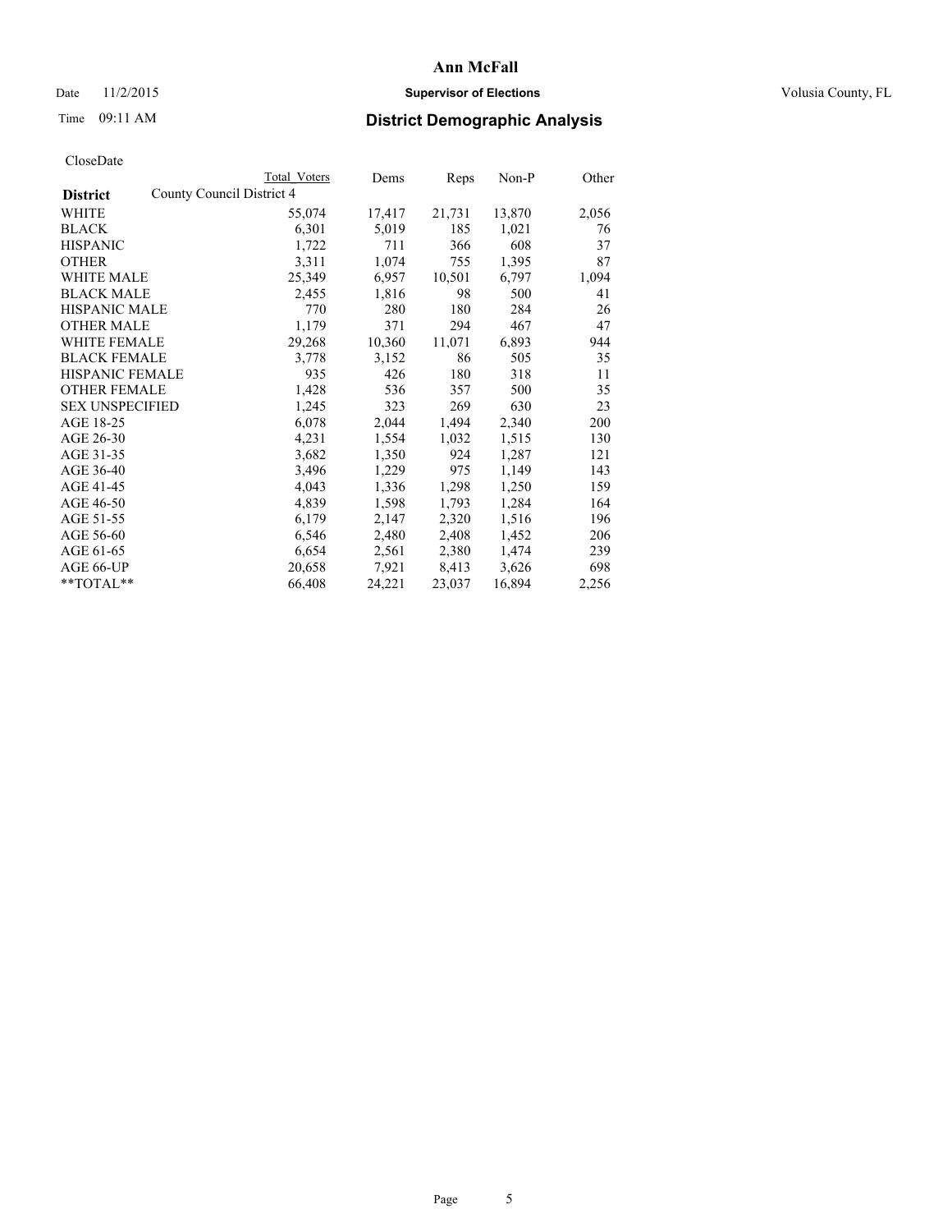# Ann McFall

Date 11/2/2015 **Supervisor of Elections** Volusia County, FL

Time 09:11 AM **District Demographic Analysis**

CloseDate

| **District** | Total Voters | Dems | Reps | Non-P | Other |
|---|---|---|---|---|---|
| County Council District 4 | | | | | |
| WHITE | 55,074 | 17,417 | 21,731 | 13,870 | 2,056 |
| BLACK | 6,301 | 5,019 | 185 | 1,021 | 76 |
| HISPANIC | 1,722 | 711 | 366 | 608 | 37 |
| OTHER | 3,311 | 1,074 | 755 | 1,395 | 87 |
| WHITE MALE | 25,349 | 6,957 | 10,501 | 6,797 | 1,094 |
| BLACK MALE | 2,455 | 1,816 | 98 | 500 | 41 |
| HISPANIC MALE | 770 | 280 | 180 | 284 | 26 |
| OTHER MALE | 1,179 | 371 | 294 | 467 | 47 |
| WHITE FEMALE | 29,268 | 10,360 | 11,071 | 6,893 | 944 |
| BLACK FEMALE | 3,778 | 3,152 | 86 | 505 | 35 |
| HISPANIC FEMALE | 935 | 426 | 180 | 318 | 11 |
| OTHER FEMALE | 1,428 | 536 | 357 | 500 | 35 |
| SEX UNSPECIFIED | 1,245 | 323 | 269 | 630 | 23 |
| AGE 18-25 | 6,078 | 2,044 | 1,494 | 2,340 | 200 |
| AGE 26-30 | 4,231 | 1,554 | 1,032 | 1,515 | 130 |
| AGE 31-35 | 3,682 | 1,350 | 924 | 1,287 | 121 |
| AGE 36-40 | 3,496 | 1,229 | 975 | 1,149 | 143 |
| AGE 41-45 | 4,043 | 1,336 | 1,298 | 1,250 | 159 |
| AGE 46-50 | 4,839 | 1,598 | 1,793 | 1,284 | 164 |
| AGE 51-55 | 6,179 | 2,147 | 2,320 | 1,516 | 196 |
| AGE 56-60 | 6,546 | 2,480 | 2,408 | 1,452 | 206 |
| AGE 61-65 | 6,654 | 2,561 | 2,380 | 1,474 | 239 |
| AGE 66-UP | 20,658 | 7,921 | 8,413 | 3,626 | 698 |
| **TOTAL** | 66,408 | 24,221 | 23,037 | 16,894 | 2,256 |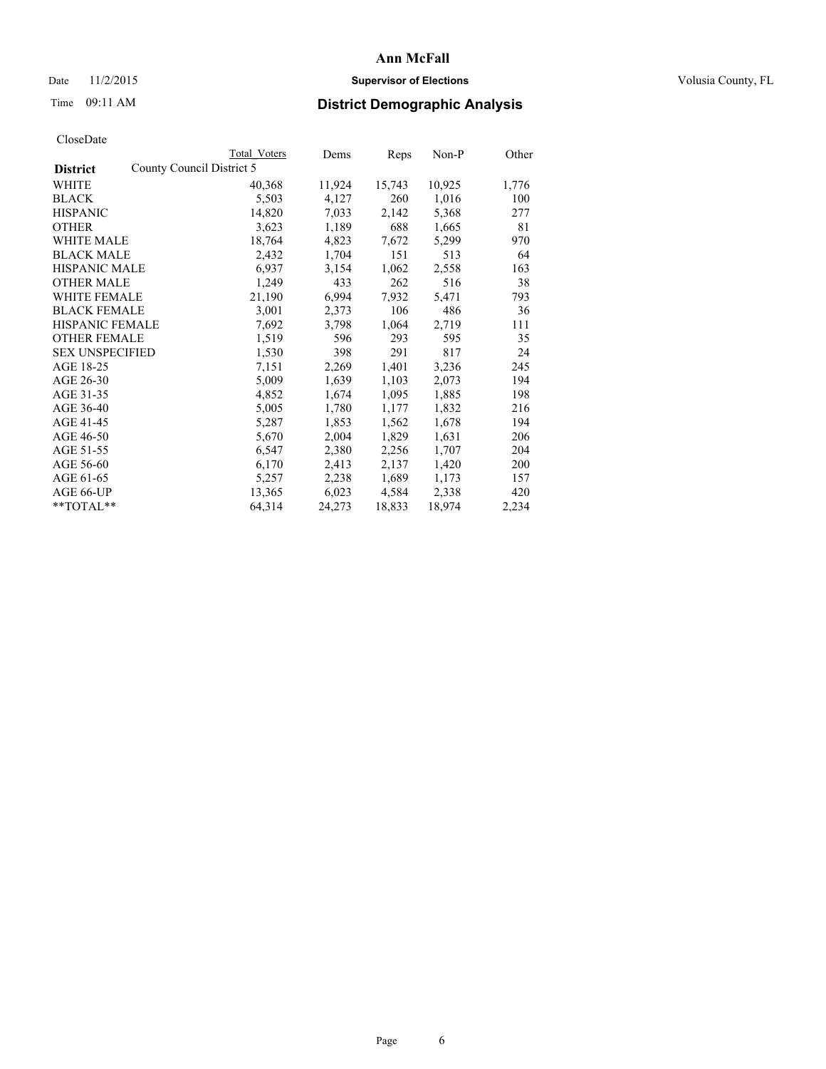# Ann McFall

Date 11/2/2015 **Supervisor of Elections** Volusia County, FL

Time 09:11 AM **District Demographic Analysis**

CloseDate

| **District** | County Council District 5 | Total Voters | Dems | Reps | Non-P | Other |
|---|---|---|---|---|---|---|
| WHITE | | 40,368 | 11,924 | 15,743 | 10,925 | 1,776 |
| BLACK | | 5,503 | 4,127 | 260 | 1,016 | 100 |
| HISPANIC | | 14,820 | 7,033 | 2,142 | 5,368 | 277 |
| OTHER | | 3,623 | 1,189 | 688 | 1,665 | 81 |
| WHITE MALE | | 18,764 | 4,823 | 7,672 | 5,299 | 970 |
| BLACK MALE | | 2,432 | 1,704 | 151 | 513 | 64 |
| HISPANIC MALE | | 6,937 | 3,154 | 1,062 | 2,558 | 163 |
| OTHER MALE | | 1,249 | 433 | 262 | 516 | 38 |
| WHITE FEMALE | | 21,190 | 6,994 | 7,932 | 5,471 | 793 |
| BLACK FEMALE | | 3,001 | 2,373 | 106 | 486 | 36 |
| HISPANIC FEMALE | | 7,692 | 3,798 | 1,064 | 2,719 | 111 |
| OTHER FEMALE | | 1,519 | 596 | 293 | 595 | 35 |
| SEX UNSPECIFIED | | 1,530 | 398 | 291 | 817 | 24 |
| AGE 18-25 | | 7,151 | 2,269 | 1,401 | 3,236 | 245 |
| AGE 26-30 | | 5,009 | 1,639 | 1,103 | 2,073 | 194 |
| AGE 31-35 | | 4,852 | 1,674 | 1,095 | 1,885 | 198 |
| AGE 36-40 | | 5,005 | 1,780 | 1,177 | 1,832 | 216 |
| AGE 41-45 | | 5,287 | 1,853 | 1,562 | 1,678 | 194 |
| AGE 46-50 | | 5,670 | 2,004 | 1,829 | 1,631 | 206 |
| AGE 51-55 | | 6,547 | 2,380 | 2,256 | 1,707 | 204 |
| AGE 56-60 | | 6,170 | 2,413 | 2,137 | 1,420 | 200 |
| AGE 61-65 | | 5,257 | 2,238 | 1,689 | 1,173 | 157 |
| AGE 66-UP | | 13,365 | 6,023 | 4,584 | 2,338 | 420 |
| **TOTAL** | | 64,314 | 24,273 | 18,833 | 18,974 | 2,234 |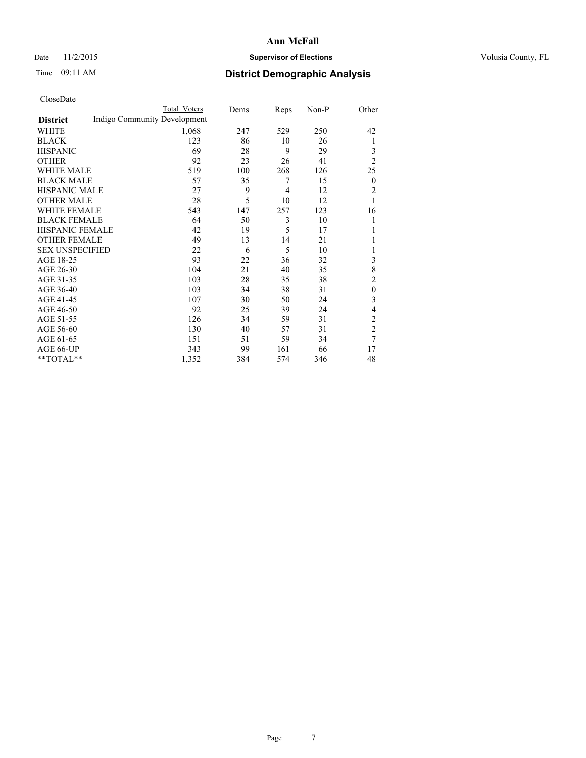Ann McFall

Date 11/2/2015 **Supervisor of Elections** Volusia County, FL

Time 09:11 AM **District Demographic Analysis**

CloseDate

| **District** | Total Voters | Dems | Reps | Non-P | Other |
|---|---|---|---|---|---|
| Indigo Community Development | | | | | |
| WHITE | 1,068 | 247 | 529 | 250 | 42 |
| BLACK | 123 | 86 | 10 | 26 | 1 |
| HISPANIC | 69 | 28 | 9 | 29 | 3 |
| OTHER | 92 | 23 | 26 | 41 | 2 |
| WHITE MALE | 519 | 100 | 268 | 126 | 25 |
| BLACK MALE | 57 | 35 | 7 | 15 | 0 |
| HISPANIC MALE | 27 | 9 | 4 | 12 | 2 |
| OTHER MALE | 28 | 5 | 10 | 12 | 1 |
| WHITE FEMALE | 543 | 147 | 257 | 123 | 16 |
| BLACK FEMALE | 64 | 50 | 3 | 10 | 1 |
| HISPANIC FEMALE | 42 | 19 | 5 | 17 | 1 |
| OTHER FEMALE | 49 | 13 | 14 | 21 | 1 |
| SEX UNSPECIFIED | 22 | 6 | 5 | 10 | 1 |
| AGE 18-25 | 93 | 22 | 36 | 32 | 3 |
| AGE 26-30 | 104 | 21 | 40 | 35 | 8 |
| AGE 31-35 | 103 | 28 | 35 | 38 | 2 |
| AGE 36-40 | 103 | 34 | 38 | 31 | 0 |
| AGE 41-45 | 107 | 30 | 50 | 24 | 3 |
| AGE 46-50 | 92 | 25 | 39 | 24 | 4 |
| AGE 51-55 | 126 | 34 | 59 | 31 | 2 |
| AGE 56-60 | 130 | 40 | 57 | 31 | 2 |
| AGE 61-65 | 151 | 51 | 59 | 34 | 7 |
| AGE 66-UP | 343 | 99 | 161 | 66 | 17 |
| **TOTAL** | 1,352 | 384 | 574 | 346 | 48 |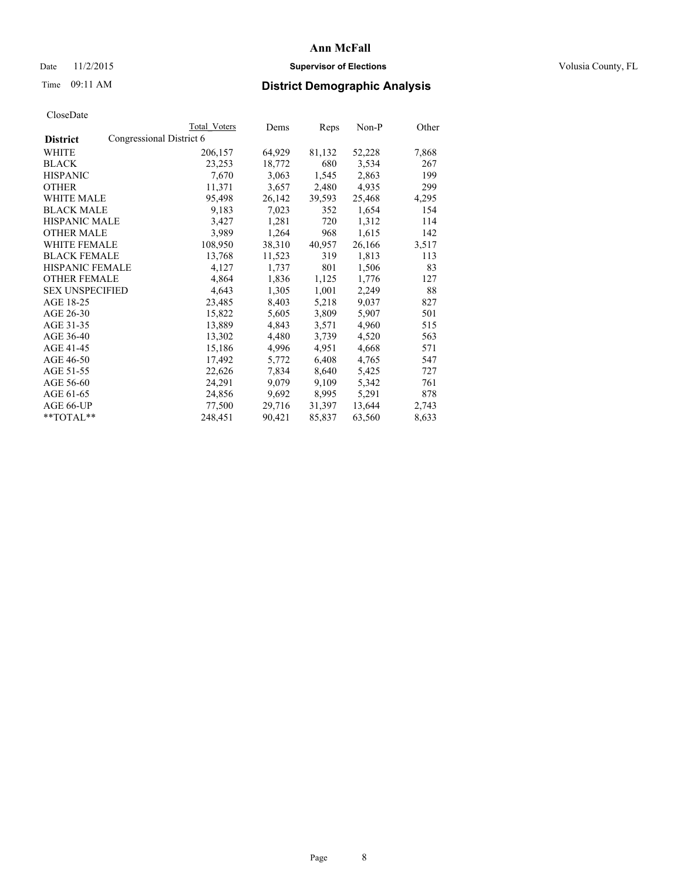# Ann McFall

Date 11/2/2015 **Supervisor of Elections** Volusia County, FL

Time 09:11 AM **District Demographic Analysis**

CloseDate

| | Total Voters | Dems | Reps | Non-P | Other |
|---|---|---|---|---|---|
| **District** Congressional District 6 | | | | | |
| WHITE | 206,157 | 64,929 | 81,132 | 52,228 | 7,868 |
| BLACK | 23,253 | 18,772 | 680 | 3,534 | 267 |
| HISPANIC | 7,670 | 3,063 | 1,545 | 2,863 | 199 |
| OTHER | 11,371 | 3,657 | 2,480 | 4,935 | 299 |
| WHITE MALE | 95,498 | 26,142 | 39,593 | 25,468 | 4,295 |
| BLACK MALE | 9,183 | 7,023 | 352 | 1,654 | 154 |
| HISPANIC MALE | 3,427 | 1,281 | 720 | 1,312 | 114 |
| OTHER MALE | 3,989 | 1,264 | 968 | 1,615 | 142 |
| WHITE FEMALE | 108,950 | 38,310 | 40,957 | 26,166 | 3,517 |
| BLACK FEMALE | 13,768 | 11,523 | 319 | 1,813 | 113 |
| HISPANIC FEMALE | 4,127 | 1,737 | 801 | 1,506 | 83 |
| OTHER FEMALE | 4,864 | 1,836 | 1,125 | 1,776 | 127 |
| SEX UNSPECIFIED | 4,643 | 1,305 | 1,001 | 2,249 | 88 |
| AGE 18-25 | 23,485 | 8,403 | 5,218 | 9,037 | 827 |
| AGE 26-30 | 15,822 | 5,605 | 3,809 | 5,907 | 501 |
| AGE 31-35 | 13,889 | 4,843 | 3,571 | 4,960 | 515 |
| AGE 36-40 | 13,302 | 4,480 | 3,739 | 4,520 | 563 |
| AGE 41-45 | 15,186 | 4,996 | 4,951 | 4,668 | 571 |
| AGE 46-50 | 17,492 | 5,772 | 6,408 | 4,765 | 547 |
| AGE 51-55 | 22,626 | 7,834 | 8,640 | 5,425 | 727 |
| AGE 56-60 | 24,291 | 9,079 | 9,109 | 5,342 | 761 |
| AGE 61-65 | 24,856 | 9,692 | 8,995 | 5,291 | 878 |
| AGE 66-UP | 77,500 | 29,716 | 31,397 | 13,644 | 2,743 |
| **TOTAL** | 248,451 | 90,421 | 85,837 | 63,560 | 8,633 |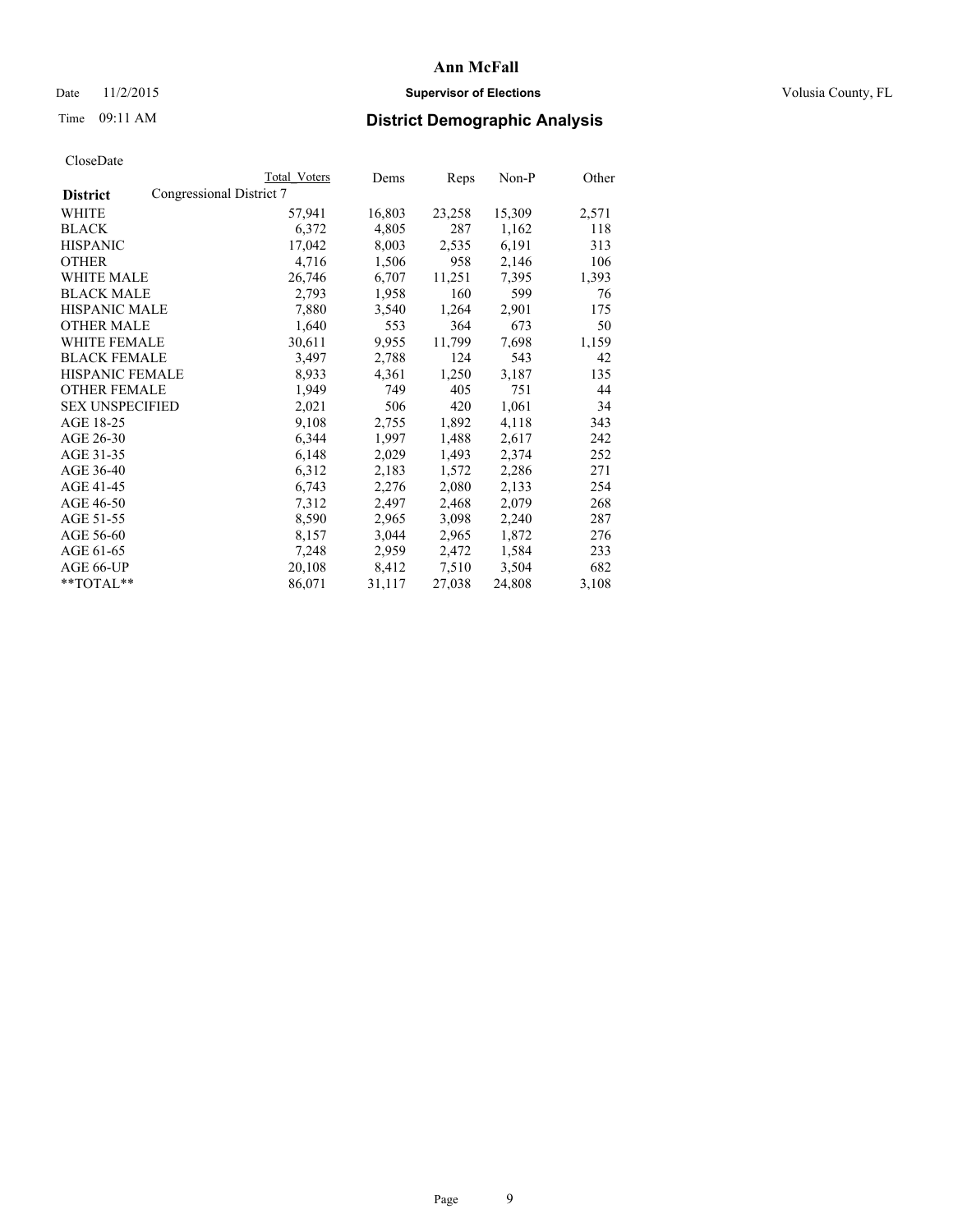# Ann McFall

Date 11/2/2015 **Supervisor of Elections** Volusia County, FL

Time 09:11 AM **District Demographic Analysis**

CloseDate

| **District** | Congressional District 7 | Total Voters | Dems | Reps | Non-P | Other |
|---|---|---|---|---|---|---|
| WHITE | | 57,941 | 16,803 | 23,258 | 15,309 | 2,571 |
| BLACK | | 6,372 | 4,805 | 287 | 1,162 | 118 |
| HISPANIC | | 17,042 | 8,003 | 2,535 | 6,191 | 313 |
| OTHER | | 4,716 | 1,506 | 958 | 2,146 | 106 |
| WHITE MALE | | 26,746 | 6,707 | 11,251 | 7,395 | 1,393 |
| BLACK MALE | | 2,793 | 1,958 | 160 | 599 | 76 |
| HISPANIC MALE | | 7,880 | 3,540 | 1,264 | 2,901 | 175 |
| OTHER MALE | | 1,640 | 553 | 364 | 673 | 50 |
| WHITE FEMALE | | 30,611 | 9,955 | 11,799 | 7,698 | 1,159 |
| BLACK FEMALE | | 3,497 | 2,788 | 124 | 543 | 42 |
| HISPANIC FEMALE | | 8,933 | 4,361 | 1,250 | 3,187 | 135 |
| OTHER FEMALE | | 1,949 | 749 | 405 | 751 | 44 |
| SEX UNSPECIFIED | | 2,021 | 506 | 420 | 1,061 | 34 |
| AGE 18-25 | | 9,108 | 2,755 | 1,892 | 4,118 | 343 |
| AGE 26-30 | | 6,344 | 1,997 | 1,488 | 2,617 | 242 |
| AGE 31-35 | | 6,148 | 2,029 | 1,493 | 2,374 | 252 |
| AGE 36-40 | | 6,312 | 2,183 | 1,572 | 2,286 | 271 |
| AGE 41-45 | | 6,743 | 2,276 | 2,080 | 2,133 | 254 |
| AGE 46-50 | | 7,312 | 2,497 | 2,468 | 2,079 | 268 |
| AGE 51-55 | | 8,590 | 2,965 | 3,098 | 2,240 | 287 |
| AGE 56-60 | | 8,157 | 3,044 | 2,965 | 1,872 | 276 |
| AGE 61-65 | | 7,248 | 2,959 | 2,472 | 1,584 | 233 |
| AGE 66-UP | | 20,108 | 8,412 | 7,510 | 3,504 | 682 |
| **TOTAL** | | 86,071 | 31,117 | 27,038 | 24,808 | 3,108 |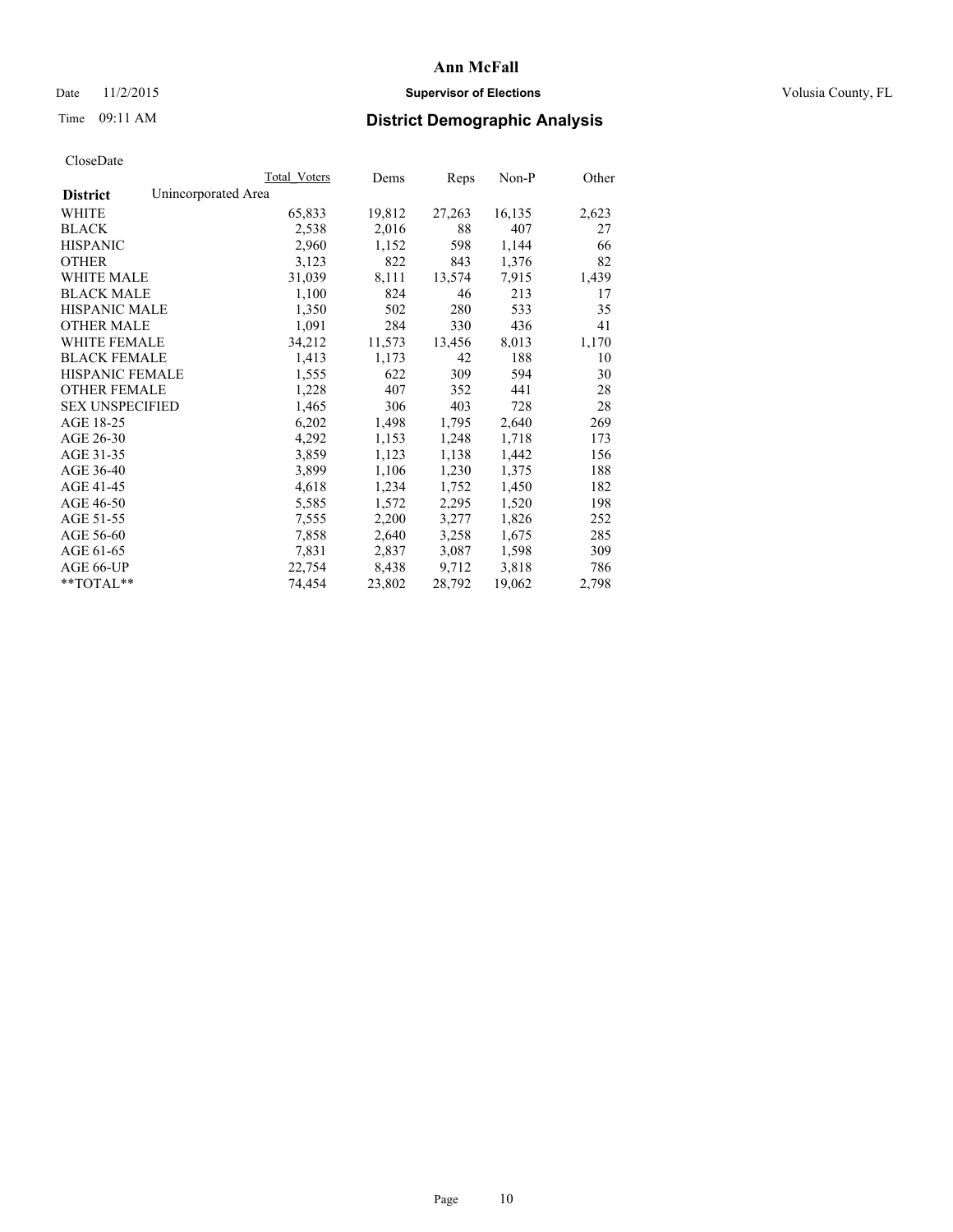# Ann McFall

Date 11/2/2015 **Supervisor of Elections** Volusia County, FL

Time 09:11 AM **District Demographic Analysis**

CloseDate

| District | Unincorporated Area | Total_Voters | Dems | Reps | Non-P | Other |
|---|---|---|---|---|---|---|
| WHITE | | 65,833 | 19,812 | 27,263 | 16,135 | 2,623 |
| BLACK | | 2,538 | 2,016 | 88 | 407 | 27 |
| HISPANIC | | 2,960 | 1,152 | 598 | 1,144 | 66 |
| OTHER | | 3,123 | 822 | 843 | 1,376 | 82 |
| WHITE MALE | | 31,039 | 8,111 | 13,574 | 7,915 | 1,439 |
| BLACK MALE | | 1,100 | 824 | 46 | 213 | 17 |
| HISPANIC MALE | | 1,350 | 502 | 280 | 533 | 35 |
| OTHER MALE | | 1,091 | 284 | 330 | 436 | 41 |
| WHITE FEMALE | | 34,212 | 11,573 | 13,456 | 8,013 | 1,170 |
| BLACK FEMALE | | 1,413 | 1,173 | 42 | 188 | 10 |
| HISPANIC FEMALE | | 1,555 | 622 | 309 | 594 | 30 |
| OTHER FEMALE | | 1,228 | 407 | 352 | 441 | 28 |
| SEX UNSPECIFIED | | 1,465 | 306 | 403 | 728 | 28 |
| AGE 18-25 | | 6,202 | 1,498 | 1,795 | 2,640 | 269 |
| AGE 26-30 | | 4,292 | 1,153 | 1,248 | 1,718 | 173 |
| AGE 31-35 | | 3,859 | 1,123 | 1,138 | 1,442 | 156 |
| AGE 36-40 | | 3,899 | 1,106 | 1,230 | 1,375 | 188 |
| AGE 41-45 | | 4,618 | 1,234 | 1,752 | 1,450 | 182 |
| AGE 46-50 | | 5,585 | 1,572 | 2,295 | 1,520 | 198 |
| AGE 51-55 | | 7,555 | 2,200 | 3,277 | 1,826 | 252 |
| AGE 56-60 | | 7,858 | 2,640 | 3,258 | 1,675 | 285 |
| AGE 61-65 | | 7,831 | 2,837 | 3,087 | 1,598 | 309 |
| AGE 66-UP | | 22,754 | 8,438 | 9,712 | 3,818 | 786 |
| **TOTAL** | | 74,454 | 23,802 | 28,792 | 19,062 | 2,798 |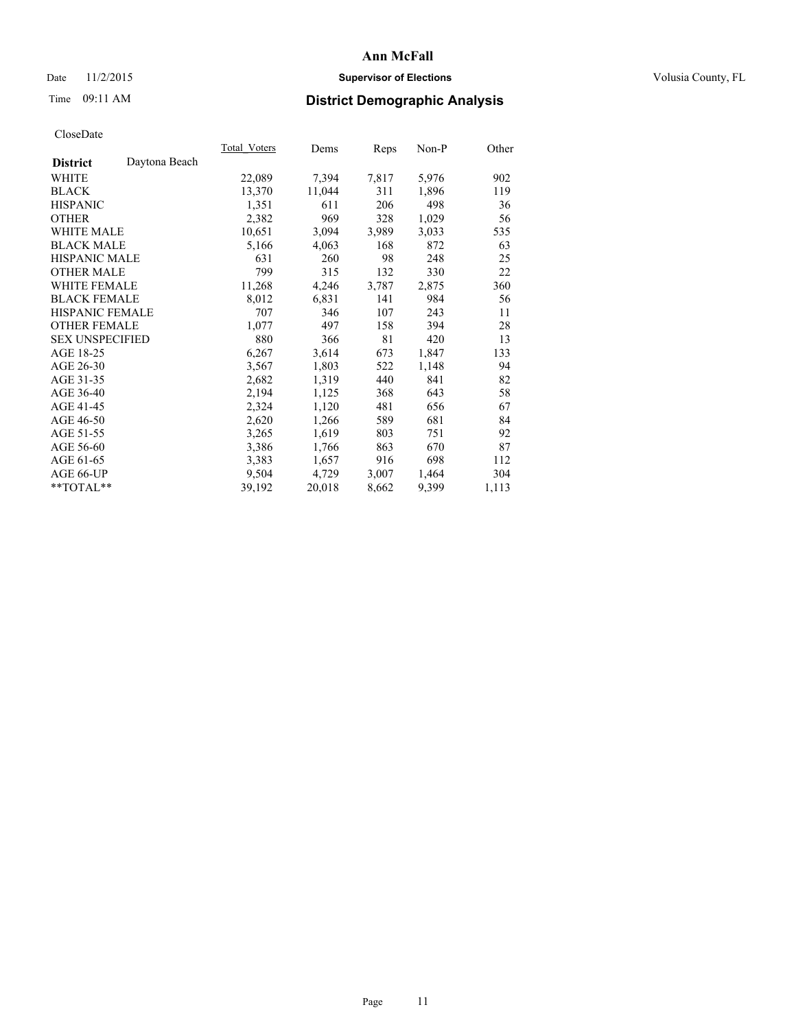# Ann McFall

Date 11/2/2015 **Supervisor of Elections** Volusia County, FL

Time 09:11 AM **District Demographic Analysis**

CloseDate

| **District** Daytona Beach | Total_Voters | Dems | Reps | Non-P | Other |
|---|---|---|---|---|---|
| WHITE | 22,089 | 7,394 | 7,817 | 5,976 | 902 |
| BLACK | 13,370 | 11,044 | 311 | 1,896 | 119 |
| HISPANIC | 1,351 | 611 | 206 | 498 | 36 |
| OTHER | 2,382 | 969 | 328 | 1,029 | 56 |
| WHITE MALE | 10,651 | 3,094 | 3,989 | 3,033 | 535 |
| BLACK MALE | 5,166 | 4,063 | 168 | 872 | 63 |
| HISPANIC MALE | 631 | 260 | 98 | 248 | 25 |
| OTHER MALE | 799 | 315 | 132 | 330 | 22 |
| WHITE FEMALE | 11,268 | 4,246 | 3,787 | 2,875 | 360 |
| BLACK FEMALE | 8,012 | 6,831 | 141 | 984 | 56 |
| HISPANIC FEMALE | 707 | 346 | 107 | 243 | 11 |
| OTHER FEMALE | 1,077 | 497 | 158 | 394 | 28 |
| SEX UNSPECIFIED | 880 | 366 | 81 | 420 | 13 |
| AGE 18-25 | 6,267 | 3,614 | 673 | 1,847 | 133 |
| AGE 26-30 | 3,567 | 1,803 | 522 | 1,148 | 94 |
| AGE 31-35 | 2,682 | 1,319 | 440 | 841 | 82 |
| AGE 36-40 | 2,194 | 1,125 | 368 | 643 | 58 |
| AGE 41-45 | 2,324 | 1,120 | 481 | 656 | 67 |
| AGE 46-50 | 2,620 | 1,266 | 589 | 681 | 84 |
| AGE 51-55 | 3,265 | 1,619 | 803 | 751 | 92 |
| AGE 56-60 | 3,386 | 1,766 | 863 | 670 | 87 |
| AGE 61-65 | 3,383 | 1,657 | 916 | 698 | 112 |
| AGE 66-UP | 9,504 | 4,729 | 3,007 | 1,464 | 304 |
| **TOTAL** | 39,192 | 20,018 | 8,662 | 9,399 | 1,113 |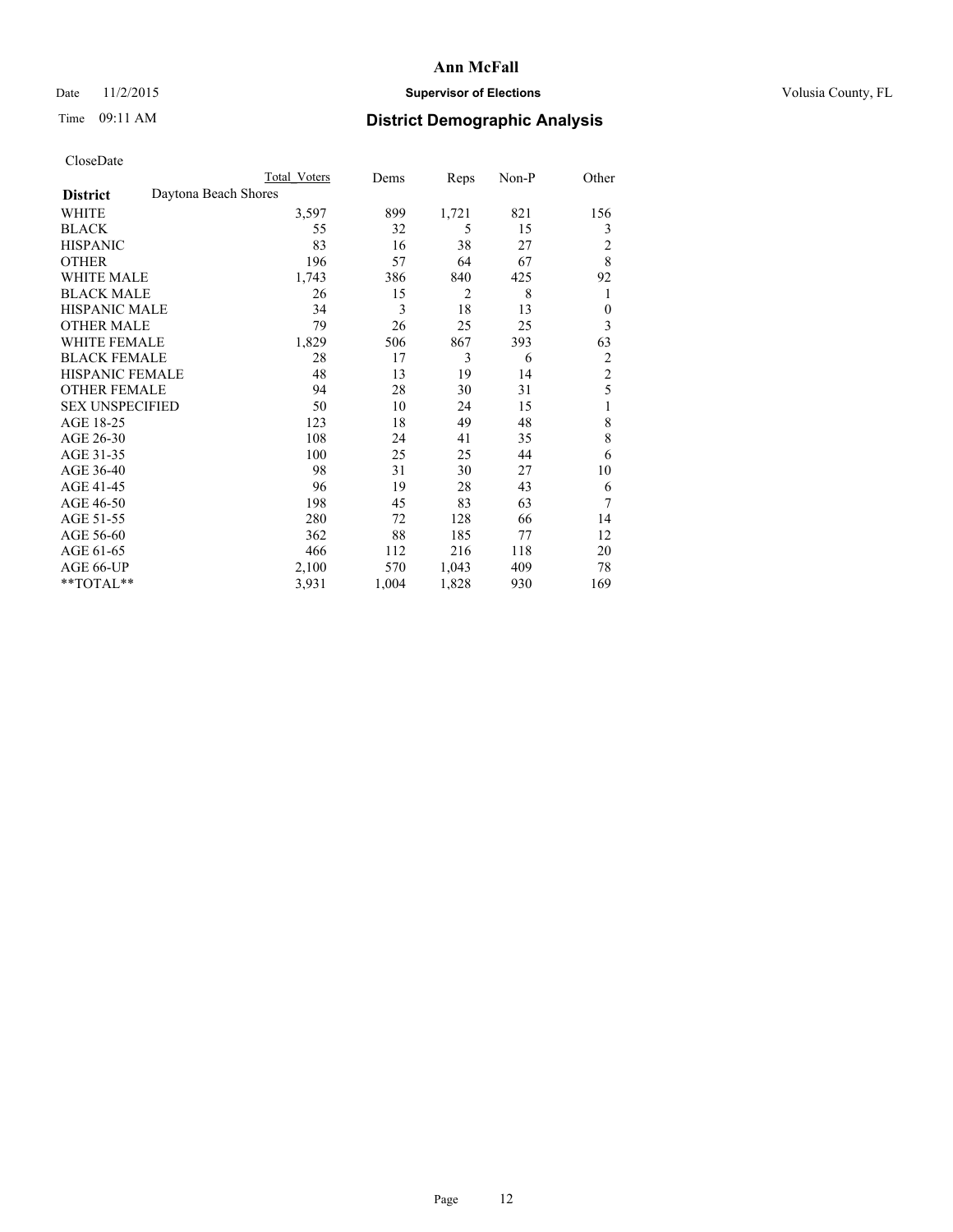Ann McFall

Date 11/2/2015 **Supervisor of Elections** Volusia County, FL

Time 09:11 AM **District Demographic Analysis**

CloseDate

| | Total Voters | Dems | Reps | Non-P | Other |
|---|---|---|---|---|---|
| **District** Daytona Beach Shores | | | | | |
| WHITE | 3,597 | 899 | 1,721 | 821 | 156 |
| BLACK | 55 | 32 | 5 | 15 | 3 |
| HISPANIC | 83 | 16 | 38 | 27 | 2 |
| OTHER | 196 | 57 | 64 | 67 | 8 |
| WHITE MALE | 1,743 | 386 | 840 | 425 | 92 |
| BLACK MALE | 26 | 15 | 2 | 8 | 1 |
| HISPANIC MALE | 34 | 3 | 18 | 13 | 0 |
| OTHER MALE | 79 | 26 | 25 | 25 | 3 |
| WHITE FEMALE | 1,829 | 506 | 867 | 393 | 63 |
| BLACK FEMALE | 28 | 17 | 3 | 6 | 2 |
| HISPANIC FEMALE | 48 | 13 | 19 | 14 | 2 |
| OTHER FEMALE | 94 | 28 | 30 | 31 | 5 |
| SEX UNSPECIFIED | 50 | 10 | 24 | 15 | 1 |
| AGE 18-25 | 123 | 18 | 49 | 48 | 8 |
| AGE 26-30 | 108 | 24 | 41 | 35 | 8 |
| AGE 31-35 | 100 | 25 | 25 | 44 | 6 |
| AGE 36-40 | 98 | 31 | 30 | 27 | 10 |
| AGE 41-45 | 96 | 19 | 28 | 43 | 6 |
| AGE 46-50 | 198 | 45 | 83 | 63 | 7 |
| AGE 51-55 | 280 | 72 | 128 | 66 | 14 |
| AGE 56-60 | 362 | 88 | 185 | 77 | 12 |
| AGE 61-65 | 466 | 112 | 216 | 118 | 20 |
| AGE 66-UP | 2,100 | 570 | 1,043 | 409 | 78 |
| **TOTAL** | 3,931 | 1,004 | 1,828 | 930 | 169 |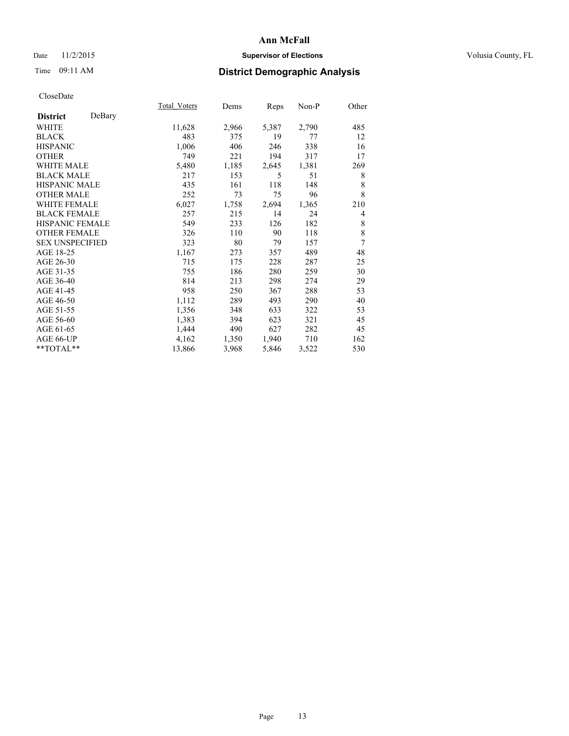# Ann McFall

Date 11/2/2015 **Supervisor of Elections** Volusia County, FL

Time 09:11 AM **District Demographic Analysis**

CloseDate

| **District** DeBary | Total_Voters | Dems | Reps | Non-P | Other |
|---|---|---|---|---|---|
| WHITE | 11,628 | 2,966 | 5,387 | 2,790 | 485 |
| BLACK | 483 | 375 | 19 | 77 | 12 |
| HISPANIC | 1,006 | 406 | 246 | 338 | 16 |
| OTHER | 749 | 221 | 194 | 317 | 17 |
| WHITE MALE | 5,480 | 1,185 | 2,645 | 1,381 | 269 |
| BLACK MALE | 217 | 153 | 5 | 51 | 8 |
| HISPANIC MALE | 435 | 161 | 118 | 148 | 8 |
| OTHER MALE | 252 | 73 | 75 | 96 | 8 |
| WHITE FEMALE | 6,027 | 1,758 | 2,694 | 1,365 | 210 |
| BLACK FEMALE | 257 | 215 | 14 | 24 | 4 |
| HISPANIC FEMALE | 549 | 233 | 126 | 182 | 8 |
| OTHER FEMALE | 326 | 110 | 90 | 118 | 8 |
| SEX UNSPECIFIED | 323 | 80 | 79 | 157 | 7 |
| AGE 18-25 | 1,167 | 273 | 357 | 489 | 48 |
| AGE 26-30 | 715 | 175 | 228 | 287 | 25 |
| AGE 31-35 | 755 | 186 | 280 | 259 | 30 |
| AGE 36-40 | 814 | 213 | 298 | 274 | 29 |
| AGE 41-45 | 958 | 250 | 367 | 288 | 53 |
| AGE 46-50 | 1,112 | 289 | 493 | 290 | 40 |
| AGE 51-55 | 1,356 | 348 | 633 | 322 | 53 |
| AGE 56-60 | 1,383 | 394 | 623 | 321 | 45 |
| AGE 61-65 | 1,444 | 490 | 627 | 282 | 45 |
| AGE 66-UP | 4,162 | 1,350 | 1,940 | 710 | 162 |
| **TOTAL** | 13,866 | 3,968 | 5,846 | 3,522 | 530 |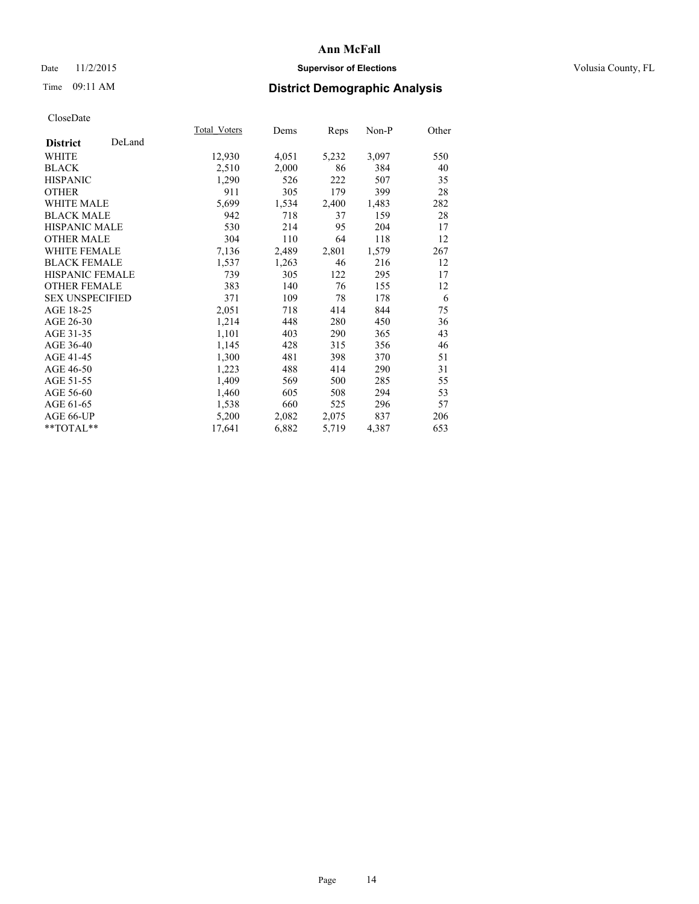**Ann McFall**

Date 11/2/2015 **Supervisor of Elections** Volusia County, FL

Time 09:11 AM **District Demographic Analysis**

CloseDate

| **District** DeLand | Total_Voters | Dems | Reps | Non-P | Other |
|---|---|---|---|---|---|
| WHITE | 12,930 | 4,051 | 5,232 | 3,097 | 550 |
| BLACK | 2,510 | 2,000 | 86 | 384 | 40 |
| HISPANIC | 1,290 | 526 | 222 | 507 | 35 |
| OTHER | 911 | 305 | 179 | 399 | 28 |
| WHITE MALE | 5,699 | 1,534 | 2,400 | 1,483 | 282 |
| BLACK MALE | 942 | 718 | 37 | 159 | 28 |
| HISPANIC MALE | 530 | 214 | 95 | 204 | 17 |
| OTHER MALE | 304 | 110 | 64 | 118 | 12 |
| WHITE FEMALE | 7,136 | 2,489 | 2,801 | 1,579 | 267 |
| BLACK FEMALE | 1,537 | 1,263 | 46 | 216 | 12 |
| HISPANIC FEMALE | 739 | 305 | 122 | 295 | 17 |
| OTHER FEMALE | 383 | 140 | 76 | 155 | 12 |
| SEX UNSPECIFIED | 371 | 109 | 78 | 178 | 6 |
| AGE 18-25 | 2,051 | 718 | 414 | 844 | 75 |
| AGE 26-30 | 1,214 | 448 | 280 | 450 | 36 |
| AGE 31-35 | 1,101 | 403 | 290 | 365 | 43 |
| AGE 36-40 | 1,145 | 428 | 315 | 356 | 46 |
| AGE 41-45 | 1,300 | 481 | 398 | 370 | 51 |
| AGE 46-50 | 1,223 | 488 | 414 | 290 | 31 |
| AGE 51-55 | 1,409 | 569 | 500 | 285 | 55 |
| AGE 56-60 | 1,460 | 605 | 508 | 294 | 53 |
| AGE 61-65 | 1,538 | 660 | 525 | 296 | 57 |
| AGE 66-UP | 5,200 | 2,082 | 2,075 | 837 | 206 |
| **TOTAL** | 17,641 | 6,882 | 5,719 | 4,387 | 653 |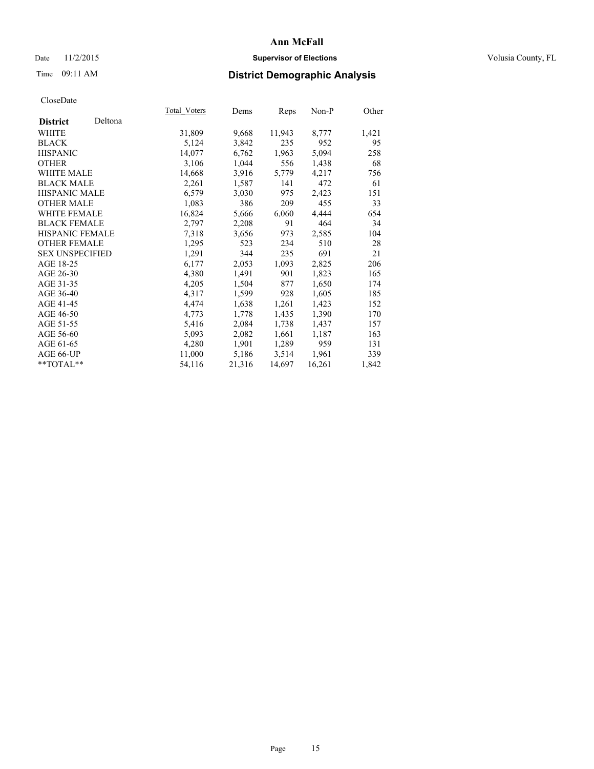# Ann McFall

Date 11/2/2015 **Supervisor of Elections** Volusia County, FL

Time 09:11 AM **District Demographic Analysis**

CloseDate

| **District** Deltona | Total_Voters | Dems | Reps | Non-P | Other |
|---|---|---|---|---|---|
| WHITE | 31,809 | 9,668 | 11,943 | 8,777 | 1,421 |
| BLACK | 5,124 | 3,842 | 235 | 952 | 95 |
| HISPANIC | 14,077 | 6,762 | 1,963 | 5,094 | 258 |
| OTHER | 3,106 | 1,044 | 556 | 1,438 | 68 |
| WHITE MALE | 14,668 | 3,916 | 5,779 | 4,217 | 756 |
| BLACK MALE | 2,261 | 1,587 | 141 | 472 | 61 |
| HISPANIC MALE | 6,579 | 3,030 | 975 | 2,423 | 151 |
| OTHER MALE | 1,083 | 386 | 209 | 455 | 33 |
| WHITE FEMALE | 16,824 | 5,666 | 6,060 | 4,444 | 654 |
| BLACK FEMALE | 2,797 | 2,208 | 91 | 464 | 34 |
| HISPANIC FEMALE | 7,318 | 3,656 | 973 | 2,585 | 104 |
| OTHER FEMALE | 1,295 | 523 | 234 | 510 | 28 |
| SEX UNSPECIFIED | 1,291 | 344 | 235 | 691 | 21 |
| AGE 18-25 | 6,177 | 2,053 | 1,093 | 2,825 | 206 |
| AGE 26-30 | 4,380 | 1,491 | 901 | 1,823 | 165 |
| AGE 31-35 | 4,205 | 1,504 | 877 | 1,650 | 174 |
| AGE 36-40 | 4,317 | 1,599 | 928 | 1,605 | 185 |
| AGE 41-45 | 4,474 | 1,638 | 1,261 | 1,423 | 152 |
| AGE 46-50 | 4,773 | 1,778 | 1,435 | 1,390 | 170 |
| AGE 51-55 | 5,416 | 2,084 | 1,738 | 1,437 | 157 |
| AGE 56-60 | 5,093 | 2,082 | 1,661 | 1,187 | 163 |
| AGE 61-65 | 4,280 | 1,901 | 1,289 | 959 | 131 |
| AGE 66-UP | 11,000 | 5,186 | 3,514 | 1,961 | 339 |
| **TOTAL** | 54,116 | 21,316 | 14,697 | 16,261 | 1,842 |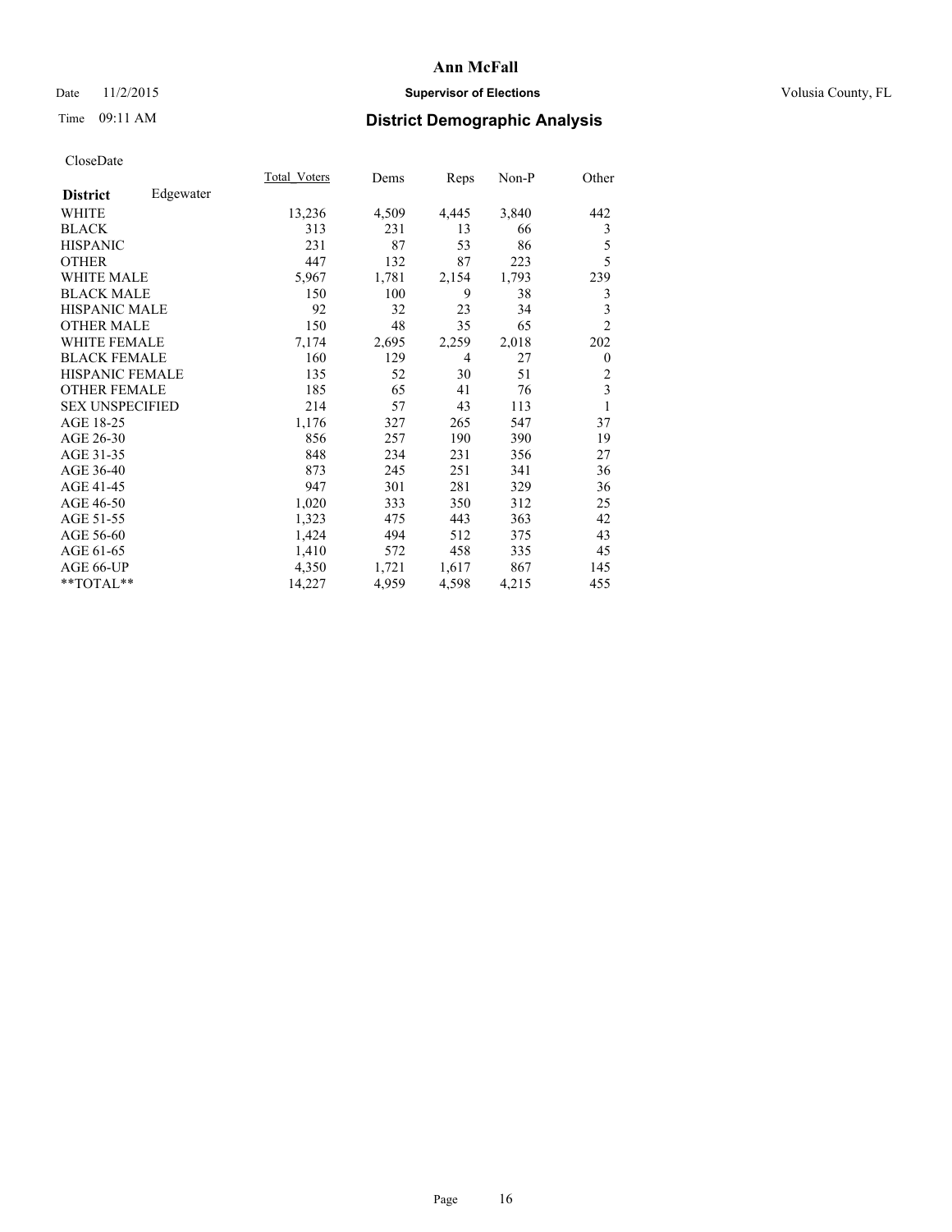# Ann McFall

Date 11/2/2015 **Supervisor of Elections** Volusia County, FL

Time 09:11 AM **District Demographic Analysis**

CloseDate

| **District** Edgewater | Total Voters | Dems | Reps | Non-P | Other |
|---|---|---|---|---|---|
| WHITE | 13,236 | 4,509 | 4,445 | 3,840 | 442 |
| BLACK | 313 | 231 | 13 | 66 | 3 |
| HISPANIC | 231 | 87 | 53 | 86 | 5 |
| OTHER | 447 | 132 | 87 | 223 | 5 |
| WHITE MALE | 5,967 | 1,781 | 2,154 | 1,793 | 239 |
| BLACK MALE | 150 | 100 | 9 | 38 | 3 |
| HISPANIC MALE | 92 | 32 | 23 | 34 | 3 |
| OTHER MALE | 150 | 48 | 35 | 65 | 2 |
| WHITE FEMALE | 7,174 | 2,695 | 2,259 | 2,018 | 202 |
| BLACK FEMALE | 160 | 129 | 4 | 27 | 0 |
| HISPANIC FEMALE | 135 | 52 | 30 | 51 | 2 |
| OTHER FEMALE | 185 | 65 | 41 | 76 | 3 |
| SEX UNSPECIFIED | 214 | 57 | 43 | 113 | 1 |
| AGE 18-25 | 1,176 | 327 | 265 | 547 | 37 |
| AGE 26-30 | 856 | 257 | 190 | 390 | 19 |
| AGE 31-35 | 848 | 234 | 231 | 356 | 27 |
| AGE 36-40 | 873 | 245 | 251 | 341 | 36 |
| AGE 41-45 | 947 | 301 | 281 | 329 | 36 |
| AGE 46-50 | 1,020 | 333 | 350 | 312 | 25 |
| AGE 51-55 | 1,323 | 475 | 443 | 363 | 42 |
| AGE 56-60 | 1,424 | 494 | 512 | 375 | 43 |
| AGE 61-65 | 1,410 | 572 | 458 | 335 | 45 |
| AGE 66-UP | 4,350 | 1,721 | 1,617 | 867 | 145 |
| **TOTAL** | 14,227 | 4,959 | 4,598 | 4,215 | 455 |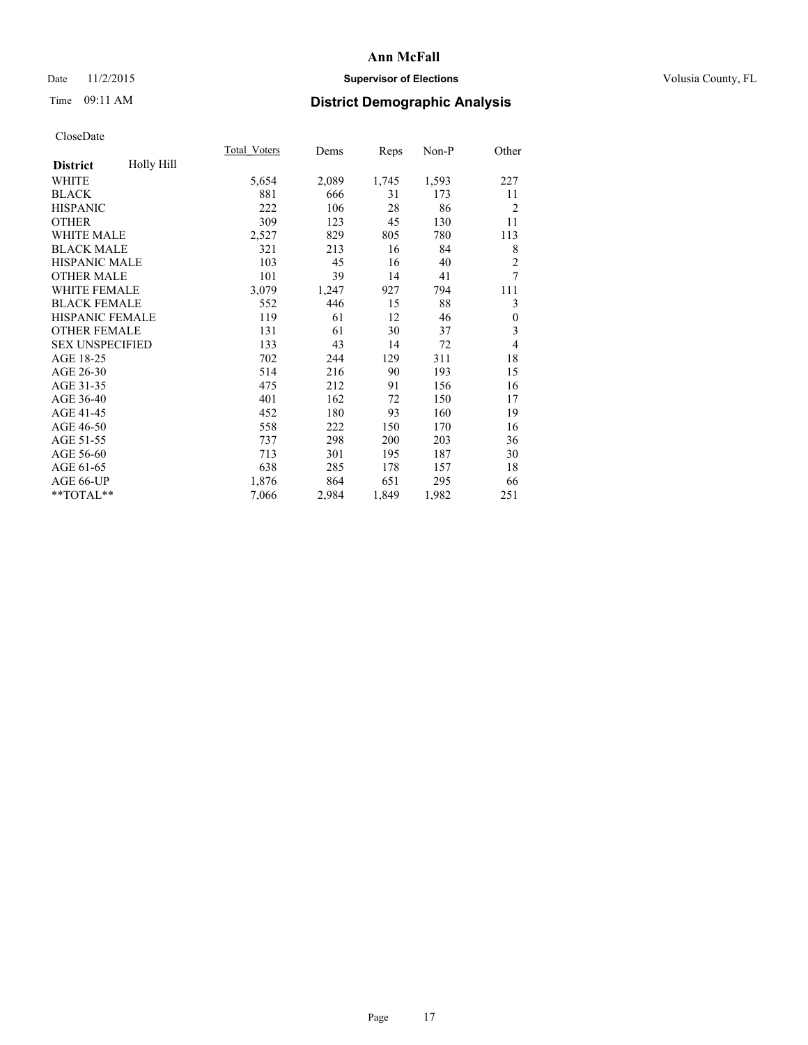# Ann McFall

Date 11/2/2015 **Supervisor of Elections** Volusia County, FL

Time 09:11 AM **District Demographic Analysis**

CloseDate

| **District** Holly Hill | Total_Voters | Dems | Reps | Non-P | Other |
|---|---|---|---|---|---|
| WHITE | 5,654 | 2,089 | 1,745 | 1,593 | 227 |
| BLACK | 881 | 666 | 31 | 173 | 11 |
| HISPANIC | 222 | 106 | 28 | 86 | 2 |
| OTHER | 309 | 123 | 45 | 130 | 11 |
| WHITE MALE | 2,527 | 829 | 805 | 780 | 113 |
| BLACK MALE | 321 | 213 | 16 | 84 | 8 |
| HISPANIC MALE | 103 | 45 | 16 | 40 | 2 |
| OTHER MALE | 101 | 39 | 14 | 41 | 7 |
| WHITE FEMALE | 3,079 | 1,247 | 927 | 794 | 111 |
| BLACK FEMALE | 552 | 446 | 15 | 88 | 3 |
| HISPANIC FEMALE | 119 | 61 | 12 | 46 | 0 |
| OTHER FEMALE | 131 | 61 | 30 | 37 | 3 |
| SEX UNSPECIFIED | 133 | 43 | 14 | 72 | 4 |
| AGE 18-25 | 702 | 244 | 129 | 311 | 18 |
| AGE 26-30 | 514 | 216 | 90 | 193 | 15 |
| AGE 31-35 | 475 | 212 | 91 | 156 | 16 |
| AGE 36-40 | 401 | 162 | 72 | 150 | 17 |
| AGE 41-45 | 452 | 180 | 93 | 160 | 19 |
| AGE 46-50 | 558 | 222 | 150 | 170 | 16 |
| AGE 51-55 | 737 | 298 | 200 | 203 | 36 |
| AGE 56-60 | 713 | 301 | 195 | 187 | 30 |
| AGE 61-65 | 638 | 285 | 178 | 157 | 18 |
| AGE 66-UP | 1,876 | 864 | 651 | 295 | 66 |
| **TOTAL** | 7,066 | 2,984 | 1,849 | 1,982 | 251 |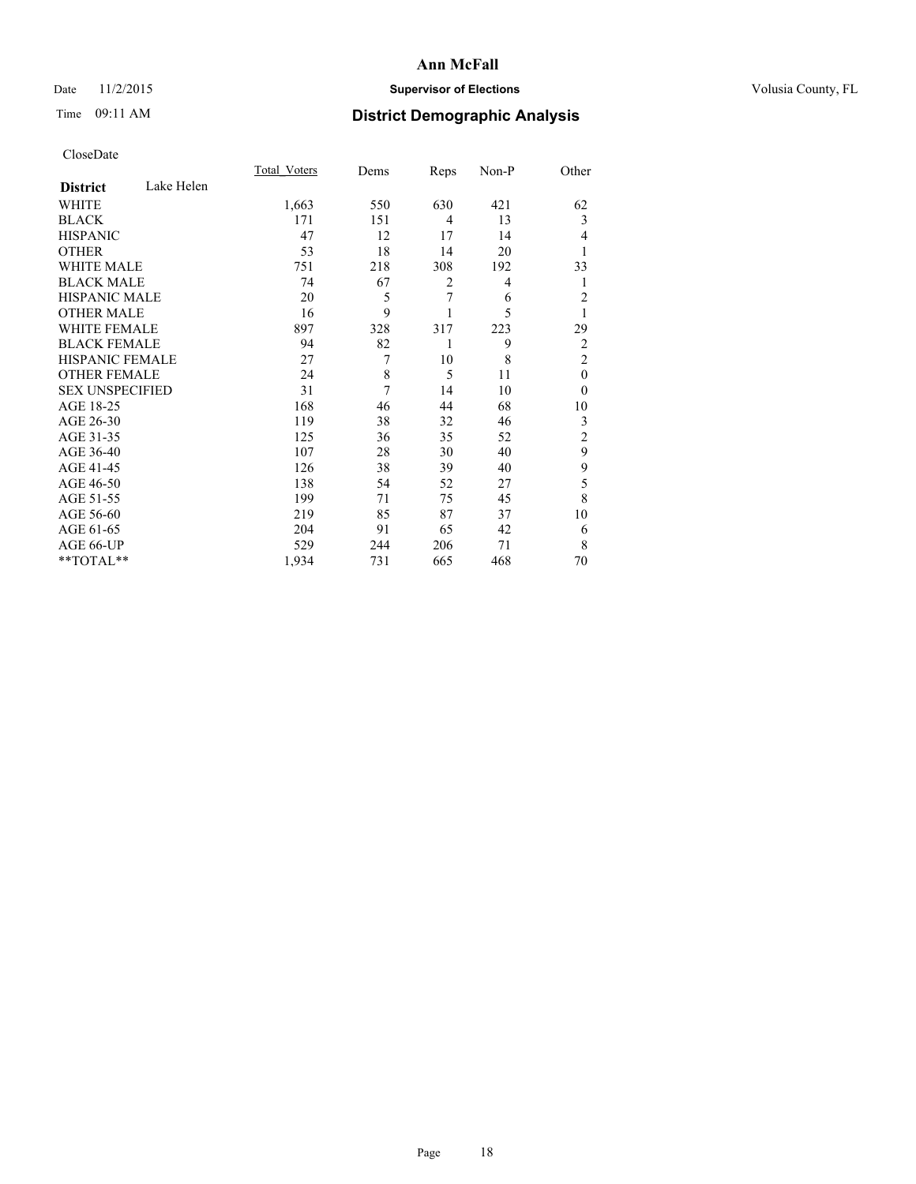# Ann McFall

Date 11/2/2015 **Supervisor of Elections** Volusia County, FL

Time 09:11 AM **District Demographic Analysis**

CloseDate

| **District** Lake Helen | Total_Voters | Dems | Reps | Non-P | Other |
|---|---|---|---|---|---|
| WHITE | 1,663 | 550 | 630 | 421 | 62 |
| BLACK | 171 | 151 | 4 | 13 | 3 |
| HISPANIC | 47 | 12 | 17 | 14 | 4 |
| OTHER | 53 | 18 | 14 | 20 | 1 |
| WHITE MALE | 751 | 218 | 308 | 192 | 33 |
| BLACK MALE | 74 | 67 | 2 | 4 | 1 |
| HISPANIC MALE | 20 | 5 | 7 | 6 | 2 |
| OTHER MALE | 16 | 9 | 1 | 5 | 1 |
| WHITE FEMALE | 897 | 328 | 317 | 223 | 29 |
| BLACK FEMALE | 94 | 82 | 1 | 9 | 2 |
| HISPANIC FEMALE | 27 | 7 | 10 | 8 | 2 |
| OTHER FEMALE | 24 | 8 | 5 | 11 | 0 |
| SEX UNSPECIFIED | 31 | 7 | 14 | 10 | 0 |
| AGE 18-25 | 168 | 46 | 44 | 68 | 10 |
| AGE 26-30 | 119 | 38 | 32 | 46 | 3 |
| AGE 31-35 | 125 | 36 | 35 | 52 | 2 |
| AGE 36-40 | 107 | 28 | 30 | 40 | 9 |
| AGE 41-45 | 126 | 38 | 39 | 40 | 9 |
| AGE 46-50 | 138 | 54 | 52 | 27 | 5 |
| AGE 51-55 | 199 | 71 | 75 | 45 | 8 |
| AGE 56-60 | 219 | 85 | 87 | 37 | 10 |
| AGE 61-65 | 204 | 91 | 65 | 42 | 6 |
| AGE 66-UP | 529 | 244 | 206 | 71 | 8 |
| **TOTAL** | 1,934 | 731 | 665 | 468 | 70 |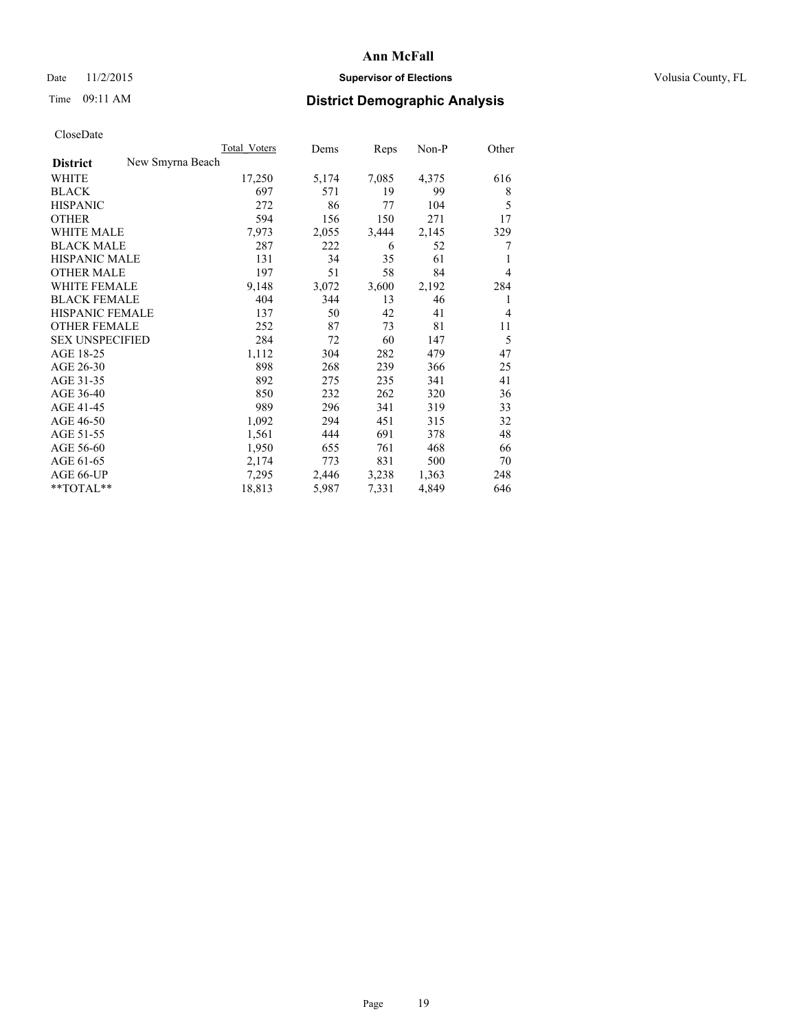# Ann McFall

Date 11/2/2015 **Supervisor of Elections** Volusia County, FL

Time 09:11 AM **District Demographic Analysis**

CloseDate

| **District** New Smyrna Beach | Total Voters | Dems | Reps | Non-P | Other |
|---|---|---|---|---|---|
| WHITE | 17,250 | 5,174 | 7,085 | 4,375 | 616 |
| BLACK | 697 | 571 | 19 | 99 | 8 |
| HISPANIC | 272 | 86 | 77 | 104 | 5 |
| OTHER | 594 | 156 | 150 | 271 | 17 |
| WHITE MALE | 7,973 | 2,055 | 3,444 | 2,145 | 329 |
| BLACK MALE | 287 | 222 | 6 | 52 | 7 |
| HISPANIC MALE | 131 | 34 | 35 | 61 | 1 |
| OTHER MALE | 197 | 51 | 58 | 84 | 4 |
| WHITE FEMALE | 9,148 | 3,072 | 3,600 | 2,192 | 284 |
| BLACK FEMALE | 404 | 344 | 13 | 46 | 1 |
| HISPANIC FEMALE | 137 | 50 | 42 | 41 | 4 |
| OTHER FEMALE | 252 | 87 | 73 | 81 | 11 |
| SEX UNSPECIFIED | 284 | 72 | 60 | 147 | 5 |
| AGE 18-25 | 1,112 | 304 | 282 | 479 | 47 |
| AGE 26-30 | 898 | 268 | 239 | 366 | 25 |
| AGE 31-35 | 892 | 275 | 235 | 341 | 41 |
| AGE 36-40 | 850 | 232 | 262 | 320 | 36 |
| AGE 41-45 | 989 | 296 | 341 | 319 | 33 |
| AGE 46-50 | 1,092 | 294 | 451 | 315 | 32 |
| AGE 51-55 | 1,561 | 444 | 691 | 378 | 48 |
| AGE 56-60 | 1,950 | 655 | 761 | 468 | 66 |
| AGE 61-65 | 2,174 | 773 | 831 | 500 | 70 |
| AGE 66-UP | 7,295 | 2,446 | 3,238 | 1,363 | 248 |
| **TOTAL** | 18,813 | 5,987 | 7,331 | 4,849 | 646 |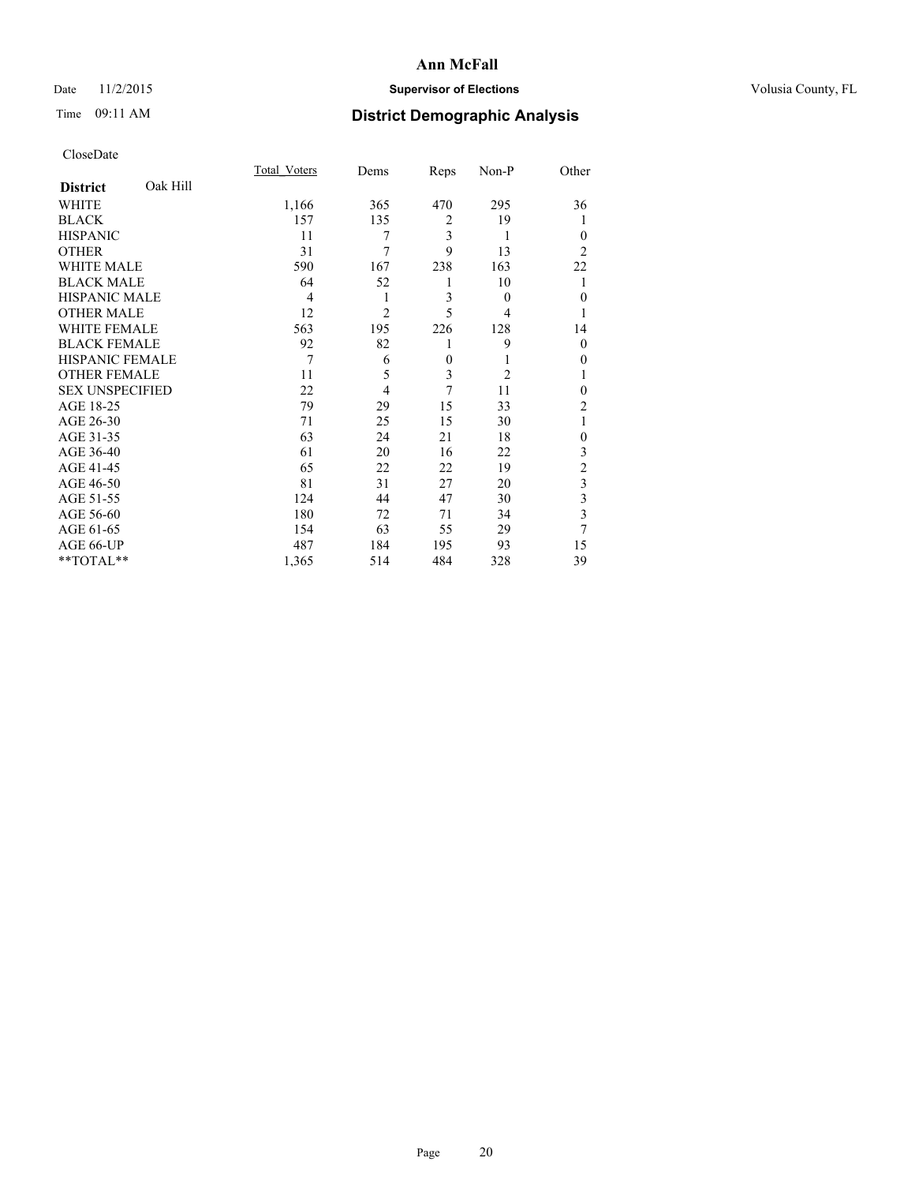# Ann McFall

Date 11/2/2015 **Supervisor of Elections** Volusia County, FL

Time 09:11 AM **District Demographic Analysis**

CloseDate

| **District** Oak Hill | Total_Voters | Dems | Reps | Non-P | Other |
|---|---|---|---|---|---|
| WHITE | 1,166 | 365 | 470 | 295 | 36 |
| BLACK | 157 | 135 | 2 | 19 | 1 |
| HISPANIC | 11 | 7 | 3 | 1 | 0 |
| OTHER | 31 | 7 | 9 | 13 | 2 |
| WHITE MALE | 590 | 167 | 238 | 163 | 22 |
| BLACK MALE | 64 | 52 | 1 | 10 | 1 |
| HISPANIC MALE | 4 | 1 | 3 | 0 | 0 |
| OTHER MALE | 12 | 2 | 5 | 4 | 1 |
| WHITE FEMALE | 563 | 195 | 226 | 128 | 14 |
| BLACK FEMALE | 92 | 82 | 1 | 9 | 0 |
| HISPANIC FEMALE | 7 | 6 | 0 | 1 | 0 |
| OTHER FEMALE | 11 | 5 | 3 | 2 | 1 |
| SEX UNSPECIFIED | 22 | 4 | 7 | 11 | 0 |
| AGE 18-25 | 79 | 29 | 15 | 33 | 2 |
| AGE 26-30 | 71 | 25 | 15 | 30 | 1 |
| AGE 31-35 | 63 | 24 | 21 | 18 | 0 |
| AGE 36-40 | 61 | 20 | 16 | 22 | 3 |
| AGE 41-45 | 65 | 22 | 22 | 19 | 2 |
| AGE 46-50 | 81 | 31 | 27 | 20 | 3 |
| AGE 51-55 | 124 | 44 | 47 | 30 | 3 |
| AGE 56-60 | 180 | 72 | 71 | 34 | 3 |
| AGE 61-65 | 154 | 63 | 55 | 29 | 7 |
| AGE 66-UP | 487 | 184 | 195 | 93 | 15 |
| **TOTAL** | 1,365 | 514 | 484 | 328 | 39 |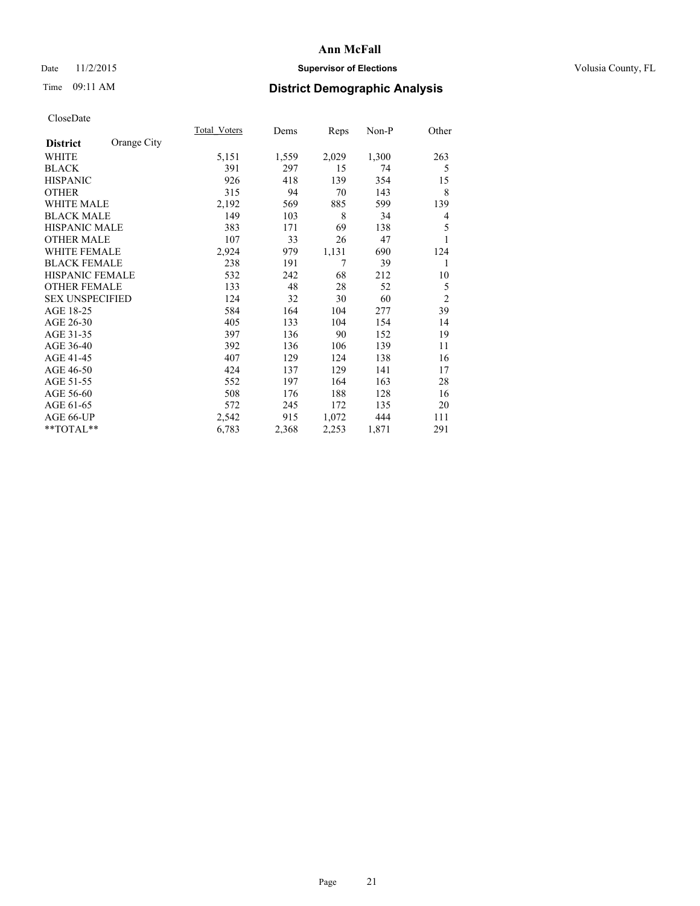# Ann McFall

Date 11/2/2015 **Supervisor of Elections** Volusia County, FL

Time 09:11 AM **District Demographic Analysis**

CloseDate

| **District** Orange City | Total_Voters | Dems | Reps | Non-P | Other |
|---|---|---|---|---|---|
| WHITE | 5,151 | 1,559 | 2,029 | 1,300 | 263 |
| BLACK | 391 | 297 | 15 | 74 | 5 |
| HISPANIC | 926 | 418 | 139 | 354 | 15 |
| OTHER | 315 | 94 | 70 | 143 | 8 |
| WHITE MALE | 2,192 | 569 | 885 | 599 | 139 |
| BLACK MALE | 149 | 103 | 8 | 34 | 4 |
| HISPANIC MALE | 383 | 171 | 69 | 138 | 5 |
| OTHER MALE | 107 | 33 | 26 | 47 | 1 |
| WHITE FEMALE | 2,924 | 979 | 1,131 | 690 | 124 |
| BLACK FEMALE | 238 | 191 | 7 | 39 | 1 |
| HISPANIC FEMALE | 532 | 242 | 68 | 212 | 10 |
| OTHER FEMALE | 133 | 48 | 28 | 52 | 5 |
| SEX UNSPECIFIED | 124 | 32 | 30 | 60 | 2 |
| AGE 18-25 | 584 | 164 | 104 | 277 | 39 |
| AGE 26-30 | 405 | 133 | 104 | 154 | 14 |
| AGE 31-35 | 397 | 136 | 90 | 152 | 19 |
| AGE 36-40 | 392 | 136 | 106 | 139 | 11 |
| AGE 41-45 | 407 | 129 | 124 | 138 | 16 |
| AGE 46-50 | 424 | 137 | 129 | 141 | 17 |
| AGE 51-55 | 552 | 197 | 164 | 163 | 28 |
| AGE 56-60 | 508 | 176 | 188 | 128 | 16 |
| AGE 61-65 | 572 | 245 | 172 | 135 | 20 |
| AGE 66-UP | 2,542 | 915 | 1,072 | 444 | 111 |
| **TOTAL** | 6,783 | 2,368 | 2,253 | 1,871 | 291 |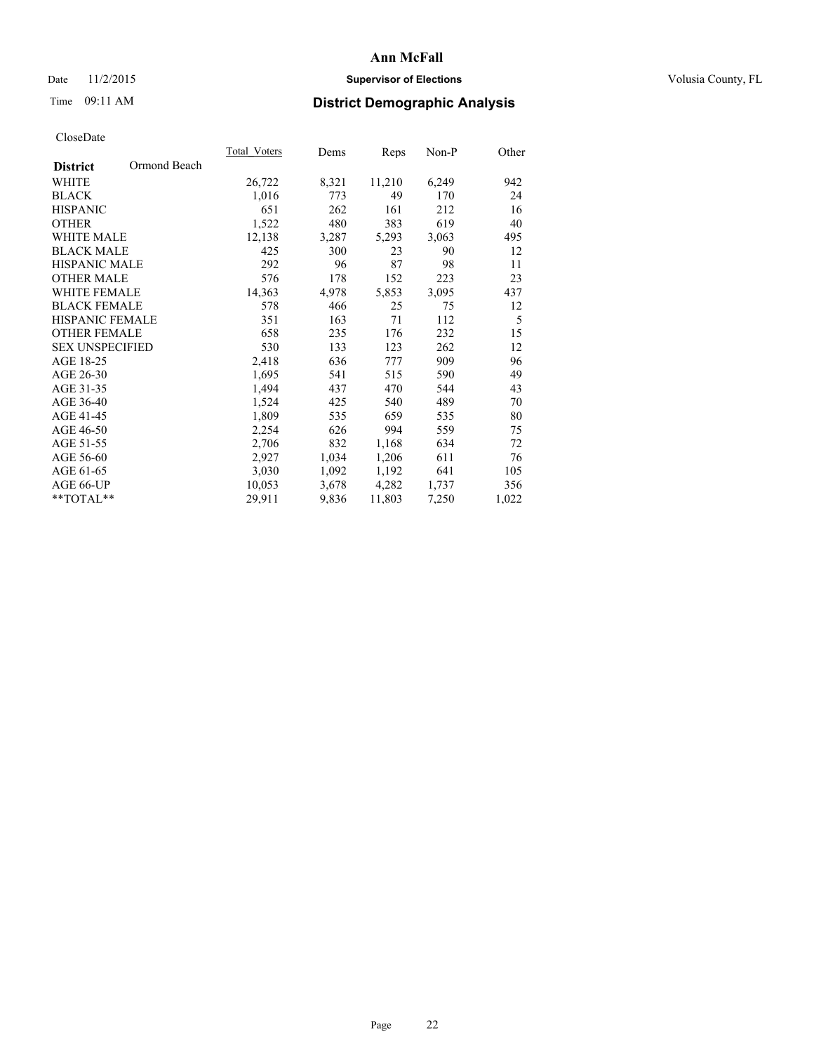# Ann McFall

Date 11/2/2015 **Supervisor of Elections** Volusia County, FL

Time 09:11 AM **District Demographic Analysis**

CloseDate

| **District** Ormond Beach | Total_Voters | Dems | Reps | Non-P | Other |
|---|---|---|---|---|---|
| WHITE | 26,722 | 8,321 | 11,210 | 6,249 | 942 |
| BLACK | 1,016 | 773 | 49 | 170 | 24 |
| HISPANIC | 651 | 262 | 161 | 212 | 16 |
| OTHER | 1,522 | 480 | 383 | 619 | 40 |
| WHITE MALE | 12,138 | 3,287 | 5,293 | 3,063 | 495 |
| BLACK MALE | 425 | 300 | 23 | 90 | 12 |
| HISPANIC MALE | 292 | 96 | 87 | 98 | 11 |
| OTHER MALE | 576 | 178 | 152 | 223 | 23 |
| WHITE FEMALE | 14,363 | 4,978 | 5,853 | 3,095 | 437 |
| BLACK FEMALE | 578 | 466 | 25 | 75 | 12 |
| HISPANIC FEMALE | 351 | 163 | 71 | 112 | 5 |
| OTHER FEMALE | 658 | 235 | 176 | 232 | 15 |
| SEX UNSPECIFIED | 530 | 133 | 123 | 262 | 12 |
| AGE 18-25 | 2,418 | 636 | 777 | 909 | 96 |
| AGE 26-30 | 1,695 | 541 | 515 | 590 | 49 |
| AGE 31-35 | 1,494 | 437 | 470 | 544 | 43 |
| AGE 36-40 | 1,524 | 425 | 540 | 489 | 70 |
| AGE 41-45 | 1,809 | 535 | 659 | 535 | 80 |
| AGE 46-50 | 2,254 | 626 | 994 | 559 | 75 |
| AGE 51-55 | 2,706 | 832 | 1,168 | 634 | 72 |
| AGE 56-60 | 2,927 | 1,034 | 1,206 | 611 | 76 |
| AGE 61-65 | 3,030 | 1,092 | 1,192 | 641 | 105 |
| AGE 66-UP | 10,053 | 3,678 | 4,282 | 1,737 | 356 |
| **TOTAL** | 29,911 | 9,836 | 11,803 | 7,250 | 1,022 |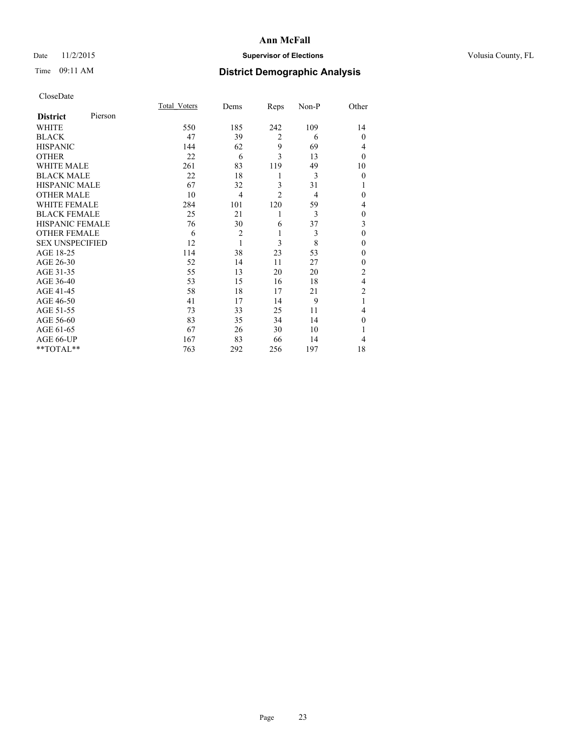# Ann McFall

Date 11/2/2015 **Supervisor of Elections** Volusia County, FL

Time 09:11 AM **District Demographic Analysis**

CloseDate

| **District** Pierson | Total_Voters | Dems | Reps | Non-P | Other |
|---|---|---|---|---|---|
| WHITE | 550 | 185 | 242 | 109 | 14 |
| BLACK | 47 | 39 | 2 | 6 | 0 |
| HISPANIC | 144 | 62 | 9 | 69 | 4 |
| OTHER | 22 | 6 | 3 | 13 | 0 |
| WHITE MALE | 261 | 83 | 119 | 49 | 10 |
| BLACK MALE | 22 | 18 | 1 | 3 | 0 |
| HISPANIC MALE | 67 | 32 | 3 | 31 | 1 |
| OTHER MALE | 10 | 4 | 2 | 4 | 0 |
| WHITE FEMALE | 284 | 101 | 120 | 59 | 4 |
| BLACK FEMALE | 25 | 21 | 1 | 3 | 0 |
| HISPANIC FEMALE | 76 | 30 | 6 | 37 | 3 |
| OTHER FEMALE | 6 | 2 | 1 | 3 | 0 |
| SEX UNSPECIFIED | 12 | 1 | 3 | 8 | 0 |
| AGE 18-25 | 114 | 38 | 23 | 53 | 0 |
| AGE 26-30 | 52 | 14 | 11 | 27 | 0 |
| AGE 31-35 | 55 | 13 | 20 | 20 | 2 |
| AGE 36-40 | 53 | 15 | 16 | 18 | 4 |
| AGE 41-45 | 58 | 18 | 17 | 21 | 2 |
| AGE 46-50 | 41 | 17 | 14 | 9 | 1 |
| AGE 51-55 | 73 | 33 | 25 | 11 | 4 |
| AGE 56-60 | 83 | 35 | 34 | 14 | 0 |
| AGE 61-65 | 67 | 26 | 30 | 10 | 1 |
| AGE 66-UP | 167 | 83 | 66 | 14 | 4 |
| **TOTAL** | 763 | 292 | 256 | 197 | 18 |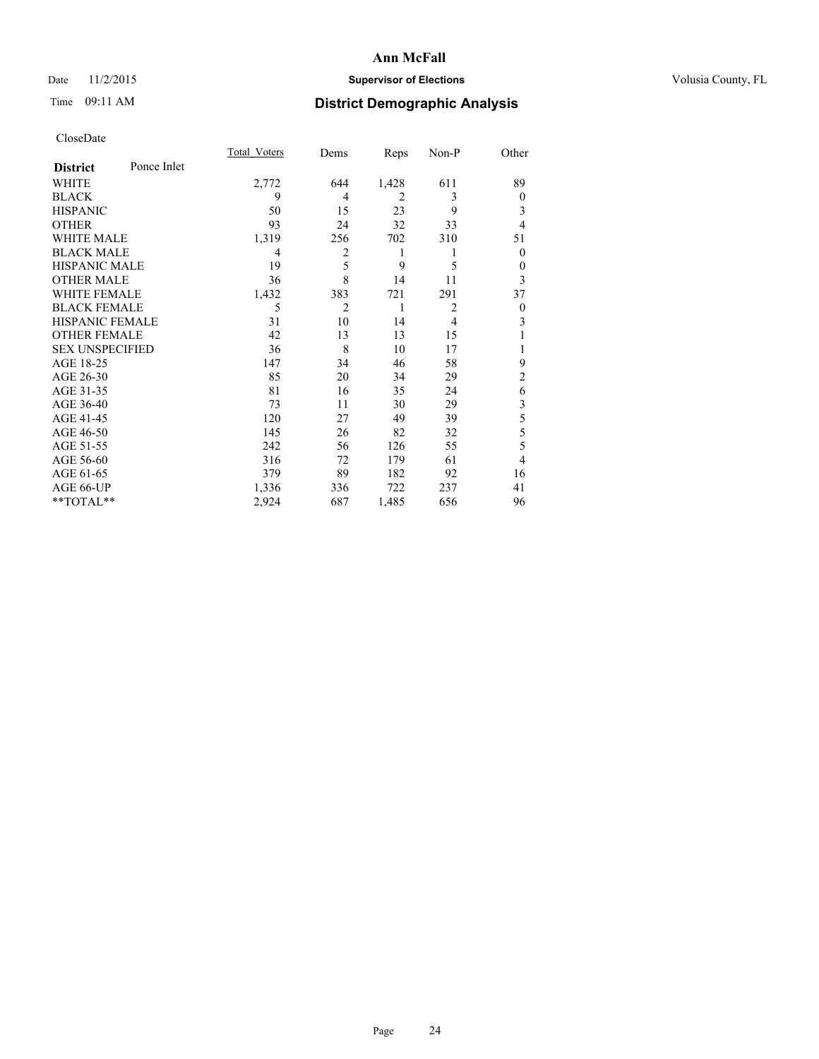# Ann McFall

Date 11/2/2015 **Supervisor of Elections** Volusia County, FL

Time 09:11 AM **District Demographic Analysis**

CloseDate

| District | Ponce Inlet | Total_Voters | Dems | Reps | Non-P | Other |
|---|---|---|---|---|---|---|
| WHITE | | 2,772 | 644 | 1,428 | 611 | 89 |
| BLACK | | 9 | 4 | 2 | 3 | 0 |
| HISPANIC | | 50 | 15 | 23 | 9 | 3 |
| OTHER | | 93 | 24 | 32 | 33 | 4 |
| WHITE MALE | | 1,319 | 256 | 702 | 310 | 51 |
| BLACK MALE | | 4 | 2 | 1 | 1 | 0 |
| HISPANIC MALE | | 19 | 5 | 9 | 5 | 0 |
| OTHER MALE | | 36 | 8 | 14 | 11 | 3 |
| WHITE FEMALE | | 1,432 | 383 | 721 | 291 | 37 |
| BLACK FEMALE | | 5 | 2 | 1 | 2 | 0 |
| HISPANIC FEMALE | | 31 | 10 | 14 | 4 | 3 |
| OTHER FEMALE | | 42 | 13 | 13 | 15 | 1 |
| SEX UNSPECIFIED | | 36 | 8 | 10 | 17 | 1 |
| AGE 18-25 | | 147 | 34 | 46 | 58 | 9 |
| AGE 26-30 | | 85 | 20 | 34 | 29 | 2 |
| AGE 31-35 | | 81 | 16 | 35 | 24 | 6 |
| AGE 36-40 | | 73 | 11 | 30 | 29 | 3 |
| AGE 41-45 | | 120 | 27 | 49 | 39 | 5 |
| AGE 46-50 | | 145 | 26 | 82 | 32 | 5 |
| AGE 51-55 | | 242 | 56 | 126 | 55 | 5 |
| AGE 56-60 | | 316 | 72 | 179 | 61 | 4 |
| AGE 61-65 | | 379 | 89 | 182 | 92 | 16 |
| AGE 66-UP | | 1,336 | 336 | 722 | 237 | 41 |
| **TOTAL** | | 2,924 | 687 | 1,485 | 656 | 96 |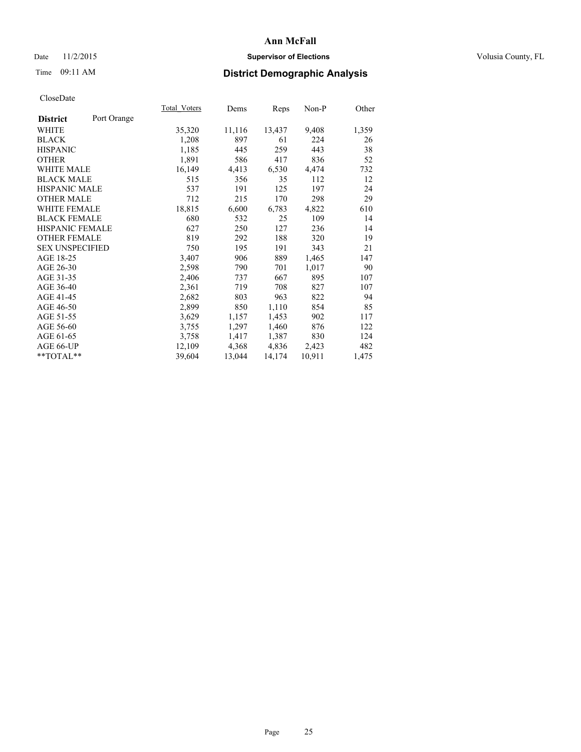Ann McFall

Date 11/2/2015 **Supervisor of Elections** Volusia County, FL

Time 09:11 AM

## District Demographic Analysis

CloseDate

| **District** Port Orange | Total_Voters | Dems | Reps | Non-P | Other |
|---|---|---|---|---|---|
| WHITE | 35,320 | 11,116 | 13,437 | 9,408 | 1,359 |
| BLACK | 1,208 | 897 | 61 | 224 | 26 |
| HISPANIC | 1,185 | 445 | 259 | 443 | 38 |
| OTHER | 1,891 | 586 | 417 | 836 | 52 |
| WHITE MALE | 16,149 | 4,413 | 6,530 | 4,474 | 732 |
| BLACK MALE | 515 | 356 | 35 | 112 | 12 |
| HISPANIC MALE | 537 | 191 | 125 | 197 | 24 |
| OTHER MALE | 712 | 215 | 170 | 298 | 29 |
| WHITE FEMALE | 18,815 | 6,600 | 6,783 | 4,822 | 610 |
| BLACK FEMALE | 680 | 532 | 25 | 109 | 14 |
| HISPANIC FEMALE | 627 | 250 | 127 | 236 | 14 |
| OTHER FEMALE | 819 | 292 | 188 | 320 | 19 |
| SEX UNSPECIFIED | 750 | 195 | 191 | 343 | 21 |
| AGE 18-25 | 3,407 | 906 | 889 | 1,465 | 147 |
| AGE 26-30 | 2,598 | 790 | 701 | 1,017 | 90 |
| AGE 31-35 | 2,406 | 737 | 667 | 895 | 107 |
| AGE 36-40 | 2,361 | 719 | 708 | 827 | 107 |
| AGE 41-45 | 2,682 | 803 | 963 | 822 | 94 |
| AGE 46-50 | 2,899 | 850 | 1,110 | 854 | 85 |
| AGE 51-55 | 3,629 | 1,157 | 1,453 | 902 | 117 |
| AGE 56-60 | 3,755 | 1,297 | 1,460 | 876 | 122 |
| AGE 61-65 | 3,758 | 1,417 | 1,387 | 830 | 124 |
| AGE 66-UP | 12,109 | 4,368 | 4,836 | 2,423 | 482 |
| **TOTAL** | 39,604 | 13,044 | 14,174 | 10,911 | 1,475 |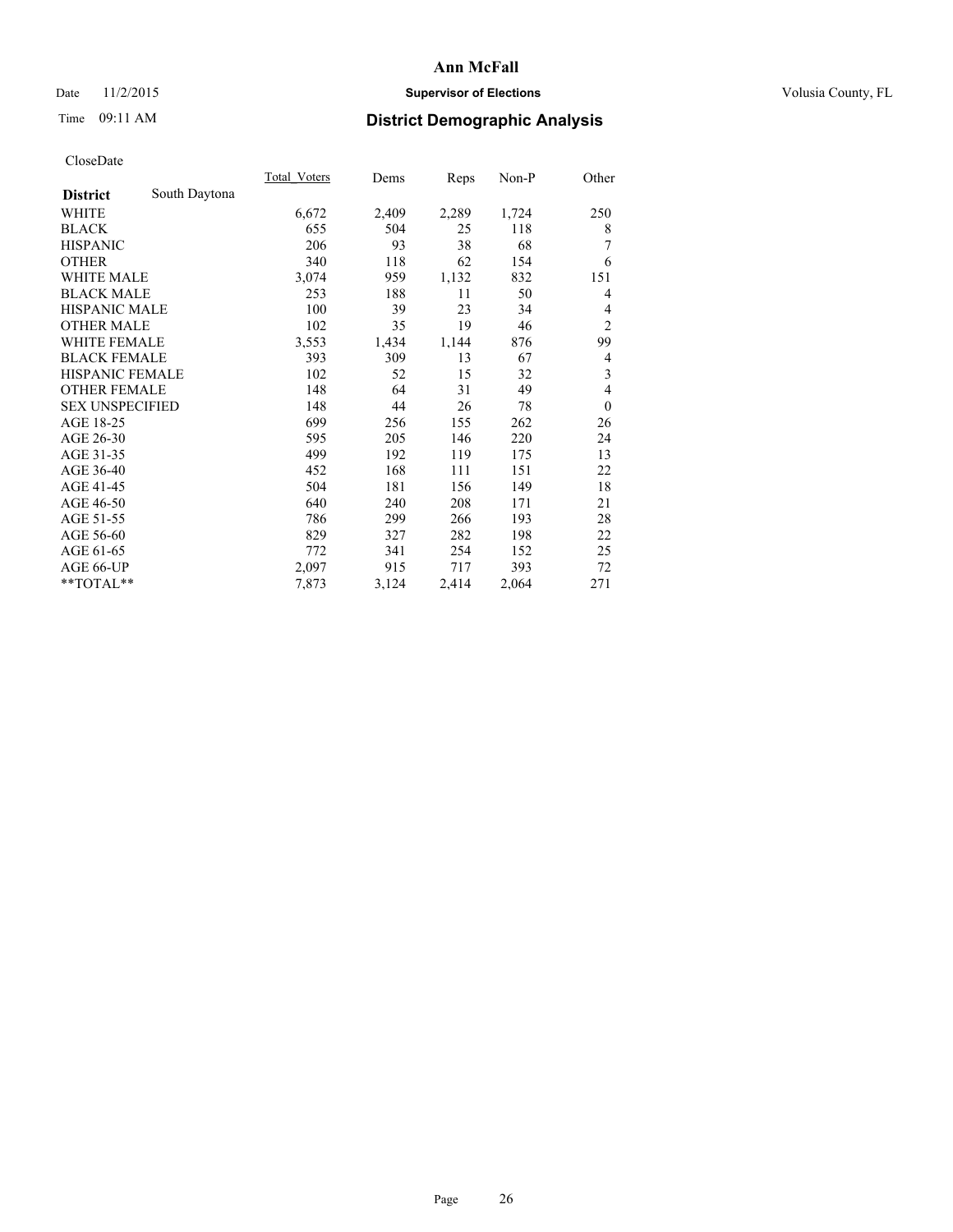# Ann McFall

Date 11/2/2015 **Supervisor of Elections** Volusia County, FL

Time 09:11 AM **District Demographic Analysis**

CloseDate

| District | South Daytona | Total_Voters | Dems | Reps | Non-P | Other |
|---|---|---|---|---|---|---|
| WHITE | | 6,672 | 2,409 | 2,289 | 1,724 | 250 |
| BLACK | | 655 | 504 | 25 | 118 | 8 |
| HISPANIC | | 206 | 93 | 38 | 68 | 7 |
| OTHER | | 340 | 118 | 62 | 154 | 6 |
| WHITE MALE | | 3,074 | 959 | 1,132 | 832 | 151 |
| BLACK MALE | | 253 | 188 | 11 | 50 | 4 |
| HISPANIC MALE | | 100 | 39 | 23 | 34 | 4 |
| OTHER MALE | | 102 | 35 | 19 | 46 | 2 |
| WHITE FEMALE | | 3,553 | 1,434 | 1,144 | 876 | 99 |
| BLACK FEMALE | | 393 | 309 | 13 | 67 | 4 |
| HISPANIC FEMALE | | 102 | 52 | 15 | 32 | 3 |
| OTHER FEMALE | | 148 | 64 | 31 | 49 | 4 |
| SEX UNSPECIFIED | | 148 | 44 | 26 | 78 | 0 |
| AGE 18-25 | | 699 | 256 | 155 | 262 | 26 |
| AGE 26-30 | | 595 | 205 | 146 | 220 | 24 |
| AGE 31-35 | | 499 | 192 | 119 | 175 | 13 |
| AGE 36-40 | | 452 | 168 | 111 | 151 | 22 |
| AGE 41-45 | | 504 | 181 | 156 | 149 | 18 |
| AGE 46-50 | | 640 | 240 | 208 | 171 | 21 |
| AGE 51-55 | | 786 | 299 | 266 | 193 | 28 |
| AGE 56-60 | | 829 | 327 | 282 | 198 | 22 |
| AGE 61-65 | | 772 | 341 | 254 | 152 | 25 |
| AGE 66-UP | | 2,097 | 915 | 717 | 393 | 72 |
| **TOTAL** | | 7,873 | 3,124 | 2,414 | 2,064 | 271 |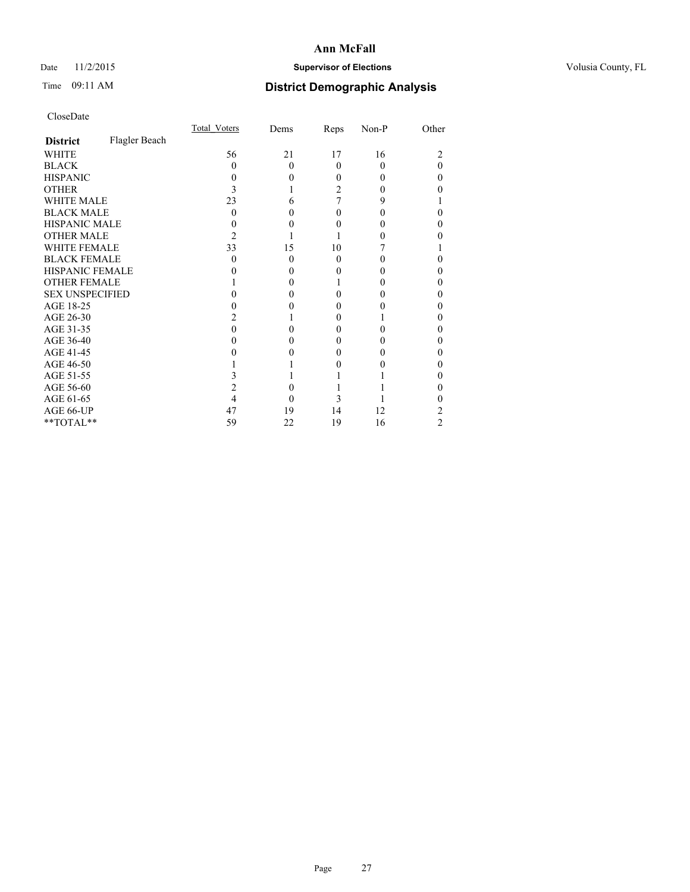**Ann McFall**

Date 11/2/2015 **Supervisor of Elections** Volusia County, FL

Time 09:11 AM **District Demographic Analysis**

CloseDate

| **District** Flagler Beach | Total_Voters | Dems | Reps | Non-P | Other |
|---|---|---|---|---|---|
| WHITE | 56 | 21 | 17 | 16 | 2 |
| BLACK | 0 | 0 | 0 | 0 | 0 |
| HISPANIC | 0 | 0 | 0 | 0 | 0 |
| OTHER | 3 | 1 | 2 | 0 | 0 |
| WHITE MALE | 23 | 6 | 7 | 9 | 1 |
| BLACK MALE | 0 | 0 | 0 | 0 | 0 |
| HISPANIC MALE | 0 | 0 | 0 | 0 | 0 |
| OTHER MALE | 2 | 1 | 1 | 0 | 0 |
| WHITE FEMALE | 33 | 15 | 10 | 7 | 1 |
| BLACK FEMALE | 0 | 0 | 0 | 0 | 0 |
| HISPANIC FEMALE | 0 | 0 | 0 | 0 | 0 |
| OTHER FEMALE | 1 | 0 | 1 | 0 | 0 |
| SEX UNSPECIFIED | 0 | 0 | 0 | 0 | 0 |
| AGE 18-25 | 0 | 0 | 0 | 0 | 0 |
| AGE 26-30 | 2 | 1 | 0 | 1 | 0 |
| AGE 31-35 | 0 | 0 | 0 | 0 | 0 |
| AGE 36-40 | 0 | 0 | 0 | 0 | 0 |
| AGE 41-45 | 0 | 0 | 0 | 0 | 0 |
| AGE 46-50 | 1 | 1 | 0 | 0 | 0 |
| AGE 51-55 | 3 | 1 | 1 | 1 | 0 |
| AGE 56-60 | 2 | 0 | 1 | 1 | 0 |
| AGE 61-65 | 4 | 0 | 3 | 1 | 0 |
| AGE 66-UP | 47 | 19 | 14 | 12 | 2 |
| **TOTAL** | 59 | 22 | 19 | 16 | 2 |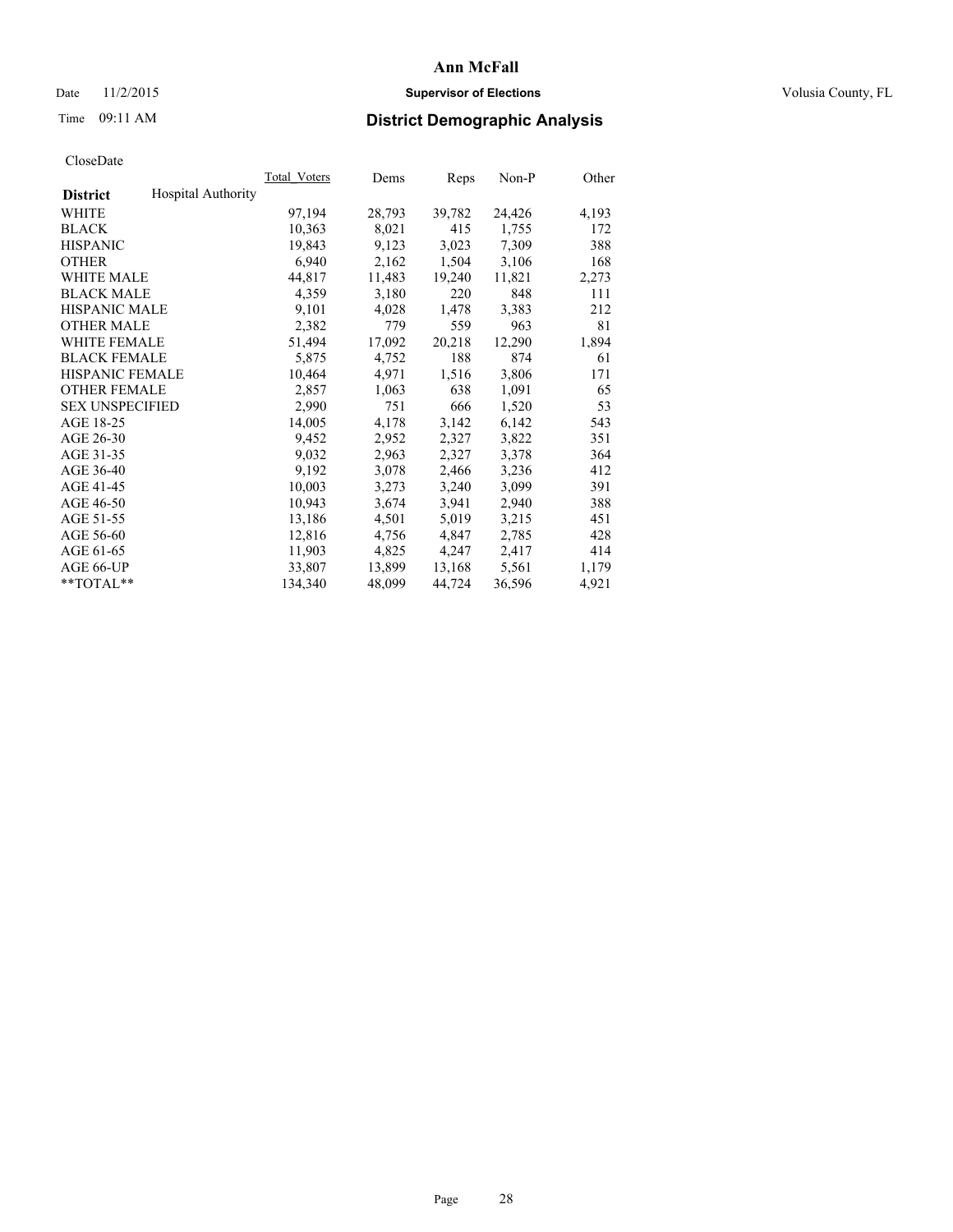# Ann McFall

Date 11/2/2015 **Supervisor of Elections** Volusia County, FL

Time 09:11 AM **District Demographic Analysis**

CloseDate

| District | Hospital Authority | Total_Voters | Dems | Reps | Non-P | Other |
|---|---|---|---|---|---|---|
| WHITE | | 97,194 | 28,793 | 39,782 | 24,426 | 4,193 |
| BLACK | | 10,363 | 8,021 | 415 | 1,755 | 172 |
| HISPANIC | | 19,843 | 9,123 | 3,023 | 7,309 | 388 |
| OTHER | | 6,940 | 2,162 | 1,504 | 3,106 | 168 |
| WHITE MALE | | 44,817 | 11,483 | 19,240 | 11,821 | 2,273 |
| BLACK MALE | | 4,359 | 3,180 | 220 | 848 | 111 |
| HISPANIC MALE | | 9,101 | 4,028 | 1,478 | 3,383 | 212 |
| OTHER MALE | | 2,382 | 779 | 559 | 963 | 81 |
| WHITE FEMALE | | 51,494 | 17,092 | 20,218 | 12,290 | 1,894 |
| BLACK FEMALE | | 5,875 | 4,752 | 188 | 874 | 61 |
| HISPANIC FEMALE | | 10,464 | 4,971 | 1,516 | 3,806 | 171 |
| OTHER FEMALE | | 2,857 | 1,063 | 638 | 1,091 | 65 |
| SEX UNSPECIFIED | | 2,990 | 751 | 666 | 1,520 | 53 |
| AGE 18-25 | | 14,005 | 4,178 | 3,142 | 6,142 | 543 |
| AGE 26-30 | | 9,452 | 2,952 | 2,327 | 3,822 | 351 |
| AGE 31-35 | | 9,032 | 2,963 | 2,327 | 3,378 | 364 |
| AGE 36-40 | | 9,192 | 3,078 | 2,466 | 3,236 | 412 |
| AGE 41-45 | | 10,003 | 3,273 | 3,240 | 3,099 | 391 |
| AGE 46-50 | | 10,943 | 3,674 | 3,941 | 2,940 | 388 |
| AGE 51-55 | | 13,186 | 4,501 | 5,019 | 3,215 | 451 |
| AGE 56-60 | | 12,816 | 4,756 | 4,847 | 2,785 | 428 |
| AGE 61-65 | | 11,903 | 4,825 | 4,247 | 2,417 | 414 |
| AGE 66-UP | | 33,807 | 13,899 | 13,168 | 5,561 | 1,179 |
| **TOTAL** | | 134,340 | 48,099 | 44,724 | 36,596 | 4,921 |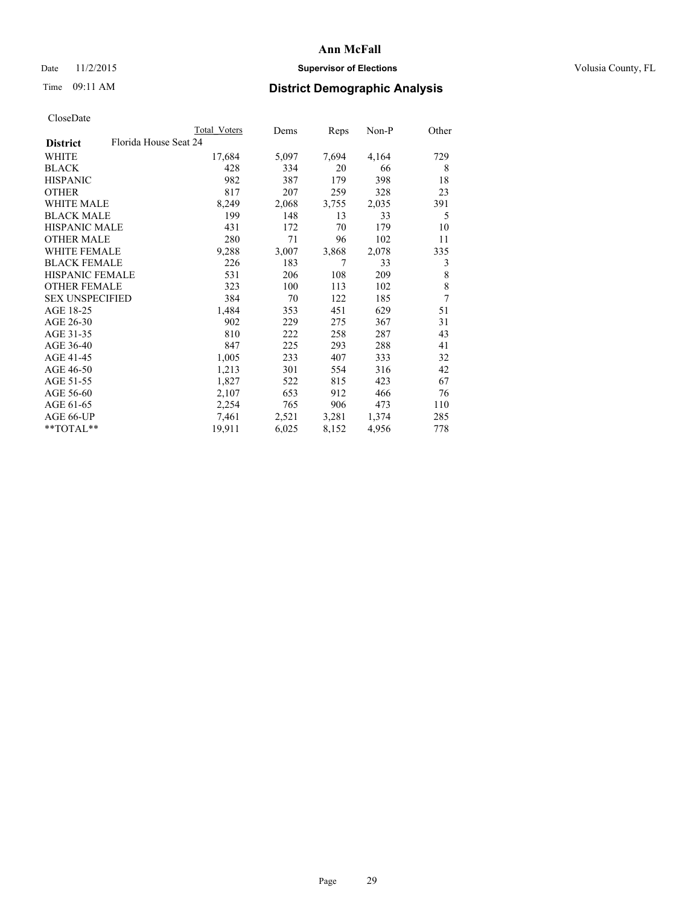# Ann McFall

Date 11/2/2015 **Supervisor of Elections** Volusia County, FL

Time 09:11 AM **District Demographic Analysis**

CloseDate

| **District** Florida House Seat 24 | Total Voters | Dems | Reps | Non-P | Other |
|---|---|---|---|---|---|
| WHITE | 17,684 | 5,097 | 7,694 | 4,164 | 729 |
| BLACK | 428 | 334 | 20 | 66 | 8 |
| HISPANIC | 982 | 387 | 179 | 398 | 18 |
| OTHER | 817 | 207 | 259 | 328 | 23 |
| WHITE MALE | 8,249 | 2,068 | 3,755 | 2,035 | 391 |
| BLACK MALE | 199 | 148 | 13 | 33 | 5 |
| HISPANIC MALE | 431 | 172 | 70 | 179 | 10 |
| OTHER MALE | 280 | 71 | 96 | 102 | 11 |
| WHITE FEMALE | 9,288 | 3,007 | 3,868 | 2,078 | 335 |
| BLACK FEMALE | 226 | 183 | 7 | 33 | 3 |
| HISPANIC FEMALE | 531 | 206 | 108 | 209 | 8 |
| OTHER FEMALE | 323 | 100 | 113 | 102 | 8 |
| SEX UNSPECIFIED | 384 | 70 | 122 | 185 | 7 |
| AGE 18-25 | 1,484 | 353 | 451 | 629 | 51 |
| AGE 26-30 | 902 | 229 | 275 | 367 | 31 |
| AGE 31-35 | 810 | 222 | 258 | 287 | 43 |
| AGE 36-40 | 847 | 225 | 293 | 288 | 41 |
| AGE 41-45 | 1,005 | 233 | 407 | 333 | 32 |
| AGE 46-50 | 1,213 | 301 | 554 | 316 | 42 |
| AGE 51-55 | 1,827 | 522 | 815 | 423 | 67 |
| AGE 56-60 | 2,107 | 653 | 912 | 466 | 76 |
| AGE 61-65 | 2,254 | 765 | 906 | 473 | 110 |
| AGE 66-UP | 7,461 | 2,521 | 3,281 | 1,374 | 285 |
| **TOTAL** | 19,911 | 6,025 | 8,152 | 4,956 | 778 |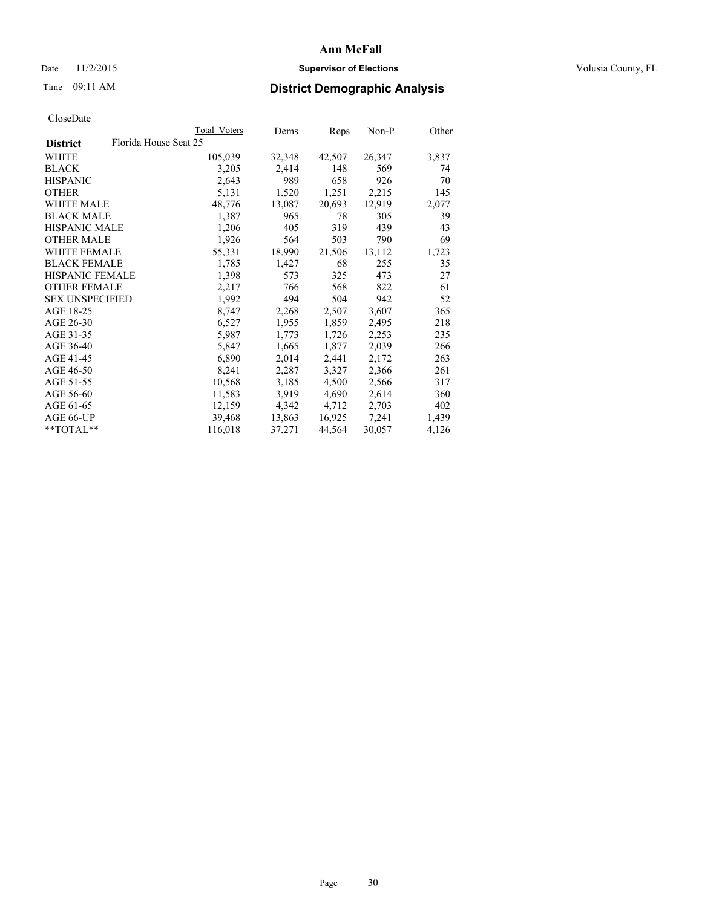**Ann McFall**

Date 11/2/2015 — **Supervisor of Elections** — Volusia County, FL

Time 09:11 AM — **District Demographic Analysis**

CloseDate

| District | Total Voters | Dems | Reps | Non-P | Other |
|---|---|---|---|---|---|
| Florida House Seat 25 | | | | | |
| WHITE | 105,039 | 32,348 | 42,507 | 26,347 | 3,837 |
| BLACK | 3,205 | 2,414 | 148 | 569 | 74 |
| HISPANIC | 2,643 | 989 | 658 | 926 | 70 |
| OTHER | 5,131 | 1,520 | 1,251 | 2,215 | 145 |
| WHITE MALE | 48,776 | 13,087 | 20,693 | 12,919 | 2,077 |
| BLACK MALE | 1,387 | 965 | 78 | 305 | 39 |
| HISPANIC MALE | 1,206 | 405 | 319 | 439 | 43 |
| OTHER MALE | 1,926 | 564 | 503 | 790 | 69 |
| WHITE FEMALE | 55,331 | 18,990 | 21,506 | 13,112 | 1,723 |
| BLACK FEMALE | 1,785 | 1,427 | 68 | 255 | 35 |
| HISPANIC FEMALE | 1,398 | 573 | 325 | 473 | 27 |
| OTHER FEMALE | 2,217 | 766 | 568 | 822 | 61 |
| SEX UNSPECIFIED | 1,992 | 494 | 504 | 942 | 52 |
| AGE 18-25 | 8,747 | 2,268 | 2,507 | 3,607 | 365 |
| AGE 26-30 | 6,527 | 1,955 | 1,859 | 2,495 | 218 |
| AGE 31-35 | 5,987 | 1,773 | 1,726 | 2,253 | 235 |
| AGE 36-40 | 5,847 | 1,665 | 1,877 | 2,039 | 266 |
| AGE 41-45 | 6,890 | 2,014 | 2,441 | 2,172 | 263 |
| AGE 46-50 | 8,241 | 2,287 | 3,327 | 2,366 | 261 |
| AGE 51-55 | 10,568 | 3,185 | 4,500 | 2,566 | 317 |
| AGE 56-60 | 11,583 | 3,919 | 4,690 | 2,614 | 360 |
| AGE 61-65 | 12,159 | 4,342 | 4,712 | 2,703 | 402 |
| AGE 66-UP | 39,468 | 13,863 | 16,925 | 7,241 | 1,439 |
| **TOTAL** | 116,018 | 37,271 | 44,564 | 30,057 | 4,126 |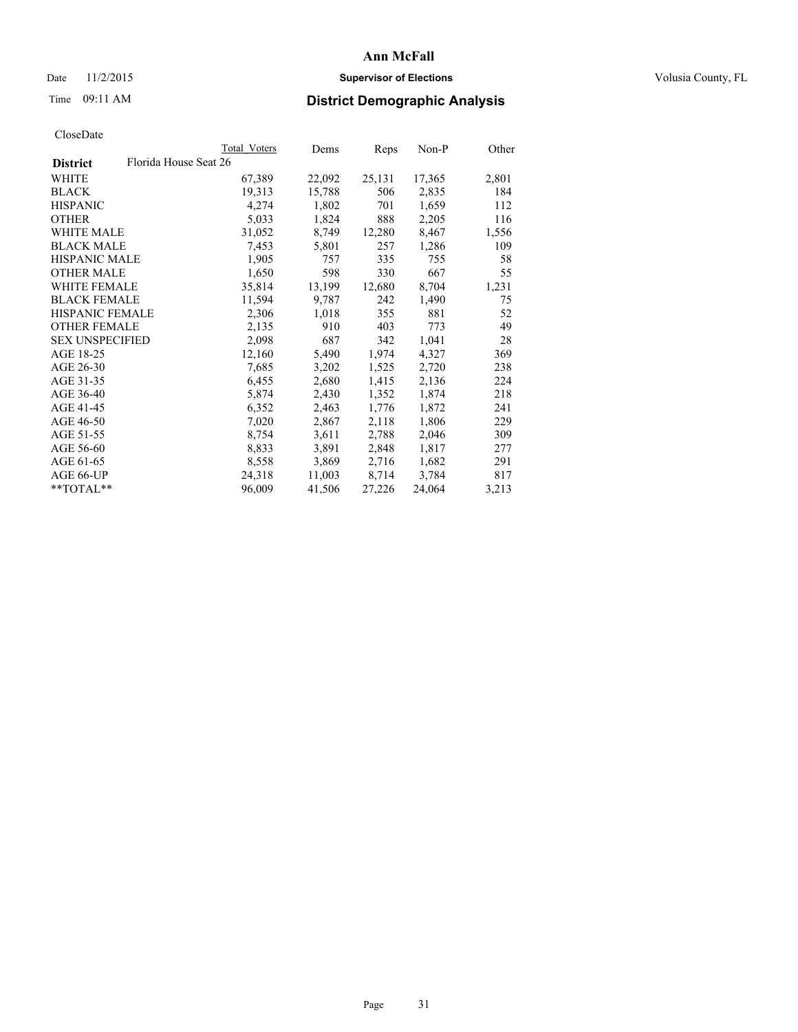# Ann McFall

Date 11/2/2015 **Supervisor of Elections** Volusia County, FL

Time 09:11 AM **District Demographic Analysis**

CloseDate

| District | Florida House Seat 26 | Total Voters | Dems | Reps | Non-P | Other |
|---|---|---|---|---|---|---|
| WHITE | | 67,389 | 22,092 | 25,131 | 17,365 | 2,801 |
| BLACK | | 19,313 | 15,788 | 506 | 2,835 | 184 |
| HISPANIC | | 4,274 | 1,802 | 701 | 1,659 | 112 |
| OTHER | | 5,033 | 1,824 | 888 | 2,205 | 116 |
| WHITE MALE | | 31,052 | 8,749 | 12,280 | 8,467 | 1,556 |
| BLACK MALE | | 7,453 | 5,801 | 257 | 1,286 | 109 |
| HISPANIC MALE | | 1,905 | 757 | 335 | 755 | 58 |
| OTHER MALE | | 1,650 | 598 | 330 | 667 | 55 |
| WHITE FEMALE | | 35,814 | 13,199 | 12,680 | 8,704 | 1,231 |
| BLACK FEMALE | | 11,594 | 9,787 | 242 | 1,490 | 75 |
| HISPANIC FEMALE | | 2,306 | 1,018 | 355 | 881 | 52 |
| OTHER FEMALE | | 2,135 | 910 | 403 | 773 | 49 |
| SEX UNSPECIFIED | | 2,098 | 687 | 342 | 1,041 | 28 |
| AGE 18-25 | | 12,160 | 5,490 | 1,974 | 4,327 | 369 |
| AGE 26-30 | | 7,685 | 3,202 | 1,525 | 2,720 | 238 |
| AGE 31-35 | | 6,455 | 2,680 | 1,415 | 2,136 | 224 |
| AGE 36-40 | | 5,874 | 2,430 | 1,352 | 1,874 | 218 |
| AGE 41-45 | | 6,352 | 2,463 | 1,776 | 1,872 | 241 |
| AGE 46-50 | | 7,020 | 2,867 | 2,118 | 1,806 | 229 |
| AGE 51-55 | | 8,754 | 3,611 | 2,788 | 2,046 | 309 |
| AGE 56-60 | | 8,833 | 3,891 | 2,848 | 1,817 | 277 |
| AGE 61-65 | | 8,558 | 3,869 | 2,716 | 1,682 | 291 |
| AGE 66-UP | | 24,318 | 11,003 | 8,714 | 3,784 | 817 |
| **TOTAL** | | 96,009 | 41,506 | 27,226 | 24,064 | 3,213 |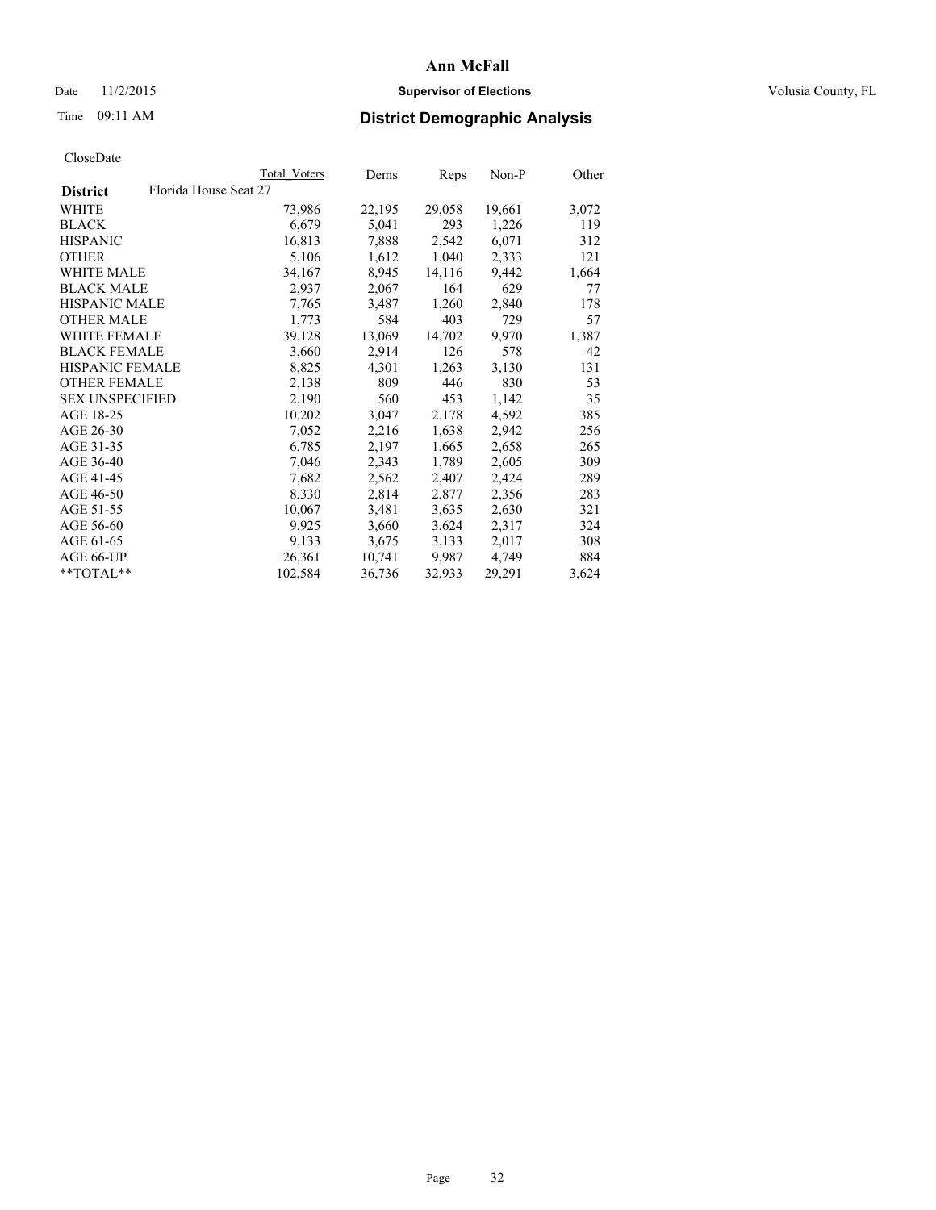# Ann McFall

Date 11/2/2015 **Supervisor of Elections** Volusia County, FL

Time 09:11 AM **District Demographic Analysis**

CloseDate

| District | Florida House Seat 27 | Total Voters | Dems | Reps | Non-P | Other |
|---|---|---|---|---|---|---|
| WHITE | | 73,986 | 22,195 | 29,058 | 19,661 | 3,072 |
| BLACK | | 6,679 | 5,041 | 293 | 1,226 | 119 |
| HISPANIC | | 16,813 | 7,888 | 2,542 | 6,071 | 312 |
| OTHER | | 5,106 | 1,612 | 1,040 | 2,333 | 121 |
| WHITE MALE | | 34,167 | 8,945 | 14,116 | 9,442 | 1,664 |
| BLACK MALE | | 2,937 | 2,067 | 164 | 629 | 77 |
| HISPANIC MALE | | 7,765 | 3,487 | 1,260 | 2,840 | 178 |
| OTHER MALE | | 1,773 | 584 | 403 | 729 | 57 |
| WHITE FEMALE | | 39,128 | 13,069 | 14,702 | 9,970 | 1,387 |
| BLACK FEMALE | | 3,660 | 2,914 | 126 | 578 | 42 |
| HISPANIC FEMALE | | 8,825 | 4,301 | 1,263 | 3,130 | 131 |
| OTHER FEMALE | | 2,138 | 809 | 446 | 830 | 53 |
| SEX UNSPECIFIED | | 2,190 | 560 | 453 | 1,142 | 35 |
| AGE 18-25 | | 10,202 | 3,047 | 2,178 | 4,592 | 385 |
| AGE 26-30 | | 7,052 | 2,216 | 1,638 | 2,942 | 256 |
| AGE 31-35 | | 6,785 | 2,197 | 1,665 | 2,658 | 265 |
| AGE 36-40 | | 7,046 | 2,343 | 1,789 | 2,605 | 309 |
| AGE 41-45 | | 7,682 | 2,562 | 2,407 | 2,424 | 289 |
| AGE 46-50 | | 8,330 | 2,814 | 2,877 | 2,356 | 283 |
| AGE 51-55 | | 10,067 | 3,481 | 3,635 | 2,630 | 321 |
| AGE 56-60 | | 9,925 | 3,660 | 3,624 | 2,317 | 324 |
| AGE 61-65 | | 9,133 | 3,675 | 3,133 | 2,017 | 308 |
| AGE 66-UP | | 26,361 | 10,741 | 9,987 | 4,749 | 884 |
| **TOTAL** | | 102,584 | 36,736 | 32,933 | 29,291 | 3,624 |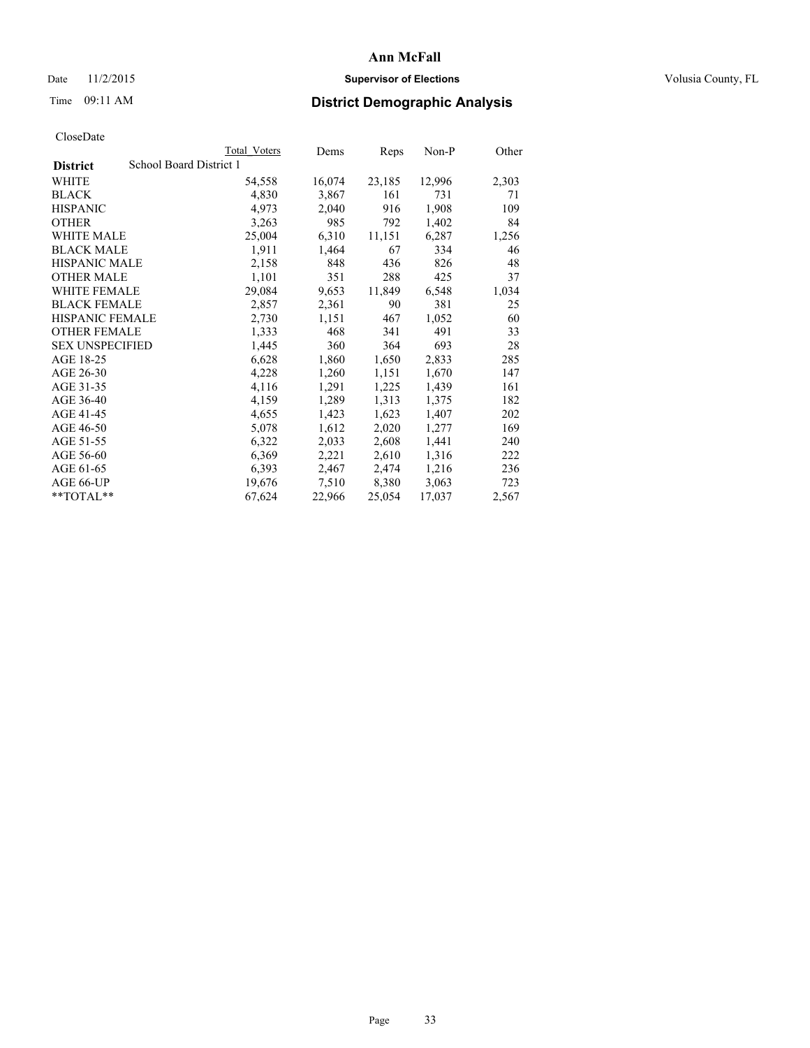# Ann McFall

Date 11/2/2015 **Supervisor of Elections** Volusia County, FL

Time 09:11 AM **District Demographic Analysis**

CloseDate

| District | Total Voters | Dems | Reps | Non-P | Other |
|---|---|---|---|---|---|
| School Board District 1 | | | | | |
| WHITE | 54,558 | 16,074 | 23,185 | 12,996 | 2,303 |
| BLACK | 4,830 | 3,867 | 161 | 731 | 71 |
| HISPANIC | 4,973 | 2,040 | 916 | 1,908 | 109 |
| OTHER | 3,263 | 985 | 792 | 1,402 | 84 |
| WHITE MALE | 25,004 | 6,310 | 11,151 | 6,287 | 1,256 |
| BLACK MALE | 1,911 | 1,464 | 67 | 334 | 46 |
| HISPANIC MALE | 2,158 | 848 | 436 | 826 | 48 |
| OTHER MALE | 1,101 | 351 | 288 | 425 | 37 |
| WHITE FEMALE | 29,084 | 9,653 | 11,849 | 6,548 | 1,034 |
| BLACK FEMALE | 2,857 | 2,361 | 90 | 381 | 25 |
| HISPANIC FEMALE | 2,730 | 1,151 | 467 | 1,052 | 60 |
| OTHER FEMALE | 1,333 | 468 | 341 | 491 | 33 |
| SEX UNSPECIFIED | 1,445 | 360 | 364 | 693 | 28 |
| AGE 18-25 | 6,628 | 1,860 | 1,650 | 2,833 | 285 |
| AGE 26-30 | 4,228 | 1,260 | 1,151 | 1,670 | 147 |
| AGE 31-35 | 4,116 | 1,291 | 1,225 | 1,439 | 161 |
| AGE 36-40 | 4,159 | 1,289 | 1,313 | 1,375 | 182 |
| AGE 41-45 | 4,655 | 1,423 | 1,623 | 1,407 | 202 |
| AGE 46-50 | 5,078 | 1,612 | 2,020 | 1,277 | 169 |
| AGE 51-55 | 6,322 | 2,033 | 2,608 | 1,441 | 240 |
| AGE 56-60 | 6,369 | 2,221 | 2,610 | 1,316 | 222 |
| AGE 61-65 | 6,393 | 2,467 | 2,474 | 1,216 | 236 |
| AGE 66-UP | 19,676 | 7,510 | 8,380 | 3,063 | 723 |
| **TOTAL** | 67,624 | 22,966 | 25,054 | 17,037 | 2,567 |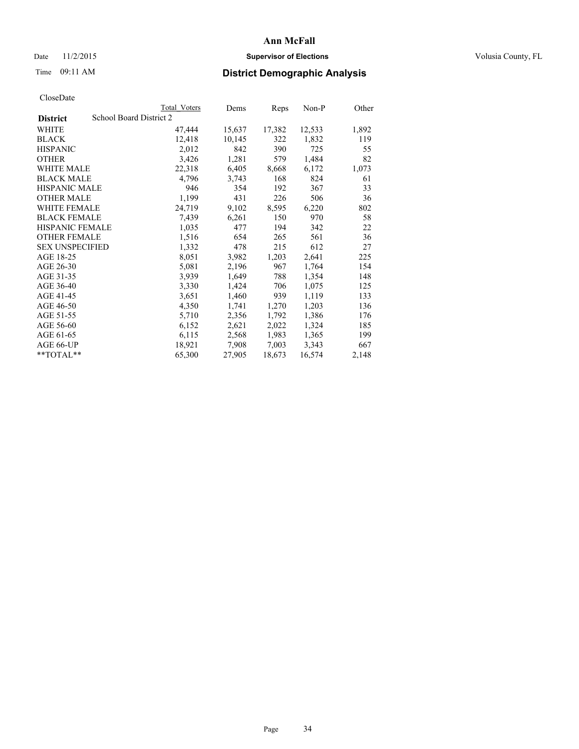**Ann McFall**

Date 11/2/2015 **Supervisor of Elections** Volusia County, FL

Time 09:11 AM **District Demographic Analysis**

CloseDate

| District | School Board District 2 | Total Voters | Dems | Reps | Non-P | Other |
|---|---|---|---|---|---|---|
| WHITE | | 47,444 | 15,637 | 17,382 | 12,533 | 1,892 |
| BLACK | | 12,418 | 10,145 | 322 | 1,832 | 119 |
| HISPANIC | | 2,012 | 842 | 390 | 725 | 55 |
| OTHER | | 3,426 | 1,281 | 579 | 1,484 | 82 |
| WHITE MALE | | 22,318 | 6,405 | 8,668 | 6,172 | 1,073 |
| BLACK MALE | | 4,796 | 3,743 | 168 | 824 | 61 |
| HISPANIC MALE | | 946 | 354 | 192 | 367 | 33 |
| OTHER MALE | | 1,199 | 431 | 226 | 506 | 36 |
| WHITE FEMALE | | 24,719 | 9,102 | 8,595 | 6,220 | 802 |
| BLACK FEMALE | | 7,439 | 6,261 | 150 | 970 | 58 |
| HISPANIC FEMALE | | 1,035 | 477 | 194 | 342 | 22 |
| OTHER FEMALE | | 1,516 | 654 | 265 | 561 | 36 |
| SEX UNSPECIFIED | | 1,332 | 478 | 215 | 612 | 27 |
| AGE 18-25 | | 8,051 | 3,982 | 1,203 | 2,641 | 225 |
| AGE 26-30 | | 5,081 | 2,196 | 967 | 1,764 | 154 |
| AGE 31-35 | | 3,939 | 1,649 | 788 | 1,354 | 148 |
| AGE 36-40 | | 3,330 | 1,424 | 706 | 1,075 | 125 |
| AGE 41-45 | | 3,651 | 1,460 | 939 | 1,119 | 133 |
| AGE 46-50 | | 4,350 | 1,741 | 1,270 | 1,203 | 136 |
| AGE 51-55 | | 5,710 | 2,356 | 1,792 | 1,386 | 176 |
| AGE 56-60 | | 6,152 | 2,621 | 2,022 | 1,324 | 185 |
| AGE 61-65 | | 6,115 | 2,568 | 1,983 | 1,365 | 199 |
| AGE 66-UP | | 18,921 | 7,908 | 7,003 | 3,343 | 667 |
| **TOTAL** | | 65,300 | 27,905 | 18,673 | 16,574 | 2,148 |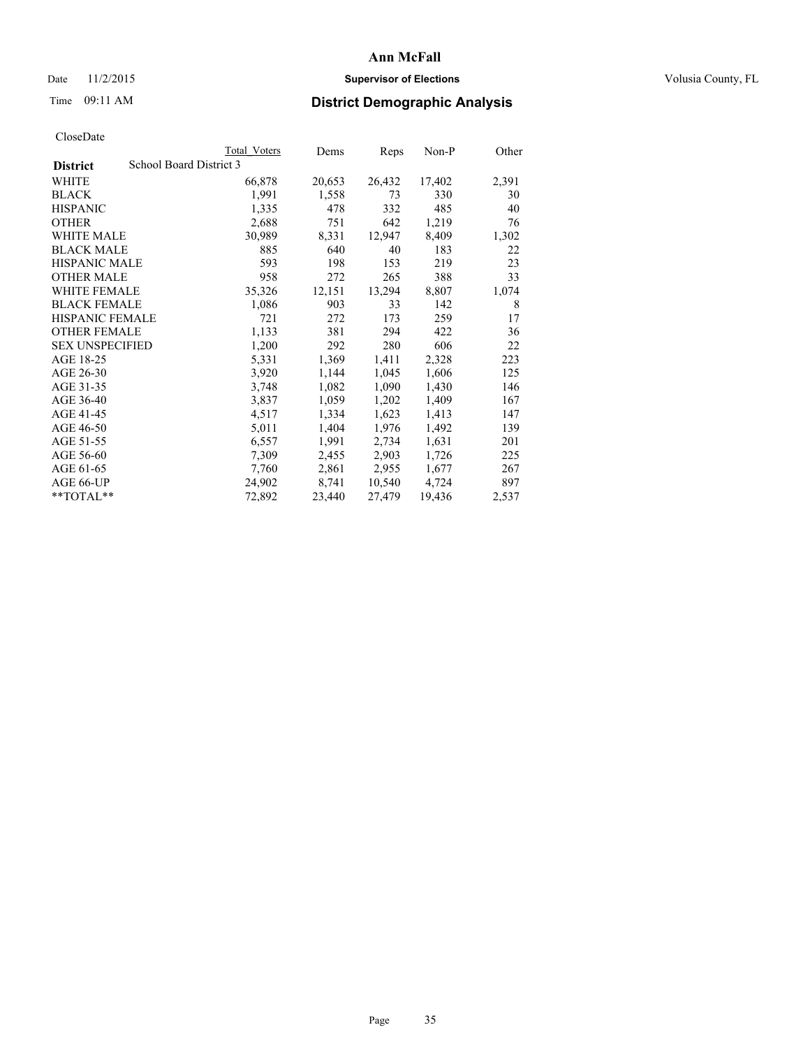# Ann McFall

Date 11/2/2015 **Supervisor of Elections** Volusia County, FL

Time 09:11 AM **District Demographic Analysis**

CloseDate

| | Total Voters | Dems | Reps | Non-P | Other |
|---|---|---|---|---|---|
| **District** School Board District 3 | | | | | |
| WHITE | 66,878 | 20,653 | 26,432 | 17,402 | 2,391 |
| BLACK | 1,991 | 1,558 | 73 | 330 | 30 |
| HISPANIC | 1,335 | 478 | 332 | 485 | 40 |
| OTHER | 2,688 | 751 | 642 | 1,219 | 76 |
| WHITE MALE | 30,989 | 8,331 | 12,947 | 8,409 | 1,302 |
| BLACK MALE | 885 | 640 | 40 | 183 | 22 |
| HISPANIC MALE | 593 | 198 | 153 | 219 | 23 |
| OTHER MALE | 958 | 272 | 265 | 388 | 33 |
| WHITE FEMALE | 35,326 | 12,151 | 13,294 | 8,807 | 1,074 |
| BLACK FEMALE | 1,086 | 903 | 33 | 142 | 8 |
| HISPANIC FEMALE | 721 | 272 | 173 | 259 | 17 |
| OTHER FEMALE | 1,133 | 381 | 294 | 422 | 36 |
| SEX UNSPECIFIED | 1,200 | 292 | 280 | 606 | 22 |
| AGE 18-25 | 5,331 | 1,369 | 1,411 | 2,328 | 223 |
| AGE 26-30 | 3,920 | 1,144 | 1,045 | 1,606 | 125 |
| AGE 31-35 | 3,748 | 1,082 | 1,090 | 1,430 | 146 |
| AGE 36-40 | 3,837 | 1,059 | 1,202 | 1,409 | 167 |
| AGE 41-45 | 4,517 | 1,334 | 1,623 | 1,413 | 147 |
| AGE 46-50 | 5,011 | 1,404 | 1,976 | 1,492 | 139 |
| AGE 51-55 | 6,557 | 1,991 | 2,734 | 1,631 | 201 |
| AGE 56-60 | 7,309 | 2,455 | 2,903 | 1,726 | 225 |
| AGE 61-65 | 7,760 | 2,861 | 2,955 | 1,677 | 267 |
| AGE 66-UP | 24,902 | 8,741 | 10,540 | 4,724 | 897 |
| **TOTAL** | 72,892 | 23,440 | 27,479 | 19,436 | 2,537 |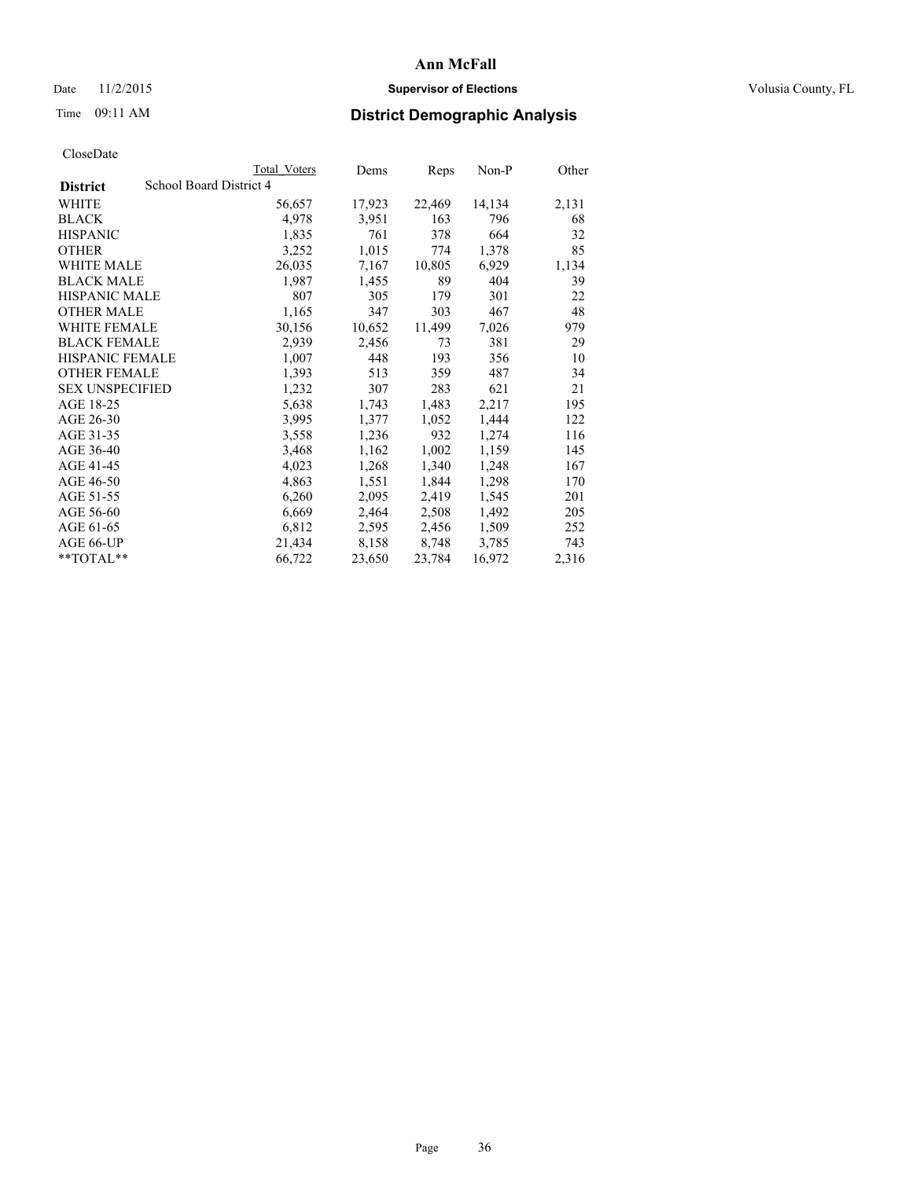# Ann McFall

Date 11/2/2015 **Supervisor of Elections** Volusia County, FL

Time 09:11 AM **District Demographic Analysis**

CloseDate

| District | School Board District 4 Total Voters | Dems | Reps | Non-P | Other |
|---|---|---|---|---|---|
| WHITE | 56,657 | 17,923 | 22,469 | 14,134 | 2,131 |
| BLACK | 4,978 | 3,951 | 163 | 796 | 68 |
| HISPANIC | 1,835 | 761 | 378 | 664 | 32 |
| OTHER | 3,252 | 1,015 | 774 | 1,378 | 85 |
| WHITE MALE | 26,035 | 7,167 | 10,805 | 6,929 | 1,134 |
| BLACK MALE | 1,987 | 1,455 | 89 | 404 | 39 |
| HISPANIC MALE | 807 | 305 | 179 | 301 | 22 |
| OTHER MALE | 1,165 | 347 | 303 | 467 | 48 |
| WHITE FEMALE | 30,156 | 10,652 | 11,499 | 7,026 | 979 |
| BLACK FEMALE | 2,939 | 2,456 | 73 | 381 | 29 |
| HISPANIC FEMALE | 1,007 | 448 | 193 | 356 | 10 |
| OTHER FEMALE | 1,393 | 513 | 359 | 487 | 34 |
| SEX UNSPECIFIED | 1,232 | 307 | 283 | 621 | 21 |
| AGE 18-25 | 5,638 | 1,743 | 1,483 | 2,217 | 195 |
| AGE 26-30 | 3,995 | 1,377 | 1,052 | 1,444 | 122 |
| AGE 31-35 | 3,558 | 1,236 | 932 | 1,274 | 116 |
| AGE 36-40 | 3,468 | 1,162 | 1,002 | 1,159 | 145 |
| AGE 41-45 | 4,023 | 1,268 | 1,340 | 1,248 | 167 |
| AGE 46-50 | 4,863 | 1,551 | 1,844 | 1,298 | 170 |
| AGE 51-55 | 6,260 | 2,095 | 2,419 | 1,545 | 201 |
| AGE 56-60 | 6,669 | 2,464 | 2,508 | 1,492 | 205 |
| AGE 61-65 | 6,812 | 2,595 | 2,456 | 1,509 | 252 |
| AGE 66-UP | 21,434 | 8,158 | 8,748 | 3,785 | 743 |
| **TOTAL** | 66,722 | 23,650 | 23,784 | 16,972 | 2,316 |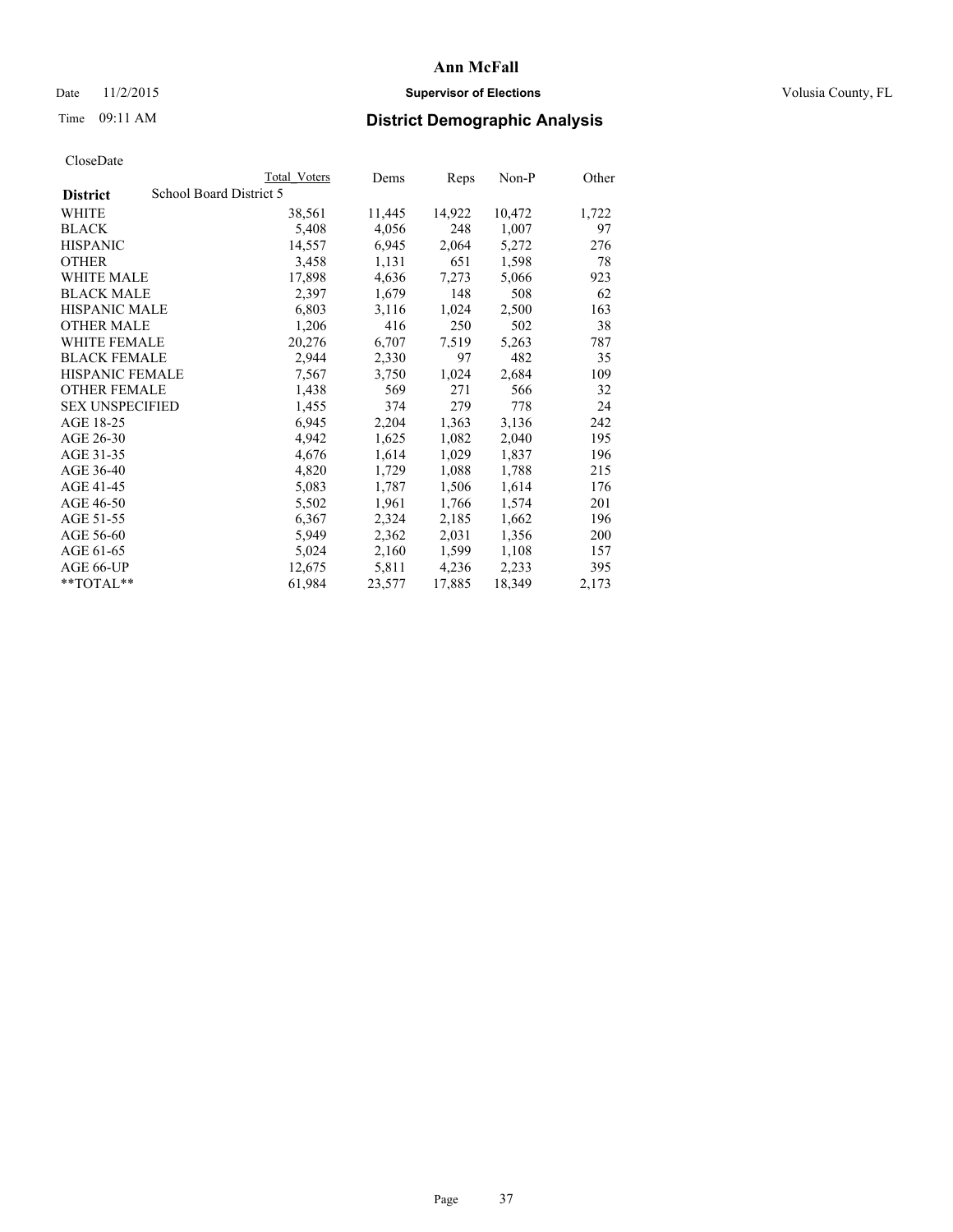Ann McFall

Date 11/2/2015 **Supervisor of Elections** Volusia County, FL

Time 09:11 AM **District Demographic Analysis**

CloseDate

| District | School Board District 5 | Total Voters | Dems | Reps | Non-P | Other |
|---|---|---|---|---|---|---|
| WHITE | | 38,561 | 11,445 | 14,922 | 10,472 | 1,722 |
| BLACK | | 5,408 | 4,056 | 248 | 1,007 | 97 |
| HISPANIC | | 14,557 | 6,945 | 2,064 | 5,272 | 276 |
| OTHER | | 3,458 | 1,131 | 651 | 1,598 | 78 |
| WHITE MALE | | 17,898 | 4,636 | 7,273 | 5,066 | 923 |
| BLACK MALE | | 2,397 | 1,679 | 148 | 508 | 62 |
| HISPANIC MALE | | 6,803 | 3,116 | 1,024 | 2,500 | 163 |
| OTHER MALE | | 1,206 | 416 | 250 | 502 | 38 |
| WHITE FEMALE | | 20,276 | 6,707 | 7,519 | 5,263 | 787 |
| BLACK FEMALE | | 2,944 | 2,330 | 97 | 482 | 35 |
| HISPANIC FEMALE | | 7,567 | 3,750 | 1,024 | 2,684 | 109 |
| OTHER FEMALE | | 1,438 | 569 | 271 | 566 | 32 |
| SEX UNSPECIFIED | | 1,455 | 374 | 279 | 778 | 24 |
| AGE 18-25 | | 6,945 | 2,204 | 1,363 | 3,136 | 242 |
| AGE 26-30 | | 4,942 | 1,625 | 1,082 | 2,040 | 195 |
| AGE 31-35 | | 4,676 | 1,614 | 1,029 | 1,837 | 196 |
| AGE 36-40 | | 4,820 | 1,729 | 1,088 | 1,788 | 215 |
| AGE 41-45 | | 5,083 | 1,787 | 1,506 | 1,614 | 176 |
| AGE 46-50 | | 5,502 | 1,961 | 1,766 | 1,574 | 201 |
| AGE 51-55 | | 6,367 | 2,324 | 2,185 | 1,662 | 196 |
| AGE 56-60 | | 5,949 | 2,362 | 2,031 | 1,356 | 200 |
| AGE 61-65 | | 5,024 | 2,160 | 1,599 | 1,108 | 157 |
| AGE 66-UP | | 12,675 | 5,811 | 4,236 | 2,233 | 395 |
| **TOTAL** | | 61,984 | 23,577 | 17,885 | 18,349 | 2,173 |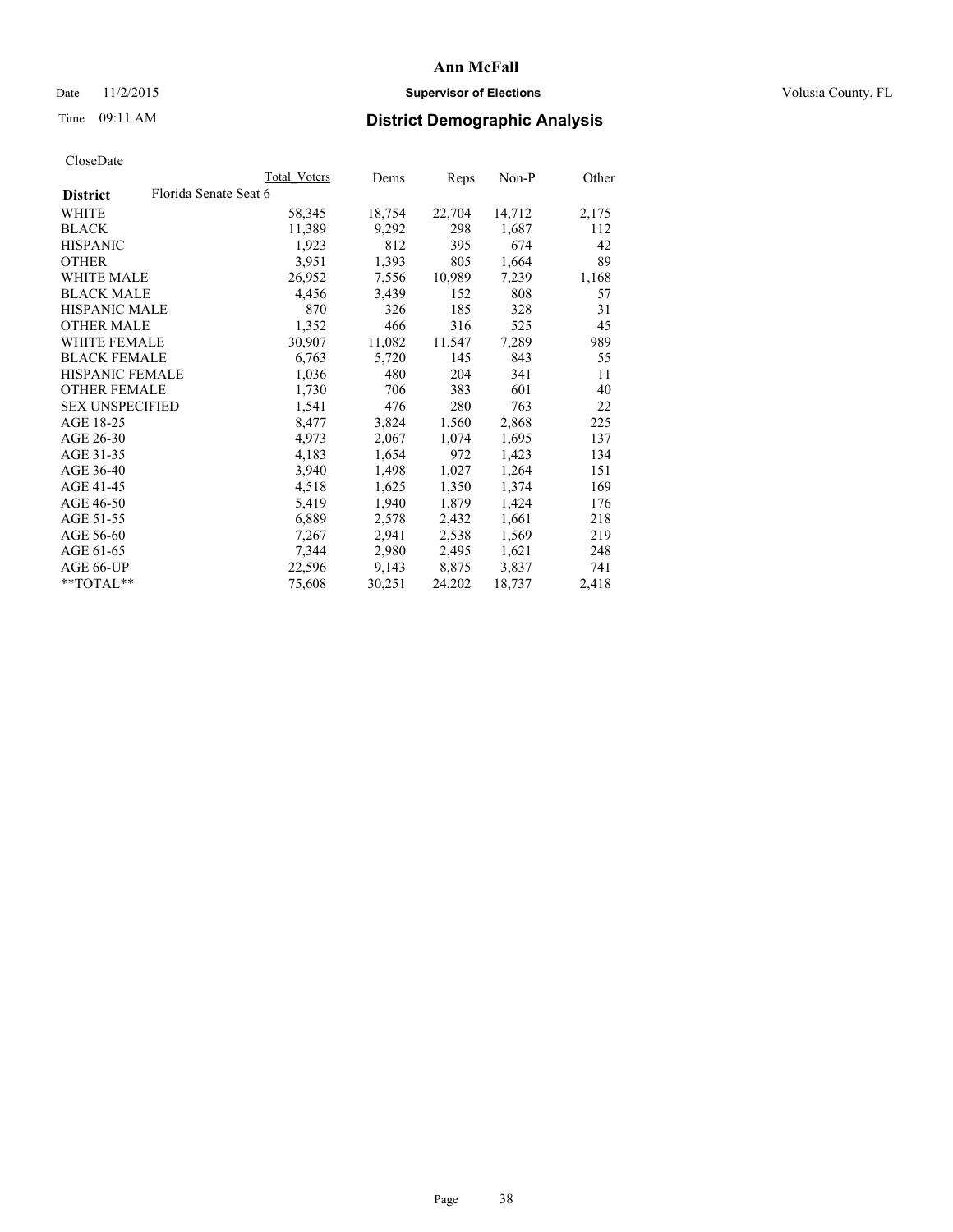# Ann McFall

Date 11/2/2015 **Supervisor of Elections** Volusia County, FL

Time 09:11 AM **District Demographic Analysis**

CloseDate

| District | Florida Senate Seat 6 | Total Voters | Dems | Reps | Non-P | Other |
|---|---|---|---|---|---|---|
| WHITE | | 58,345 | 18,754 | 22,704 | 14,712 | 2,175 |
| BLACK | | 11,389 | 9,292 | 298 | 1,687 | 112 |
| HISPANIC | | 1,923 | 812 | 395 | 674 | 42 |
| OTHER | | 3,951 | 1,393 | 805 | 1,664 | 89 |
| WHITE MALE | | 26,952 | 7,556 | 10,989 | 7,239 | 1,168 |
| BLACK MALE | | 4,456 | 3,439 | 152 | 808 | 57 |
| HISPANIC MALE | | 870 | 326 | 185 | 328 | 31 |
| OTHER MALE | | 1,352 | 466 | 316 | 525 | 45 |
| WHITE FEMALE | | 30,907 | 11,082 | 11,547 | 7,289 | 989 |
| BLACK FEMALE | | 6,763 | 5,720 | 145 | 843 | 55 |
| HISPANIC FEMALE | | 1,036 | 480 | 204 | 341 | 11 |
| OTHER FEMALE | | 1,730 | 706 | 383 | 601 | 40 |
| SEX UNSPECIFIED | | 1,541 | 476 | 280 | 763 | 22 |
| AGE 18-25 | | 8,477 | 3,824 | 1,560 | 2,868 | 225 |
| AGE 26-30 | | 4,973 | 2,067 | 1,074 | 1,695 | 137 |
| AGE 31-35 | | 4,183 | 1,654 | 972 | 1,423 | 134 |
| AGE 36-40 | | 3,940 | 1,498 | 1,027 | 1,264 | 151 |
| AGE 41-45 | | 4,518 | 1,625 | 1,350 | 1,374 | 169 |
| AGE 46-50 | | 5,419 | 1,940 | 1,879 | 1,424 | 176 |
| AGE 51-55 | | 6,889 | 2,578 | 2,432 | 1,661 | 218 |
| AGE 56-60 | | 7,267 | 2,941 | 2,538 | 1,569 | 219 |
| AGE 61-65 | | 7,344 | 2,980 | 2,495 | 1,621 | 248 |
| AGE 66-UP | | 22,596 | 9,143 | 8,875 | 3,837 | 741 |
| **TOTAL** | | 75,608 | 30,251 | 24,202 | 18,737 | 2,418 |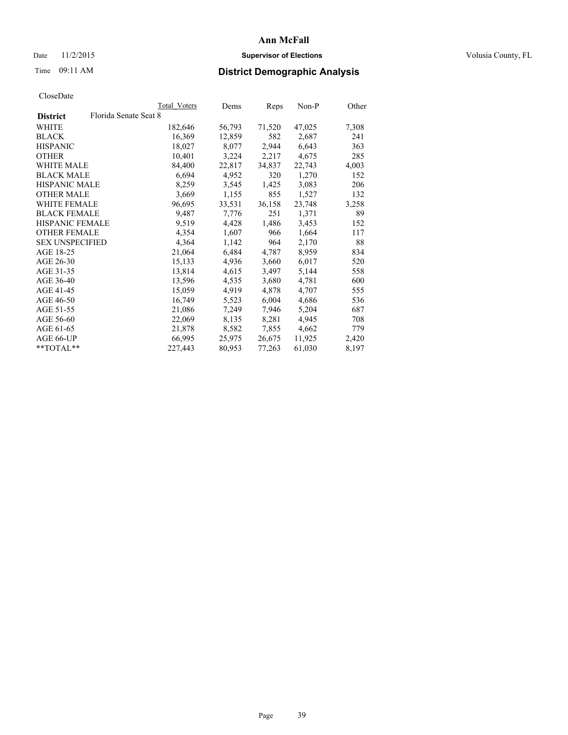# Ann McFall

Date 11/2/2015 **Supervisor of Elections** Volusia County, FL

Time 09:11 AM **District Demographic Analysis**

CloseDate

| **District** | Florida Senate Seat 8 | Total Voters | Dems | Reps | Non-P | Other |
|---|---|---|---|---|---|---|
| WHITE | | 182,646 | 56,793 | 71,520 | 47,025 | 7,308 |
| BLACK | | 16,369 | 12,859 | 582 | 2,687 | 241 |
| HISPANIC | | 18,027 | 8,077 | 2,944 | 6,643 | 363 |
| OTHER | | 10,401 | 3,224 | 2,217 | 4,675 | 285 |
| WHITE MALE | | 84,400 | 22,817 | 34,837 | 22,743 | 4,003 |
| BLACK MALE | | 6,694 | 4,952 | 320 | 1,270 | 152 |
| HISPANIC MALE | | 8,259 | 3,545 | 1,425 | 3,083 | 206 |
| OTHER MALE | | 3,669 | 1,155 | 855 | 1,527 | 132 |
| WHITE FEMALE | | 96,695 | 33,531 | 36,158 | 23,748 | 3,258 |
| BLACK FEMALE | | 9,487 | 7,776 | 251 | 1,371 | 89 |
| HISPANIC FEMALE | | 9,519 | 4,428 | 1,486 | 3,453 | 152 |
| OTHER FEMALE | | 4,354 | 1,607 | 966 | 1,664 | 117 |
| SEX UNSPECIFIED | | 4,364 | 1,142 | 964 | 2,170 | 88 |
| AGE 18-25 | | 21,064 | 6,484 | 4,787 | 8,959 | 834 |
| AGE 26-30 | | 15,133 | 4,936 | 3,660 | 6,017 | 520 |
| AGE 31-35 | | 13,814 | 4,615 | 3,497 | 5,144 | 558 |
| AGE 36-40 | | 13,596 | 4,535 | 3,680 | 4,781 | 600 |
| AGE 41-45 | | 15,059 | 4,919 | 4,878 | 4,707 | 555 |
| AGE 46-50 | | 16,749 | 5,523 | 6,004 | 4,686 | 536 |
| AGE 51-55 | | 21,086 | 7,249 | 7,946 | 5,204 | 687 |
| AGE 56-60 | | 22,069 | 8,135 | 8,281 | 4,945 | 708 |
| AGE 61-65 | | 21,878 | 8,582 | 7,855 | 4,662 | 779 |
| AGE 66-UP | | 66,995 | 25,975 | 26,675 | 11,925 | 2,420 |
| **TOTAL** | | 227,443 | 80,953 | 77,263 | 61,030 | 8,197 |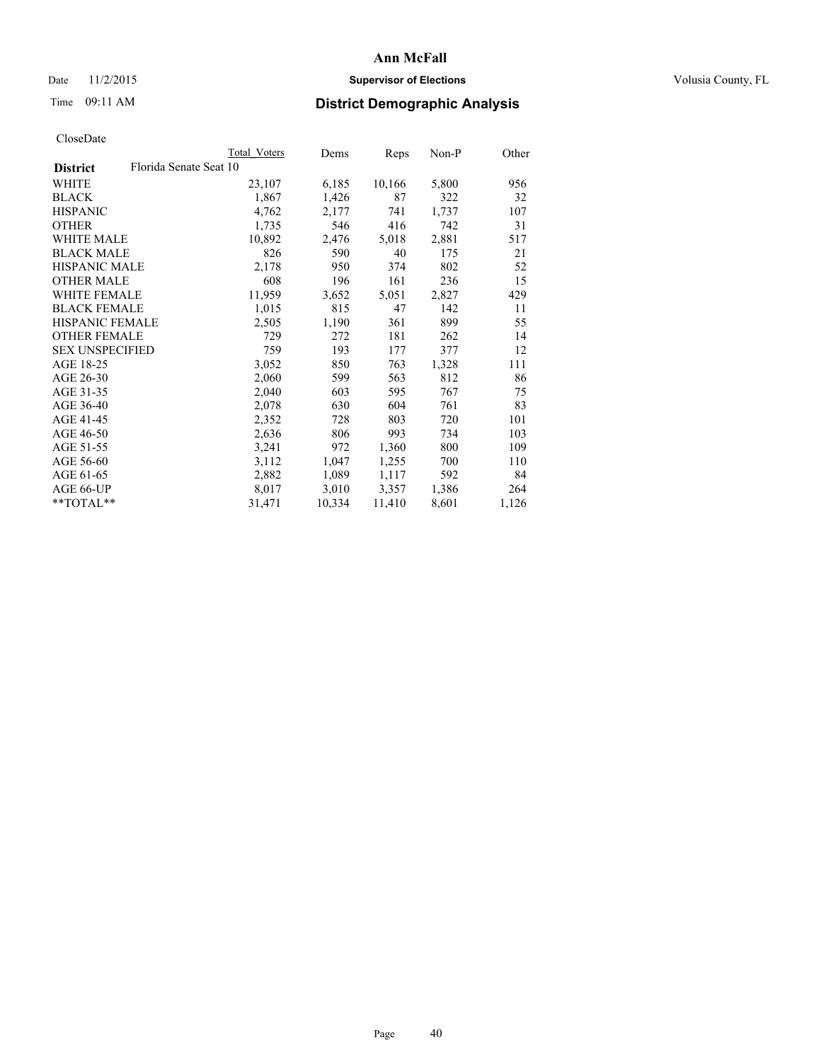**Ann McFall**

Date 11/2/2015 **Supervisor of Elections** Volusia County, FL

Time 09:11 AM **District Demographic Analysis**

CloseDate

| District | Florida Senate Seat 10 | Total Voters | Dems | Reps | Non-P | Other |
|---|---|---|---|---|---|---|
| WHITE | | 23,107 | 6,185 | 10,166 | 5,800 | 956 |
| BLACK | | 1,867 | 1,426 | 87 | 322 | 32 |
| HISPANIC | | 4,762 | 2,177 | 741 | 1,737 | 107 |
| OTHER | | 1,735 | 546 | 416 | 742 | 31 |
| WHITE MALE | | 10,892 | 2,476 | 5,018 | 2,881 | 517 |
| BLACK MALE | | 826 | 590 | 40 | 175 | 21 |
| HISPANIC MALE | | 2,178 | 950 | 374 | 802 | 52 |
| OTHER MALE | | 608 | 196 | 161 | 236 | 15 |
| WHITE FEMALE | | 11,959 | 3,652 | 5,051 | 2,827 | 429 |
| BLACK FEMALE | | 1,015 | 815 | 47 | 142 | 11 |
| HISPANIC FEMALE | | 2,505 | 1,190 | 361 | 899 | 55 |
| OTHER FEMALE | | 729 | 272 | 181 | 262 | 14 |
| SEX UNSPECIFIED | | 759 | 193 | 177 | 377 | 12 |
| AGE 18-25 | | 3,052 | 850 | 763 | 1,328 | 111 |
| AGE 26-30 | | 2,060 | 599 | 563 | 812 | 86 |
| AGE 31-35 | | 2,040 | 603 | 595 | 767 | 75 |
| AGE 36-40 | | 2,078 | 630 | 604 | 761 | 83 |
| AGE 41-45 | | 2,352 | 728 | 803 | 720 | 101 |
| AGE 46-50 | | 2,636 | 806 | 993 | 734 | 103 |
| AGE 51-55 | | 3,241 | 972 | 1,360 | 800 | 109 |
| AGE 56-60 | | 3,112 | 1,047 | 1,255 | 700 | 110 |
| AGE 61-65 | | 2,882 | 1,089 | 1,117 | 592 | 84 |
| AGE 66-UP | | 8,017 | 3,010 | 3,357 | 1,386 | 264 |
| **TOTAL** | | 31,471 | 10,334 | 11,410 | 8,601 | 1,126 |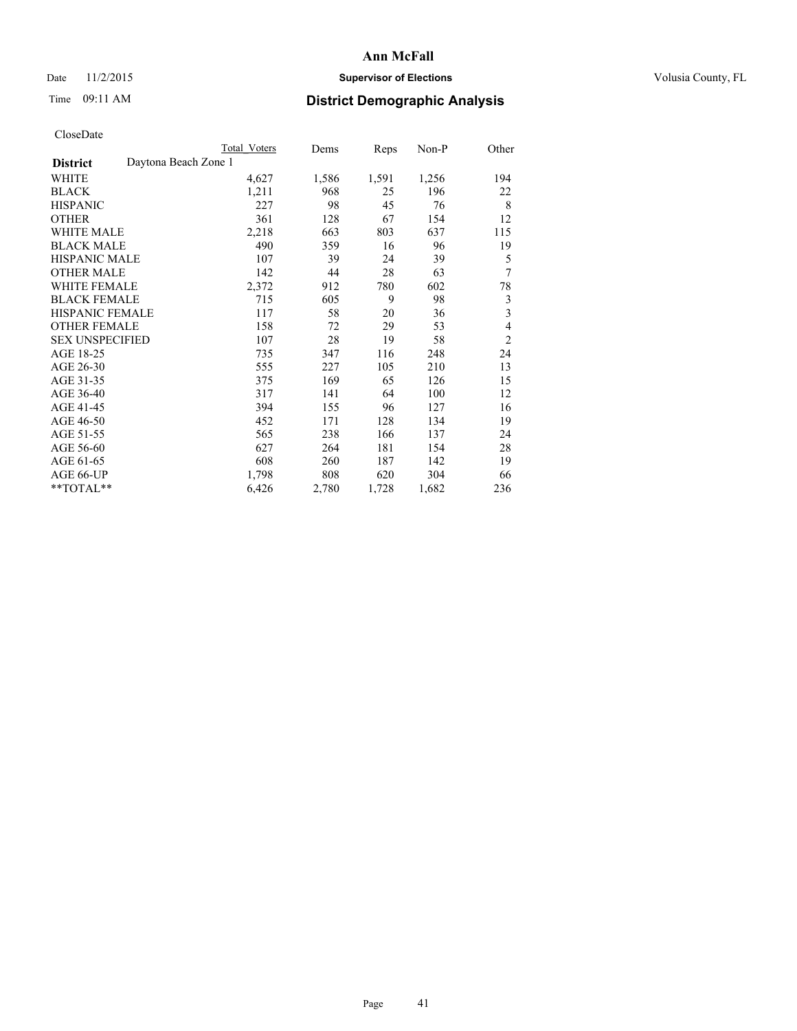# Ann McFall

Date 11/2/2015 **Supervisor of Elections** Volusia County, FL

Time 09:11 AM **District Demographic Analysis**

CloseDate

| | Total Voters | Dems | Reps | Non-P | Other |
|---|---|---|---|---|---|
| **District** Daytona Beach Zone 1 | | | | | |
| WHITE | 4,627 | 1,586 | 1,591 | 1,256 | 194 |
| BLACK | 1,211 | 968 | 25 | 196 | 22 |
| HISPANIC | 227 | 98 | 45 | 76 | 8 |
| OTHER | 361 | 128 | 67 | 154 | 12 |
| WHITE MALE | 2,218 | 663 | 803 | 637 | 115 |
| BLACK MALE | 490 | 359 | 16 | 96 | 19 |
| HISPANIC MALE | 107 | 39 | 24 | 39 | 5 |
| OTHER MALE | 142 | 44 | 28 | 63 | 7 |
| WHITE FEMALE | 2,372 | 912 | 780 | 602 | 78 |
| BLACK FEMALE | 715 | 605 | 9 | 98 | 3 |
| HISPANIC FEMALE | 117 | 58 | 20 | 36 | 3 |
| OTHER FEMALE | 158 | 72 | 29 | 53 | 4 |
| SEX UNSPECIFIED | 107 | 28 | 19 | 58 | 2 |
| AGE 18-25 | 735 | 347 | 116 | 248 | 24 |
| AGE 26-30 | 555 | 227 | 105 | 210 | 13 |
| AGE 31-35 | 375 | 169 | 65 | 126 | 15 |
| AGE 36-40 | 317 | 141 | 64 | 100 | 12 |
| AGE 41-45 | 394 | 155 | 96 | 127 | 16 |
| AGE 46-50 | 452 | 171 | 128 | 134 | 19 |
| AGE 51-55 | 565 | 238 | 166 | 137 | 24 |
| AGE 56-60 | 627 | 264 | 181 | 154 | 28 |
| AGE 61-65 | 608 | 260 | 187 | 142 | 19 |
| AGE 66-UP | 1,798 | 808 | 620 | 304 | 66 |
| **TOTAL** | 6,426 | 2,780 | 1,728 | 1,682 | 236 |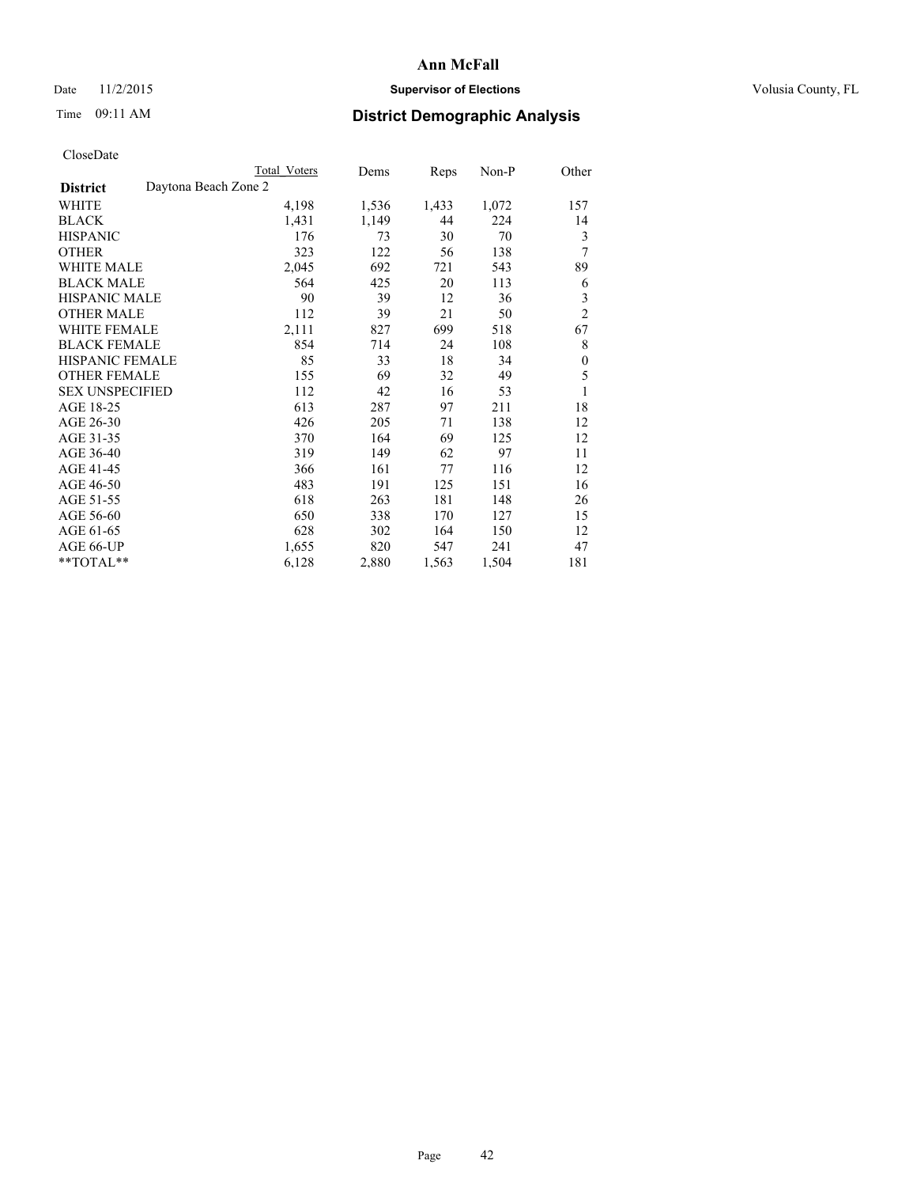# Ann McFall

Date 11/2/2015

**Supervisor of Elections**

Volusia County, FL

Time 09:11 AM

## District Demographic Analysis

CloseDate

| District | Daytona Beach Zone 2 | Total Voters | Dems | Reps | Non-P | Other |
|---|---|---|---|---|---|---|
| WHITE | | 4,198 | 1,536 | 1,433 | 1,072 | 157 |
| BLACK | | 1,431 | 1,149 | 44 | 224 | 14 |
| HISPANIC | | 176 | 73 | 30 | 70 | 3 |
| OTHER | | 323 | 122 | 56 | 138 | 7 |
| WHITE MALE | | 2,045 | 692 | 721 | 543 | 89 |
| BLACK MALE | | 564 | 425 | 20 | 113 | 6 |
| HISPANIC MALE | | 90 | 39 | 12 | 36 | 3 |
| OTHER MALE | | 112 | 39 | 21 | 50 | 2 |
| WHITE FEMALE | | 2,111 | 827 | 699 | 518 | 67 |
| BLACK FEMALE | | 854 | 714 | 24 | 108 | 8 |
| HISPANIC FEMALE | | 85 | 33 | 18 | 34 | 0 |
| OTHER FEMALE | | 155 | 69 | 32 | 49 | 5 |
| SEX UNSPECIFIED | | 112 | 42 | 16 | 53 | 1 |
| AGE 18-25 | | 613 | 287 | 97 | 211 | 18 |
| AGE 26-30 | | 426 | 205 | 71 | 138 | 12 |
| AGE 31-35 | | 370 | 164 | 69 | 125 | 12 |
| AGE 36-40 | | 319 | 149 | 62 | 97 | 11 |
| AGE 41-45 | | 366 | 161 | 77 | 116 | 12 |
| AGE 46-50 | | 483 | 191 | 125 | 151 | 16 |
| AGE 51-55 | | 618 | 263 | 181 | 148 | 26 |
| AGE 56-60 | | 650 | 338 | 170 | 127 | 15 |
| AGE 61-65 | | 628 | 302 | 164 | 150 | 12 |
| AGE 66-UP | | 1,655 | 820 | 547 | 241 | 47 |
| **TOTAL** | | 6,128 | 2,880 | 1,563 | 1,504 | 181 |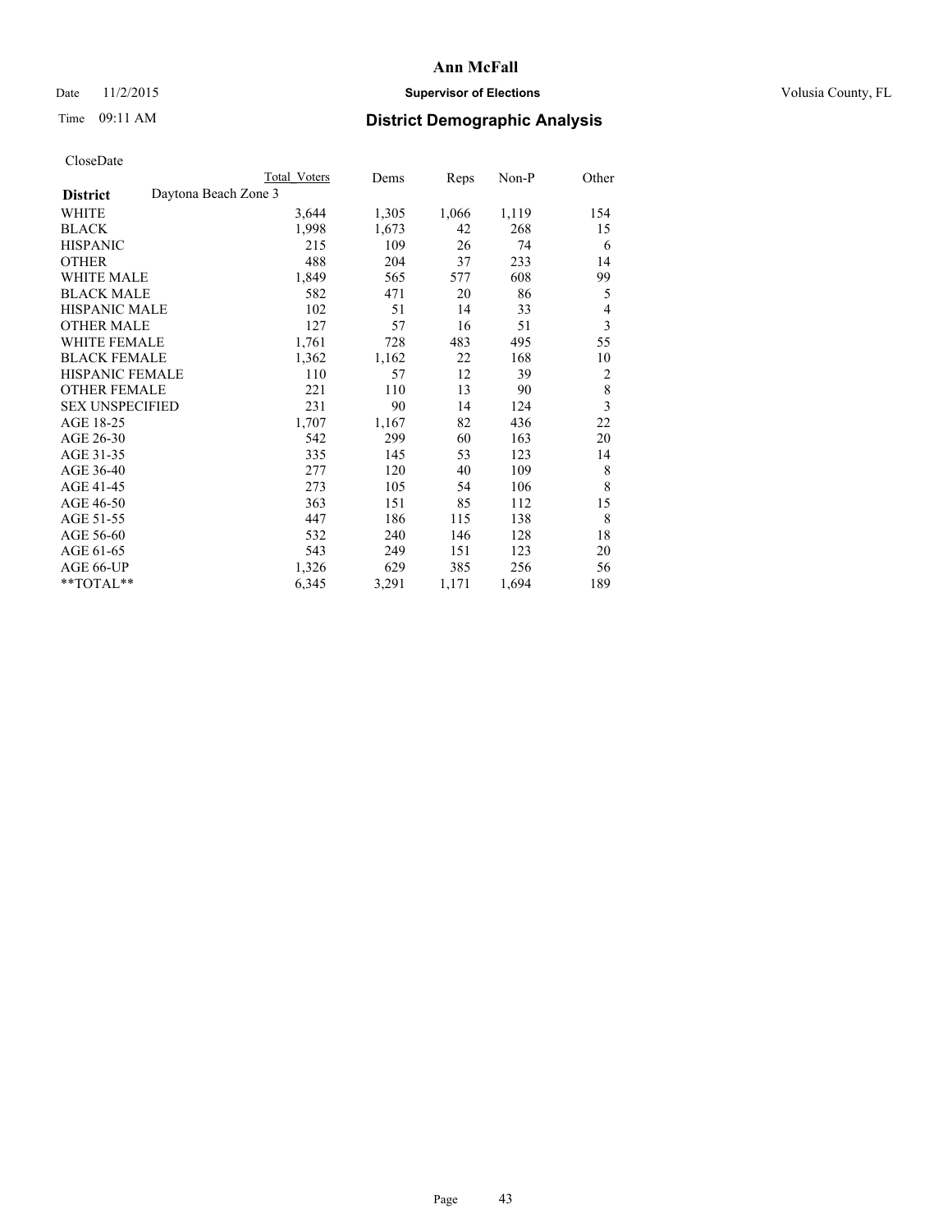**Ann McFall**

Date 11/2/2015 **Supervisor of Elections** Volusia County, FL

Time 09:11 AM **District Demographic Analysis**

CloseDate

| | Total Voters | Dems | Reps | Non-P | Other |
|---|---|---|---|---|---|
| **District** Daytona Beach Zone 3 | | | | | |
| WHITE | 3,644 | 1,305 | 1,066 | 1,119 | 154 |
| BLACK | 1,998 | 1,673 | 42 | 268 | 15 |
| HISPANIC | 215 | 109 | 26 | 74 | 6 |
| OTHER | 488 | 204 | 37 | 233 | 14 |
| WHITE MALE | 1,849 | 565 | 577 | 608 | 99 |
| BLACK MALE | 582 | 471 | 20 | 86 | 5 |
| HISPANIC MALE | 102 | 51 | 14 | 33 | 4 |
| OTHER MALE | 127 | 57 | 16 | 51 | 3 |
| WHITE FEMALE | 1,761 | 728 | 483 | 495 | 55 |
| BLACK FEMALE | 1,362 | 1,162 | 22 | 168 | 10 |
| HISPANIC FEMALE | 110 | 57 | 12 | 39 | 2 |
| OTHER FEMALE | 221 | 110 | 13 | 90 | 8 |
| SEX UNSPECIFIED | 231 | 90 | 14 | 124 | 3 |
| AGE 18-25 | 1,707 | 1,167 | 82 | 436 | 22 |
| AGE 26-30 | 542 | 299 | 60 | 163 | 20 |
| AGE 31-35 | 335 | 145 | 53 | 123 | 14 |
| AGE 36-40 | 277 | 120 | 40 | 109 | 8 |
| AGE 41-45 | 273 | 105 | 54 | 106 | 8 |
| AGE 46-50 | 363 | 151 | 85 | 112 | 15 |
| AGE 51-55 | 447 | 186 | 115 | 138 | 8 |
| AGE 56-60 | 532 | 240 | 146 | 128 | 18 |
| AGE 61-65 | 543 | 249 | 151 | 123 | 20 |
| AGE 66-UP | 1,326 | 629 | 385 | 256 | 56 |
| **TOTAL** | 6,345 | 3,291 | 1,171 | 1,694 | 189 |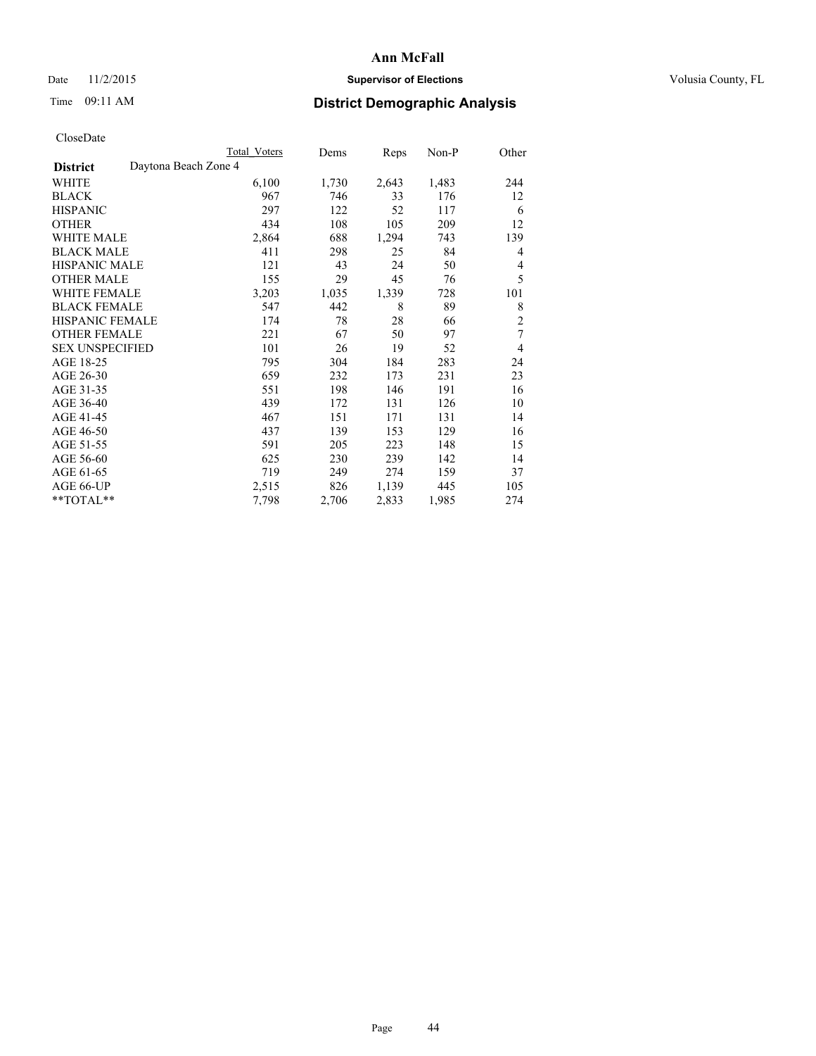# Ann McFall

Date 11/2/2015 **Supervisor of Elections** Volusia County, FL

Time 09:11 AM **District Demographic Analysis**

CloseDate

| | Total Voters | Dems | Reps | Non-P | Other |
|---|---|---|---|---|---|
| **District** Daytona Beach Zone 4 | | | | | |
| WHITE | 6,100 | 1,730 | 2,643 | 1,483 | 244 |
| BLACK | 967 | 746 | 33 | 176 | 12 |
| HISPANIC | 297 | 122 | 52 | 117 | 6 |
| OTHER | 434 | 108 | 105 | 209 | 12 |
| WHITE MALE | 2,864 | 688 | 1,294 | 743 | 139 |
| BLACK MALE | 411 | 298 | 25 | 84 | 4 |
| HISPANIC MALE | 121 | 43 | 24 | 50 | 4 |
| OTHER MALE | 155 | 29 | 45 | 76 | 5 |
| WHITE FEMALE | 3,203 | 1,035 | 1,339 | 728 | 101 |
| BLACK FEMALE | 547 | 442 | 8 | 89 | 8 |
| HISPANIC FEMALE | 174 | 78 | 28 | 66 | 2 |
| OTHER FEMALE | 221 | 67 | 50 | 97 | 7 |
| SEX UNSPECIFIED | 101 | 26 | 19 | 52 | 4 |
| AGE 18-25 | 795 | 304 | 184 | 283 | 24 |
| AGE 26-30 | 659 | 232 | 173 | 231 | 23 |
| AGE 31-35 | 551 | 198 | 146 | 191 | 16 |
| AGE 36-40 | 439 | 172 | 131 | 126 | 10 |
| AGE 41-45 | 467 | 151 | 171 | 131 | 14 |
| AGE 46-50 | 437 | 139 | 153 | 129 | 16 |
| AGE 51-55 | 591 | 205 | 223 | 148 | 15 |
| AGE 56-60 | 625 | 230 | 239 | 142 | 14 |
| AGE 61-65 | 719 | 249 | 274 | 159 | 37 |
| AGE 66-UP | 2,515 | 826 | 1,139 | 445 | 105 |
| **TOTAL** | 7,798 | 2,706 | 2,833 | 1,985 | 274 |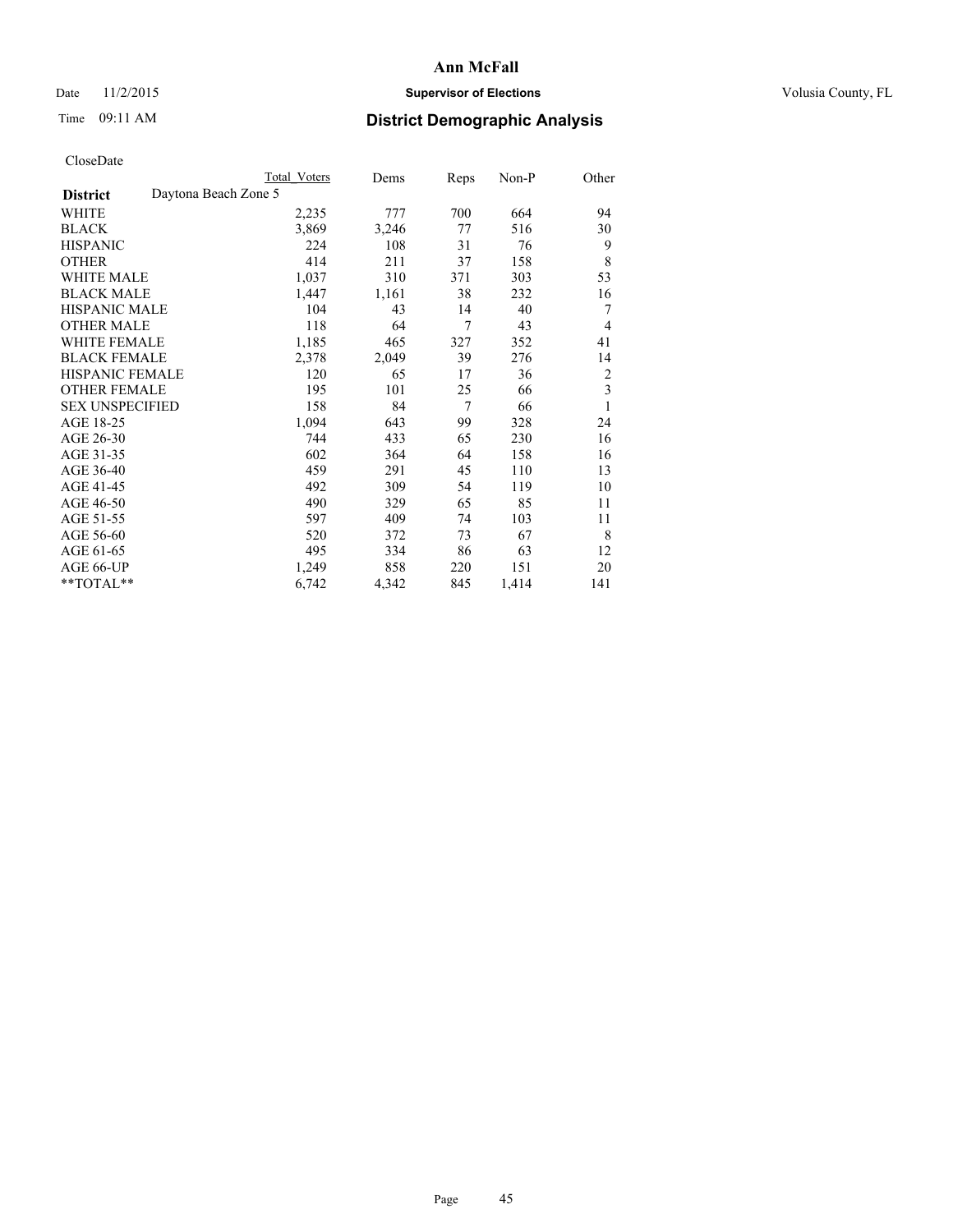# Ann McFall

Date 11/2/2015 **Supervisor of Elections** Volusia County, FL

Time 09:11 AM **District Demographic Analysis**

CloseDate

| **District** Daytona Beach Zone 5 | Total Voters | Dems | Reps | Non-P | Other |
|---|---|---|---|---|---|
| WHITE | 2,235 | 777 | 700 | 664 | 94 |
| BLACK | 3,869 | 3,246 | 77 | 516 | 30 |
| HISPANIC | 224 | 108 | 31 | 76 | 9 |
| OTHER | 414 | 211 | 37 | 158 | 8 |
| WHITE MALE | 1,037 | 310 | 371 | 303 | 53 |
| BLACK MALE | 1,447 | 1,161 | 38 | 232 | 16 |
| HISPANIC MALE | 104 | 43 | 14 | 40 | 7 |
| OTHER MALE | 118 | 64 | 7 | 43 | 4 |
| WHITE FEMALE | 1,185 | 465 | 327 | 352 | 41 |
| BLACK FEMALE | 2,378 | 2,049 | 39 | 276 | 14 |
| HISPANIC FEMALE | 120 | 65 | 17 | 36 | 2 |
| OTHER FEMALE | 195 | 101 | 25 | 66 | 3 |
| SEX UNSPECIFIED | 158 | 84 | 7 | 66 | 1 |
| AGE 18-25 | 1,094 | 643 | 99 | 328 | 24 |
| AGE 26-30 | 744 | 433 | 65 | 230 | 16 |
| AGE 31-35 | 602 | 364 | 64 | 158 | 16 |
| AGE 36-40 | 459 | 291 | 45 | 110 | 13 |
| AGE 41-45 | 492 | 309 | 54 | 119 | 10 |
| AGE 46-50 | 490 | 329 | 65 | 85 | 11 |
| AGE 51-55 | 597 | 409 | 74 | 103 | 11 |
| AGE 56-60 | 520 | 372 | 73 | 67 | 8 |
| AGE 61-65 | 495 | 334 | 86 | 63 | 12 |
| AGE 66-UP | 1,249 | 858 | 220 | 151 | 20 |
| **TOTAL** | 6,742 | 4,342 | 845 | 1,414 | 141 |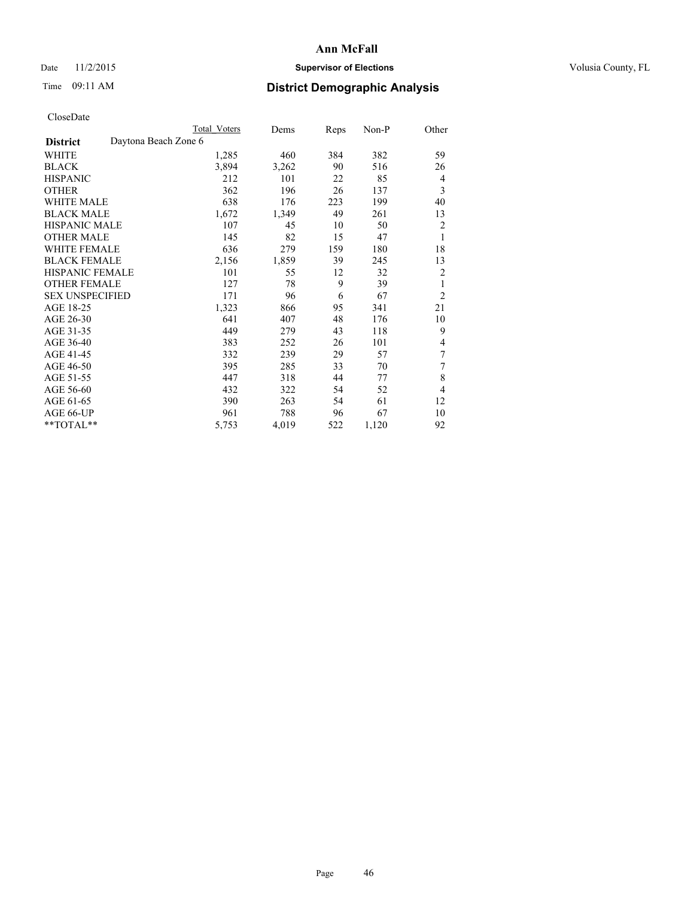# Ann McFall

Date 11/2/2015 **Supervisor of Elections** Volusia County, FL

Time 09:11 AM **District Demographic Analysis**

CloseDate

| **District** Daytona Beach Zone 6 | Total Voters | Dems | Reps | Non-P | Other |
|---|---|---|---|---|---|
| WHITE | 1,285 | 460 | 384 | 382 | 59 |
| BLACK | 3,894 | 3,262 | 90 | 516 | 26 |
| HISPANIC | 212 | 101 | 22 | 85 | 4 |
| OTHER | 362 | 196 | 26 | 137 | 3 |
| WHITE MALE | 638 | 176 | 223 | 199 | 40 |
| BLACK MALE | 1,672 | 1,349 | 49 | 261 | 13 |
| HISPANIC MALE | 107 | 45 | 10 | 50 | 2 |
| OTHER MALE | 145 | 82 | 15 | 47 | 1 |
| WHITE FEMALE | 636 | 279 | 159 | 180 | 18 |
| BLACK FEMALE | 2,156 | 1,859 | 39 | 245 | 13 |
| HISPANIC FEMALE | 101 | 55 | 12 | 32 | 2 |
| OTHER FEMALE | 127 | 78 | 9 | 39 | 1 |
| SEX UNSPECIFIED | 171 | 96 | 6 | 67 | 2 |
| AGE 18-25 | 1,323 | 866 | 95 | 341 | 21 |
| AGE 26-30 | 641 | 407 | 48 | 176 | 10 |
| AGE 31-35 | 449 | 279 | 43 | 118 | 9 |
| AGE 36-40 | 383 | 252 | 26 | 101 | 4 |
| AGE 41-45 | 332 | 239 | 29 | 57 | 7 |
| AGE 46-50 | 395 | 285 | 33 | 70 | 7 |
| AGE 51-55 | 447 | 318 | 44 | 77 | 8 |
| AGE 56-60 | 432 | 322 | 54 | 52 | 4 |
| AGE 61-65 | 390 | 263 | 54 | 61 | 12 |
| AGE 66-UP | 961 | 788 | 96 | 67 | 10 |
| **TOTAL** | 5,753 | 4,019 | 522 | 1,120 | 92 |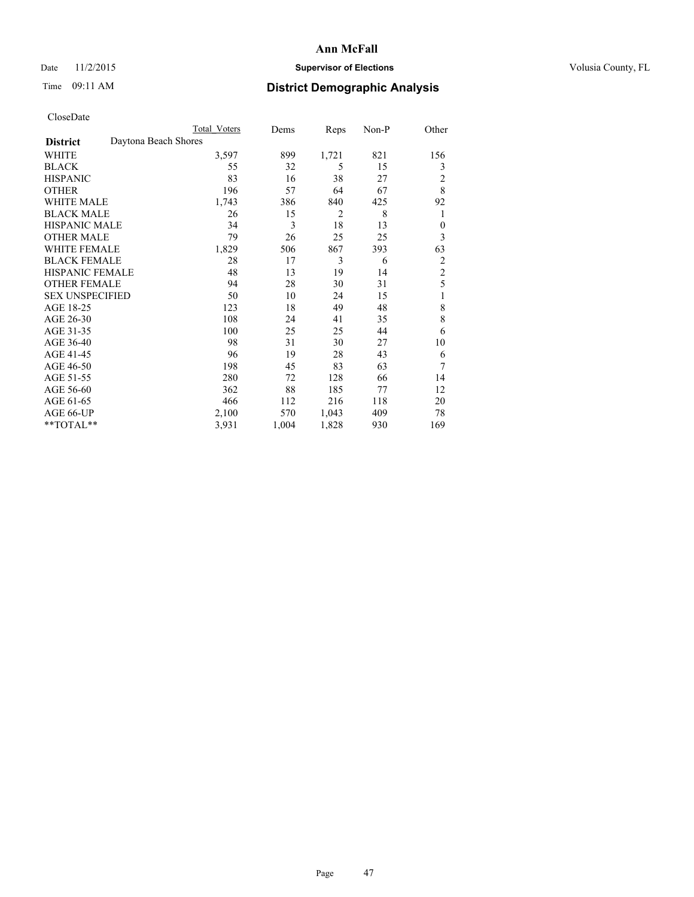# Ann McFall

Date 11/2/2015 **Supervisor of Elections** Volusia County, FL

Time 09:11 AM **District Demographic Analysis**

CloseDate

| | Total Voters | Dems | Reps | Non-P | Other |
|---|---|---|---|---|---|
| **District** Daytona Beach Shores | | | | | |
| WHITE | 3,597 | 899 | 1,721 | 821 | 156 |
| BLACK | 55 | 32 | 5 | 15 | 3 |
| HISPANIC | 83 | 16 | 38 | 27 | 2 |
| OTHER | 196 | 57 | 64 | 67 | 8 |
| WHITE MALE | 1,743 | 386 | 840 | 425 | 92 |
| BLACK MALE | 26 | 15 | 2 | 8 | 1 |
| HISPANIC MALE | 34 | 3 | 18 | 13 | 0 |
| OTHER MALE | 79 | 26 | 25 | 25 | 3 |
| WHITE FEMALE | 1,829 | 506 | 867 | 393 | 63 |
| BLACK FEMALE | 28 | 17 | 3 | 6 | 2 |
| HISPANIC FEMALE | 48 | 13 | 19 | 14 | 2 |
| OTHER FEMALE | 94 | 28 | 30 | 31 | 5 |
| SEX UNSPECIFIED | 50 | 10 | 24 | 15 | 1 |
| AGE 18-25 | 123 | 18 | 49 | 48 | 8 |
| AGE 26-30 | 108 | 24 | 41 | 35 | 8 |
| AGE 31-35 | 100 | 25 | 25 | 44 | 6 |
| AGE 36-40 | 98 | 31 | 30 | 27 | 10 |
| AGE 41-45 | 96 | 19 | 28 | 43 | 6 |
| AGE 46-50 | 198 | 45 | 83 | 63 | 7 |
| AGE 51-55 | 280 | 72 | 128 | 66 | 14 |
| AGE 56-60 | 362 | 88 | 185 | 77 | 12 |
| AGE 61-65 | 466 | 112 | 216 | 118 | 20 |
| AGE 66-UP | 2,100 | 570 | 1,043 | 409 | 78 |
| **TOTAL** | 3,931 | 1,004 | 1,828 | 930 | 169 |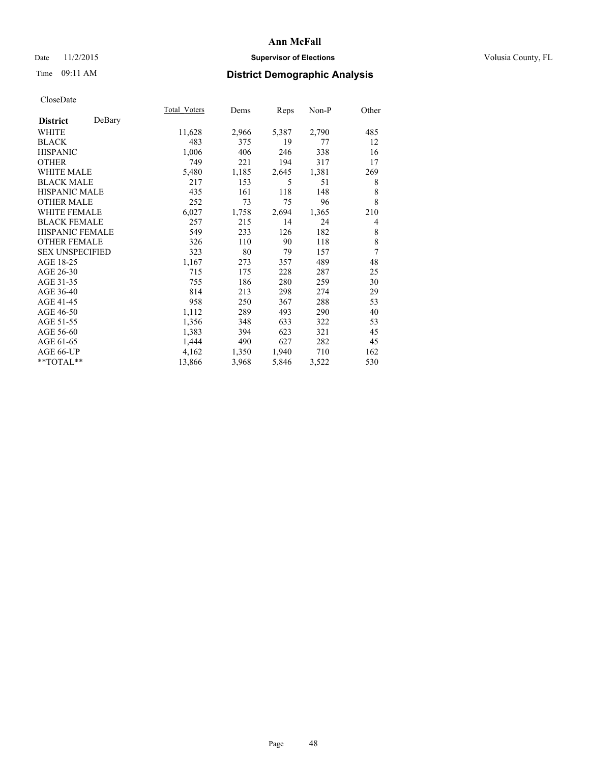# Ann McFall

Date 11/2/2015 **Supervisor of Elections** Volusia County, FL

Time 09:11 AM

## District Demographic Analysis

CloseDate

| **District** DeBary | Total_Voters | Dems | Reps | Non-P | Other |
|---|---|---|---|---|---|
| WHITE | 11,628 | 2,966 | 5,387 | 2,790 | 485 |
| BLACK | 483 | 375 | 19 | 77 | 12 |
| HISPANIC | 1,006 | 406 | 246 | 338 | 16 |
| OTHER | 749 | 221 | 194 | 317 | 17 |
| WHITE MALE | 5,480 | 1,185 | 2,645 | 1,381 | 269 |
| BLACK MALE | 217 | 153 | 5 | 51 | 8 |
| HISPANIC MALE | 435 | 161 | 118 | 148 | 8 |
| OTHER MALE | 252 | 73 | 75 | 96 | 8 |
| WHITE FEMALE | 6,027 | 1,758 | 2,694 | 1,365 | 210 |
| BLACK FEMALE | 257 | 215 | 14 | 24 | 4 |
| HISPANIC FEMALE | 549 | 233 | 126 | 182 | 8 |
| OTHER FEMALE | 326 | 110 | 90 | 118 | 8 |
| SEX UNSPECIFIED | 323 | 80 | 79 | 157 | 7 |
| AGE 18-25 | 1,167 | 273 | 357 | 489 | 48 |
| AGE 26-30 | 715 | 175 | 228 | 287 | 25 |
| AGE 31-35 | 755 | 186 | 280 | 259 | 30 |
| AGE 36-40 | 814 | 213 | 298 | 274 | 29 |
| AGE 41-45 | 958 | 250 | 367 | 288 | 53 |
| AGE 46-50 | 1,112 | 289 | 493 | 290 | 40 |
| AGE 51-55 | 1,356 | 348 | 633 | 322 | 53 |
| AGE 56-60 | 1,383 | 394 | 623 | 321 | 45 |
| AGE 61-65 | 1,444 | 490 | 627 | 282 | 45 |
| AGE 66-UP | 4,162 | 1,350 | 1,940 | 710 | 162 |
| **TOTAL** | 13,866 | 3,968 | 5,846 | 3,522 | 530 |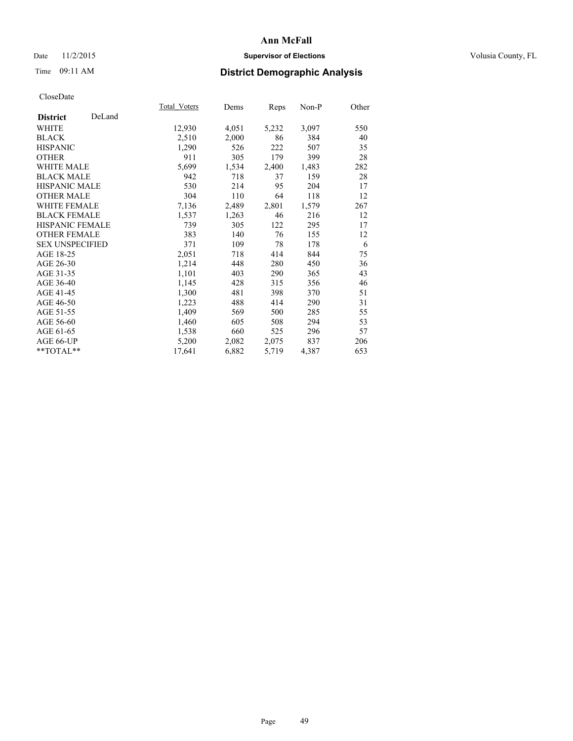# Ann McFall

Date 11/2/2015 **Supervisor of Elections** Volusia County, FL

Time 09:11 AM **District Demographic Analysis**

CloseDate

| | Total_Voters | Dems | Reps | Non-P | Other |
|---|---|---|---|---|---|
| **District** DeLand | | | | | |
| WHITE | 12,930 | 4,051 | 5,232 | 3,097 | 550 |
| BLACK | 2,510 | 2,000 | 86 | 384 | 40 |
| HISPANIC | 1,290 | 526 | 222 | 507 | 35 |
| OTHER | 911 | 305 | 179 | 399 | 28 |
| WHITE MALE | 5,699 | 1,534 | 2,400 | 1,483 | 282 |
| BLACK MALE | 942 | 718 | 37 | 159 | 28 |
| HISPANIC MALE | 530 | 214 | 95 | 204 | 17 |
| OTHER MALE | 304 | 110 | 64 | 118 | 12 |
| WHITE FEMALE | 7,136 | 2,489 | 2,801 | 1,579 | 267 |
| BLACK FEMALE | 1,537 | 1,263 | 46 | 216 | 12 |
| HISPANIC FEMALE | 739 | 305 | 122 | 295 | 17 |
| OTHER FEMALE | 383 | 140 | 76 | 155 | 12 |
| SEX UNSPECIFIED | 371 | 109 | 78 | 178 | 6 |
| AGE 18-25 | 2,051 | 718 | 414 | 844 | 75 |
| AGE 26-30 | 1,214 | 448 | 280 | 450 | 36 |
| AGE 31-35 | 1,101 | 403 | 290 | 365 | 43 |
| AGE 36-40 | 1,145 | 428 | 315 | 356 | 46 |
| AGE 41-45 | 1,300 | 481 | 398 | 370 | 51 |
| AGE 46-50 | 1,223 | 488 | 414 | 290 | 31 |
| AGE 51-55 | 1,409 | 569 | 500 | 285 | 55 |
| AGE 56-60 | 1,460 | 605 | 508 | 294 | 53 |
| AGE 61-65 | 1,538 | 660 | 525 | 296 | 57 |
| AGE 66-UP | 5,200 | 2,082 | 2,075 | 837 | 206 |
| **TOTAL** | 17,641 | 6,882 | 5,719 | 4,387 | 653 |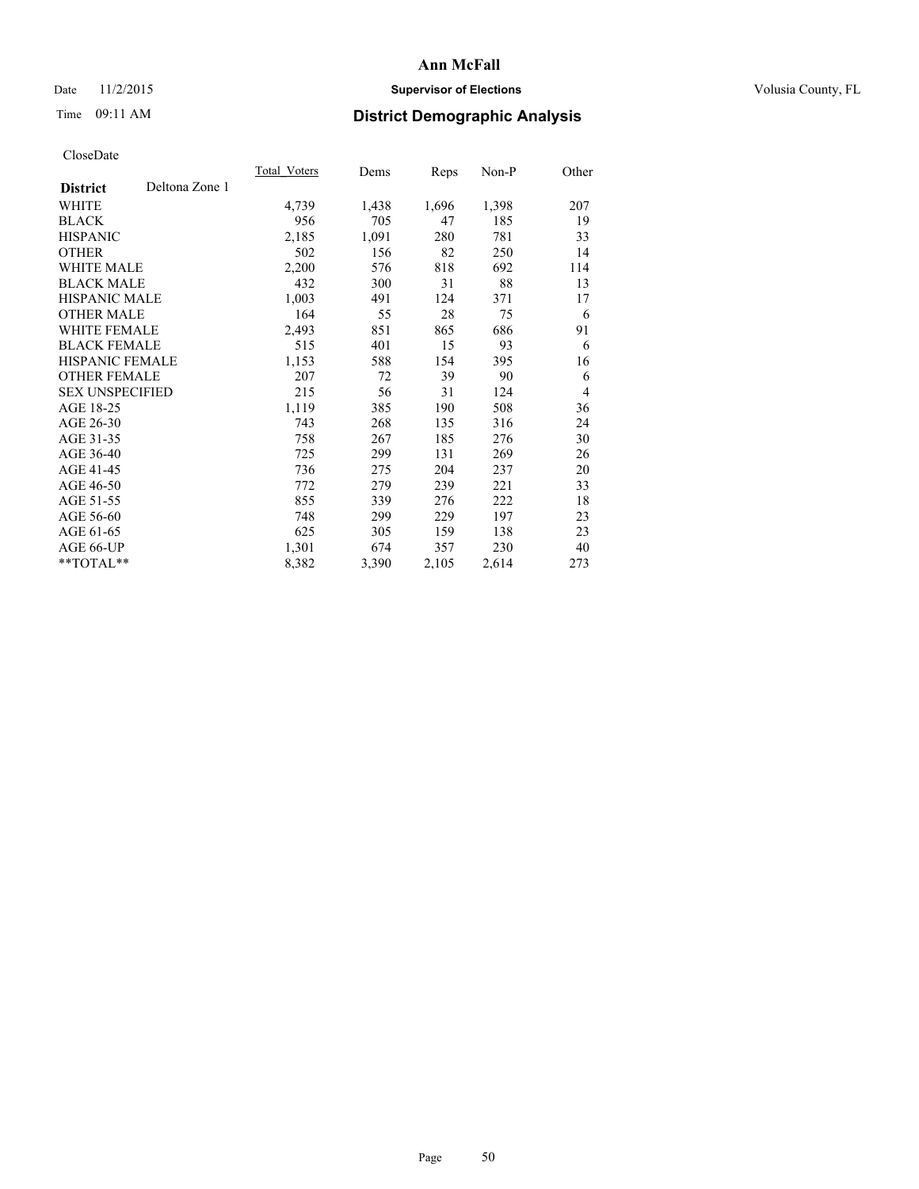**Ann McFall**

Date 11/2/2015 **Supervisor of Elections** Volusia County, FL

Time 09:11 AM **District Demographic Analysis**

CloseDate

| **District** Deltona Zone 1 | Total_Voters | Dems | Reps | Non-P | Other |
|---|---|---|---|---|---|
| WHITE | 4,739 | 1,438 | 1,696 | 1,398 | 207 |
| BLACK | 956 | 705 | 47 | 185 | 19 |
| HISPANIC | 2,185 | 1,091 | 280 | 781 | 33 |
| OTHER | 502 | 156 | 82 | 250 | 14 |
| WHITE MALE | 2,200 | 576 | 818 | 692 | 114 |
| BLACK MALE | 432 | 300 | 31 | 88 | 13 |
| HISPANIC MALE | 1,003 | 491 | 124 | 371 | 17 |
| OTHER MALE | 164 | 55 | 28 | 75 | 6 |
| WHITE FEMALE | 2,493 | 851 | 865 | 686 | 91 |
| BLACK FEMALE | 515 | 401 | 15 | 93 | 6 |
| HISPANIC FEMALE | 1,153 | 588 | 154 | 395 | 16 |
| OTHER FEMALE | 207 | 72 | 39 | 90 | 6 |
| SEX UNSPECIFIED | 215 | 56 | 31 | 124 | 4 |
| AGE 18-25 | 1,119 | 385 | 190 | 508 | 36 |
| AGE 26-30 | 743 | 268 | 135 | 316 | 24 |
| AGE 31-35 | 758 | 267 | 185 | 276 | 30 |
| AGE 36-40 | 725 | 299 | 131 | 269 | 26 |
| AGE 41-45 | 736 | 275 | 204 | 237 | 20 |
| AGE 46-50 | 772 | 279 | 239 | 221 | 33 |
| AGE 51-55 | 855 | 339 | 276 | 222 | 18 |
| AGE 56-60 | 748 | 299 | 229 | 197 | 23 |
| AGE 61-65 | 625 | 305 | 159 | 138 | 23 |
| AGE 66-UP | 1,301 | 674 | 357 | 230 | 40 |
| **TOTAL** | 8,382 | 3,390 | 2,105 | 2,614 | 273 |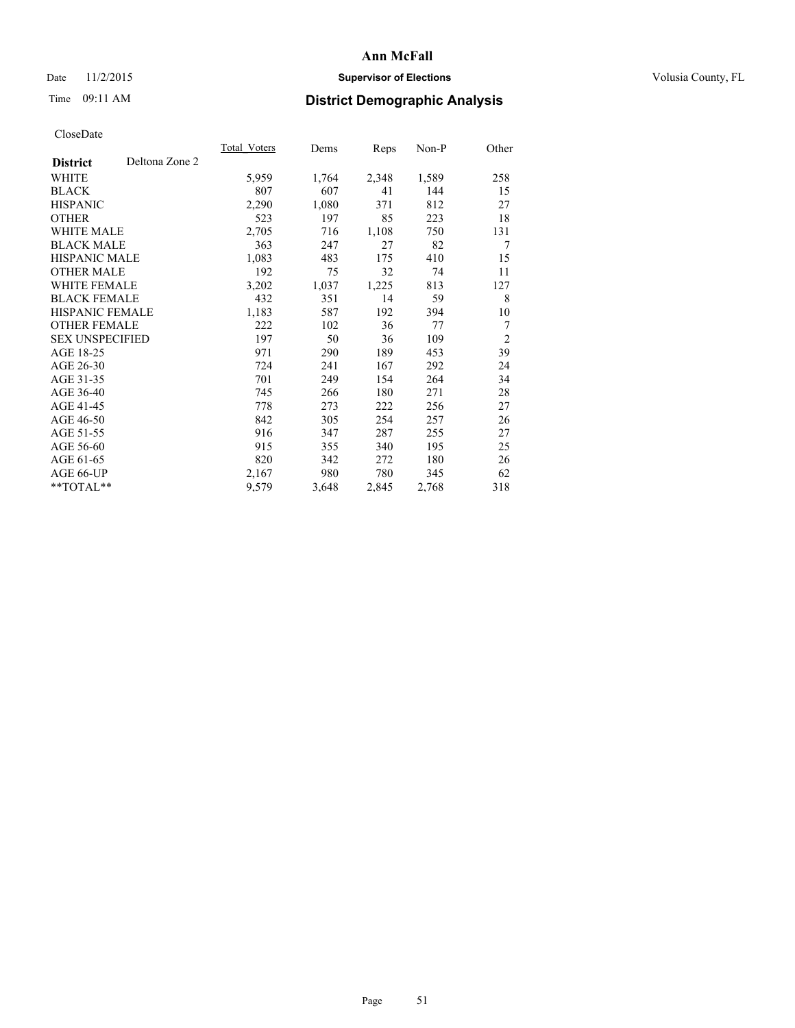# Ann McFall

Date 11/2/2015 **Supervisor of Elections** Volusia County, FL

Time 09:11 AM **District Demographic Analysis**

CloseDate

| **District** Deltona Zone 2 | Total_Voters | Dems | Reps | Non-P | Other |
|---|---|---|---|---|---|
| WHITE | 5,959 | 1,764 | 2,348 | 1,589 | 258 |
| BLACK | 807 | 607 | 41 | 144 | 15 |
| HISPANIC | 2,290 | 1,080 | 371 | 812 | 27 |
| OTHER | 523 | 197 | 85 | 223 | 18 |
| WHITE MALE | 2,705 | 716 | 1,108 | 750 | 131 |
| BLACK MALE | 363 | 247 | 27 | 82 | 7 |
| HISPANIC MALE | 1,083 | 483 | 175 | 410 | 15 |
| OTHER MALE | 192 | 75 | 32 | 74 | 11 |
| WHITE FEMALE | 3,202 | 1,037 | 1,225 | 813 | 127 |
| BLACK FEMALE | 432 | 351 | 14 | 59 | 8 |
| HISPANIC FEMALE | 1,183 | 587 | 192 | 394 | 10 |
| OTHER FEMALE | 222 | 102 | 36 | 77 | 7 |
| SEX UNSPECIFIED | 197 | 50 | 36 | 109 | 2 |
| AGE 18-25 | 971 | 290 | 189 | 453 | 39 |
| AGE 26-30 | 724 | 241 | 167 | 292 | 24 |
| AGE 31-35 | 701 | 249 | 154 | 264 | 34 |
| AGE 36-40 | 745 | 266 | 180 | 271 | 28 |
| AGE 41-45 | 778 | 273 | 222 | 256 | 27 |
| AGE 46-50 | 842 | 305 | 254 | 257 | 26 |
| AGE 51-55 | 916 | 347 | 287 | 255 | 27 |
| AGE 56-60 | 915 | 355 | 340 | 195 | 25 |
| AGE 61-65 | 820 | 342 | 272 | 180 | 26 |
| AGE 66-UP | 2,167 | 980 | 780 | 345 | 62 |
| **TOTAL** | 9,579 | 3,648 | 2,845 | 2,768 | 318 |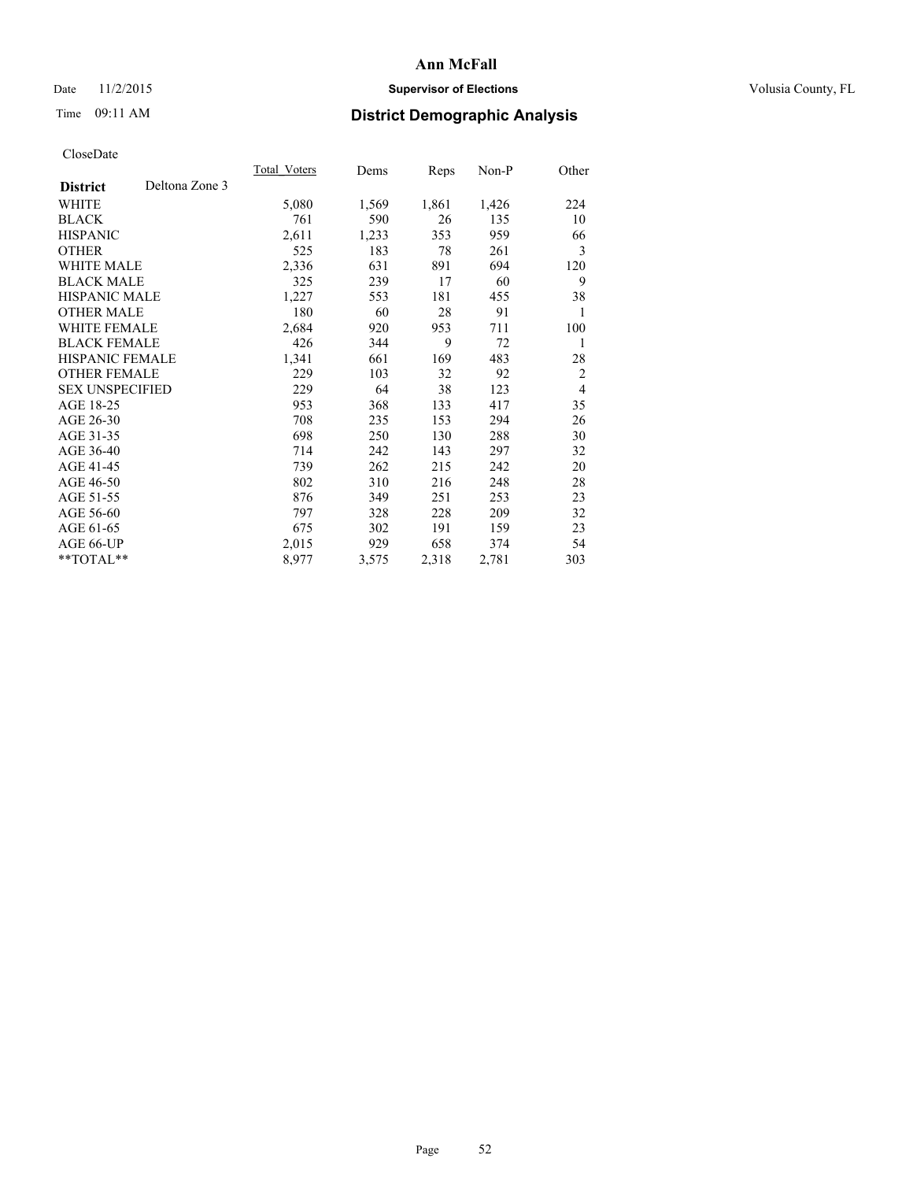# Ann McFall

Date 11/2/2015 **Supervisor of Elections** Volusia County, FL

Time 09:11 AM **District Demographic Analysis**

CloseDate

| District | Deltona Zone 3 | Total_Voters | Dems | Reps | Non-P | Other |
|---|---|---|---|---|---|---|
| WHITE | | 5,080 | 1,569 | 1,861 | 1,426 | 224 |
| BLACK | | 761 | 590 | 26 | 135 | 10 |
| HISPANIC | | 2,611 | 1,233 | 353 | 959 | 66 |
| OTHER | | 525 | 183 | 78 | 261 | 3 |
| WHITE MALE | | 2,336 | 631 | 891 | 694 | 120 |
| BLACK MALE | | 325 | 239 | 17 | 60 | 9 |
| HISPANIC MALE | | 1,227 | 553 | 181 | 455 | 38 |
| OTHER MALE | | 180 | 60 | 28 | 91 | 1 |
| WHITE FEMALE | | 2,684 | 920 | 953 | 711 | 100 |
| BLACK FEMALE | | 426 | 344 | 9 | 72 | 1 |
| HISPANIC FEMALE | | 1,341 | 661 | 169 | 483 | 28 |
| OTHER FEMALE | | 229 | 103 | 32 | 92 | 2 |
| SEX UNSPECIFIED | | 229 | 64 | 38 | 123 | 4 |
| AGE 18-25 | | 953 | 368 | 133 | 417 | 35 |
| AGE 26-30 | | 708 | 235 | 153 | 294 | 26 |
| AGE 31-35 | | 698 | 250 | 130 | 288 | 30 |
| AGE 36-40 | | 714 | 242 | 143 | 297 | 32 |
| AGE 41-45 | | 739 | 262 | 215 | 242 | 20 |
| AGE 46-50 | | 802 | 310 | 216 | 248 | 28 |
| AGE 51-55 | | 876 | 349 | 251 | 253 | 23 |
| AGE 56-60 | | 797 | 328 | 228 | 209 | 32 |
| AGE 61-65 | | 675 | 302 | 191 | 159 | 23 |
| AGE 66-UP | | 2,015 | 929 | 658 | 374 | 54 |
| **TOTAL** | | 8,977 | 3,575 | 2,318 | 2,781 | 303 |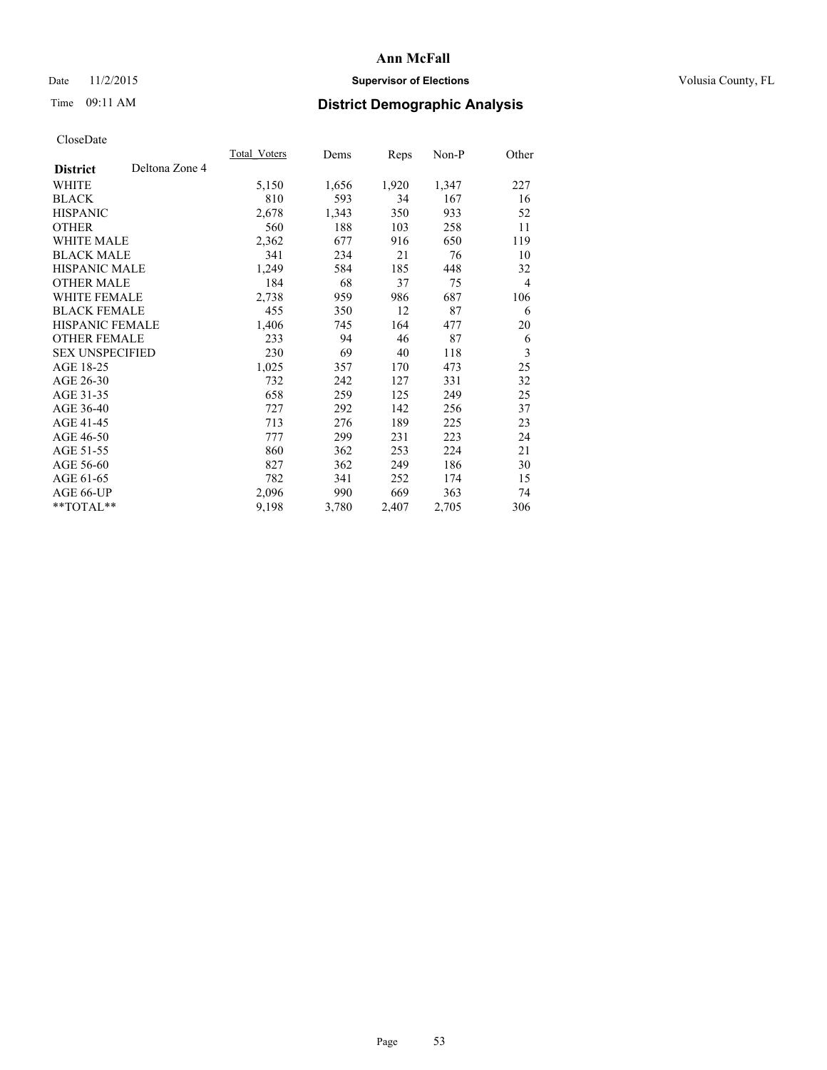# Ann McFall

Date 11/2/2015 **Supervisor of Elections** Volusia County, FL

Time 09:11 AM **District Demographic Analysis**

CloseDate

| **District** Deltona Zone 4 | Total_Voters | Dems | Reps | Non-P | Other |
|---|---|---|---|---|---|
| WHITE | 5,150 | 1,656 | 1,920 | 1,347 | 227 |
| BLACK | 810 | 593 | 34 | 167 | 16 |
| HISPANIC | 2,678 | 1,343 | 350 | 933 | 52 |
| OTHER | 560 | 188 | 103 | 258 | 11 |
| WHITE MALE | 2,362 | 677 | 916 | 650 | 119 |
| BLACK MALE | 341 | 234 | 21 | 76 | 10 |
| HISPANIC MALE | 1,249 | 584 | 185 | 448 | 32 |
| OTHER MALE | 184 | 68 | 37 | 75 | 4 |
| WHITE FEMALE | 2,738 | 959 | 986 | 687 | 106 |
| BLACK FEMALE | 455 | 350 | 12 | 87 | 6 |
| HISPANIC FEMALE | 1,406 | 745 | 164 | 477 | 20 |
| OTHER FEMALE | 233 | 94 | 46 | 87 | 6 |
| SEX UNSPECIFIED | 230 | 69 | 40 | 118 | 3 |
| AGE 18-25 | 1,025 | 357 | 170 | 473 | 25 |
| AGE 26-30 | 732 | 242 | 127 | 331 | 32 |
| AGE 31-35 | 658 | 259 | 125 | 249 | 25 |
| AGE 36-40 | 727 | 292 | 142 | 256 | 37 |
| AGE 41-45 | 713 | 276 | 189 | 225 | 23 |
| AGE 46-50 | 777 | 299 | 231 | 223 | 24 |
| AGE 51-55 | 860 | 362 | 253 | 224 | 21 |
| AGE 56-60 | 827 | 362 | 249 | 186 | 30 |
| AGE 61-65 | 782 | 341 | 252 | 174 | 15 |
| AGE 66-UP | 2,096 | 990 | 669 | 363 | 74 |
| **TOTAL** | 9,198 | 3,780 | 2,407 | 2,705 | 306 |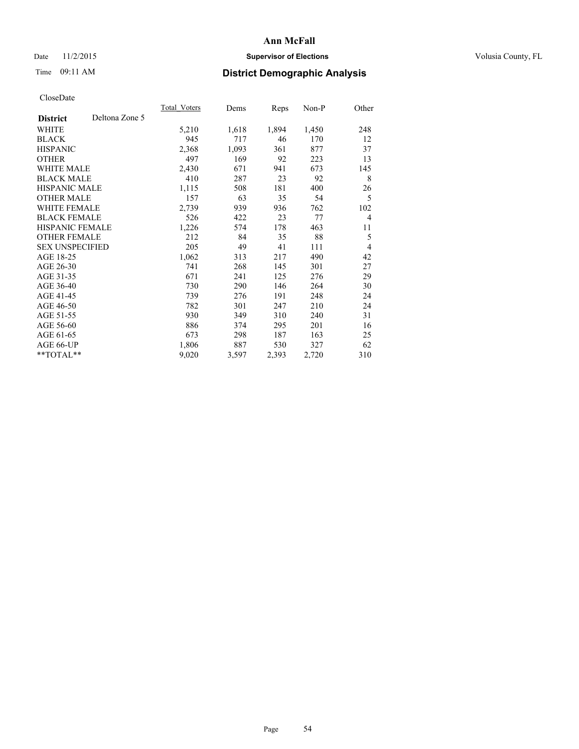# Ann McFall

Date 11/2/2015 **Supervisor of Elections** Volusia County, FL

Time 09:11 AM **District Demographic Analysis**

CloseDate

| District | Deltona Zone 5 | Total_Voters | Dems | Reps | Non-P | Other |
|---|---|---|---|---|---|---|
| WHITE | | 5,210 | 1,618 | 1,894 | 1,450 | 248 |
| BLACK | | 945 | 717 | 46 | 170 | 12 |
| HISPANIC | | 2,368 | 1,093 | 361 | 877 | 37 |
| OTHER | | 497 | 169 | 92 | 223 | 13 |
| WHITE MALE | | 2,430 | 671 | 941 | 673 | 145 |
| BLACK MALE | | 410 | 287 | 23 | 92 | 8 |
| HISPANIC MALE | | 1,115 | 508 | 181 | 400 | 26 |
| OTHER MALE | | 157 | 63 | 35 | 54 | 5 |
| WHITE FEMALE | | 2,739 | 939 | 936 | 762 | 102 |
| BLACK FEMALE | | 526 | 422 | 23 | 77 | 4 |
| HISPANIC FEMALE | | 1,226 | 574 | 178 | 463 | 11 |
| OTHER FEMALE | | 212 | 84 | 35 | 88 | 5 |
| SEX UNSPECIFIED | | 205 | 49 | 41 | 111 | 4 |
| AGE 18-25 | | 1,062 | 313 | 217 | 490 | 42 |
| AGE 26-30 | | 741 | 268 | 145 | 301 | 27 |
| AGE 31-35 | | 671 | 241 | 125 | 276 | 29 |
| AGE 36-40 | | 730 | 290 | 146 | 264 | 30 |
| AGE 41-45 | | 739 | 276 | 191 | 248 | 24 |
| AGE 46-50 | | 782 | 301 | 247 | 210 | 24 |
| AGE 51-55 | | 930 | 349 | 310 | 240 | 31 |
| AGE 56-60 | | 886 | 374 | 295 | 201 | 16 |
| AGE 61-65 | | 673 | 298 | 187 | 163 | 25 |
| AGE 66-UP | | 1,806 | 887 | 530 | 327 | 62 |
| **TOTAL** | | 9,020 | 3,597 | 2,393 | 2,720 | 310 |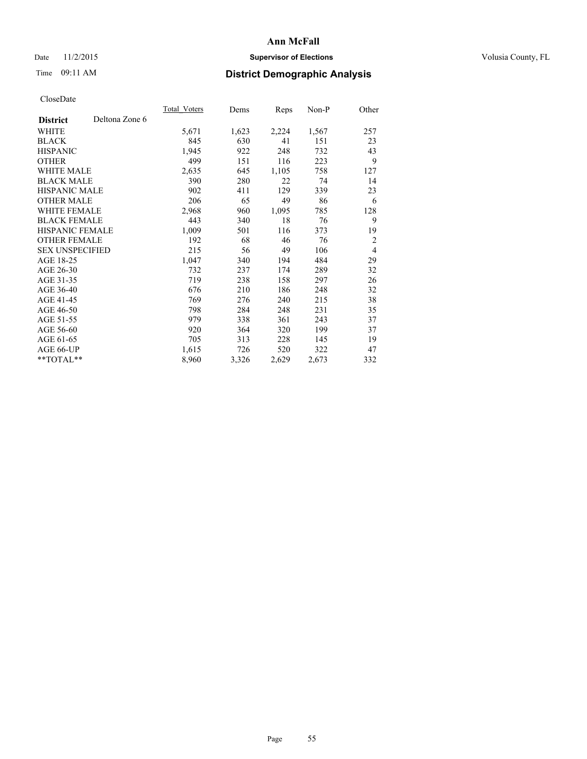# Ann McFall

Date 11/2/2015 **Supervisor of Elections** Volusia County, FL

Time 09:11 AM **District Demographic Analysis**

CloseDate

| **District** Deltona Zone 6 | Total_Voters | Dems | Reps | Non-P | Other |
|---|---|---|---|---|---|
| WHITE | 5,671 | 1,623 | 2,224 | 1,567 | 257 |
| BLACK | 845 | 630 | 41 | 151 | 23 |
| HISPANIC | 1,945 | 922 | 248 | 732 | 43 |
| OTHER | 499 | 151 | 116 | 223 | 9 |
| WHITE MALE | 2,635 | 645 | 1,105 | 758 | 127 |
| BLACK MALE | 390 | 280 | 22 | 74 | 14 |
| HISPANIC MALE | 902 | 411 | 129 | 339 | 23 |
| OTHER MALE | 206 | 65 | 49 | 86 | 6 |
| WHITE FEMALE | 2,968 | 960 | 1,095 | 785 | 128 |
| BLACK FEMALE | 443 | 340 | 18 | 76 | 9 |
| HISPANIC FEMALE | 1,009 | 501 | 116 | 373 | 19 |
| OTHER FEMALE | 192 | 68 | 46 | 76 | 2 |
| SEX UNSPECIFIED | 215 | 56 | 49 | 106 | 4 |
| AGE 18-25 | 1,047 | 340 | 194 | 484 | 29 |
| AGE 26-30 | 732 | 237 | 174 | 289 | 32 |
| AGE 31-35 | 719 | 238 | 158 | 297 | 26 |
| AGE 36-40 | 676 | 210 | 186 | 248 | 32 |
| AGE 41-45 | 769 | 276 | 240 | 215 | 38 |
| AGE 46-50 | 798 | 284 | 248 | 231 | 35 |
| AGE 51-55 | 979 | 338 | 361 | 243 | 37 |
| AGE 56-60 | 920 | 364 | 320 | 199 | 37 |
| AGE 61-65 | 705 | 313 | 228 | 145 | 19 |
| AGE 66-UP | 1,615 | 726 | 520 | 322 | 47 |
| **TOTAL** | 8,960 | 3,326 | 2,629 | 2,673 | 332 |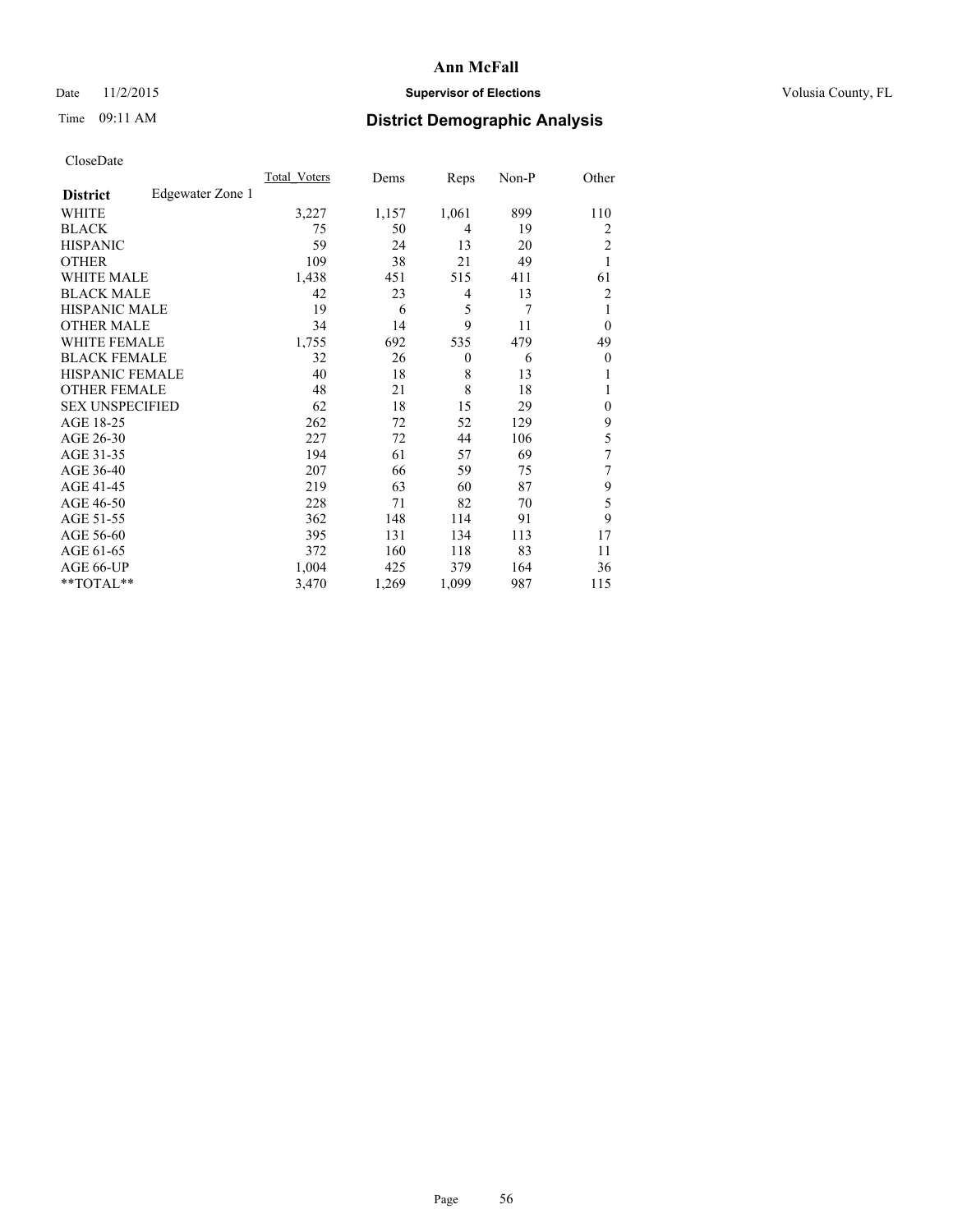# Ann McFall

Date 11/2/2015 **Supervisor of Elections** Volusia County, FL

Time 09:11 AM **District Demographic Analysis**

CloseDate

| District | Edgewater Zone 1 | Total_Voters | Dems | Reps | Non-P | Other |
|---|---|---|---|---|---|---|
| WHITE | | 3,227 | 1,157 | 1,061 | 899 | 110 |
| BLACK | | 75 | 50 | 4 | 19 | 2 |
| HISPANIC | | 59 | 24 | 13 | 20 | 2 |
| OTHER | | 109 | 38 | 21 | 49 | 1 |
| WHITE MALE | | 1,438 | 451 | 515 | 411 | 61 |
| BLACK MALE | | 42 | 23 | 4 | 13 | 2 |
| HISPANIC MALE | | 19 | 6 | 5 | 7 | 1 |
| OTHER MALE | | 34 | 14 | 9 | 11 | 0 |
| WHITE FEMALE | | 1,755 | 692 | 535 | 479 | 49 |
| BLACK FEMALE | | 32 | 26 | 0 | 6 | 0 |
| HISPANIC FEMALE | | 40 | 18 | 8 | 13 | 1 |
| OTHER FEMALE | | 48 | 21 | 8 | 18 | 1 |
| SEX UNSPECIFIED | | 62 | 18 | 15 | 29 | 0 |
| AGE 18-25 | | 262 | 72 | 52 | 129 | 9 |
| AGE 26-30 | | 227 | 72 | 44 | 106 | 5 |
| AGE 31-35 | | 194 | 61 | 57 | 69 | 7 |
| AGE 36-40 | | 207 | 66 | 59 | 75 | 7 |
| AGE 41-45 | | 219 | 63 | 60 | 87 | 9 |
| AGE 46-50 | | 228 | 71 | 82 | 70 | 5 |
| AGE 51-55 | | 362 | 148 | 114 | 91 | 9 |
| AGE 56-60 | | 395 | 131 | 134 | 113 | 17 |
| AGE 61-65 | | 372 | 160 | 118 | 83 | 11 |
| AGE 66-UP | | 1,004 | 425 | 379 | 164 | 36 |
| **TOTAL** | | 3,470 | 1,269 | 1,099 | 987 | 115 |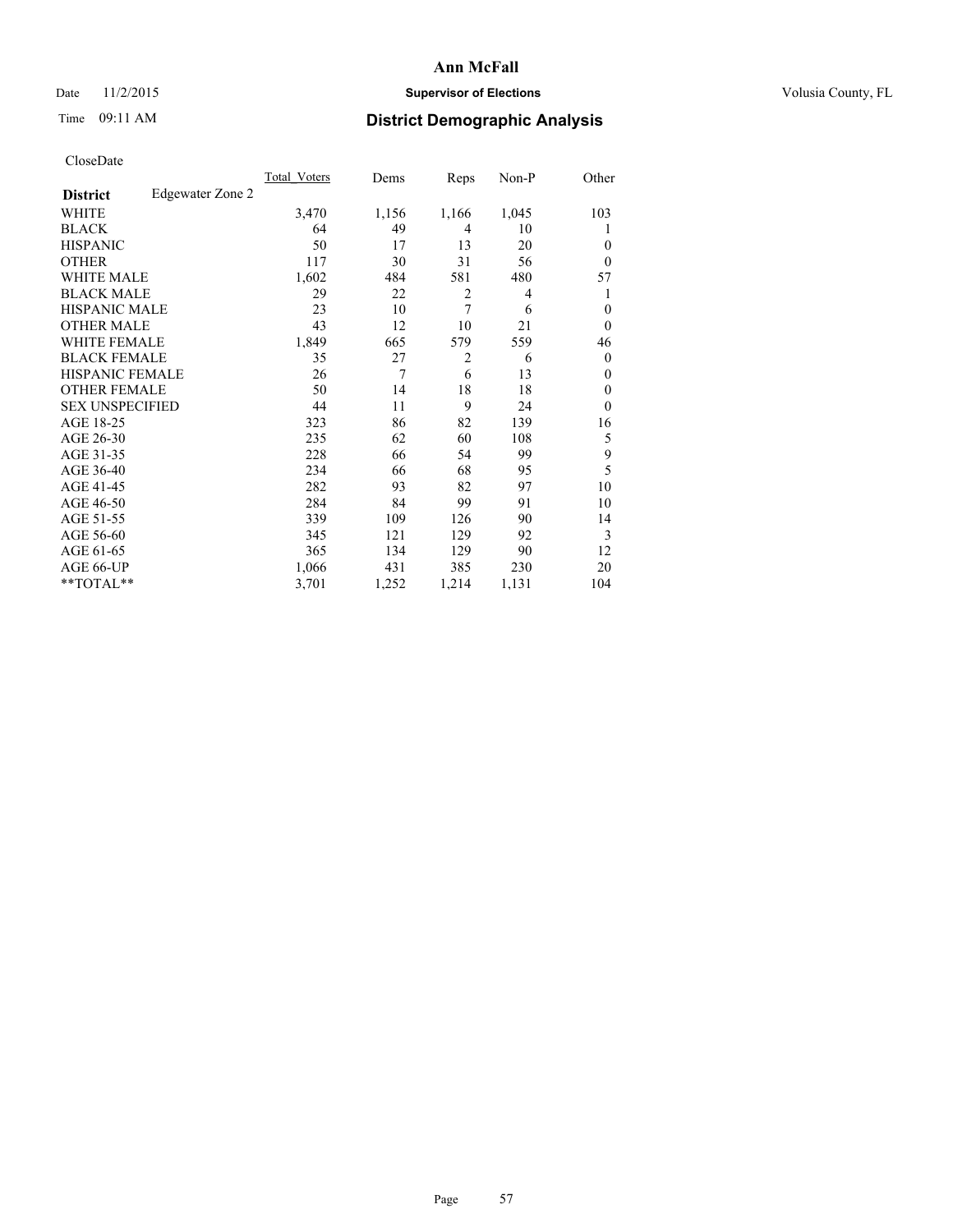**Ann McFall**

Date 11/2/2015 **Supervisor of Elections** Volusia County, FL

Time 09:11 AM **District Demographic Analysis**

CloseDate

| **District** Edgewater Zone 2 | Total_Voters | Dems | Reps | Non-P | Other |
|---|---|---|---|---|---|
| WHITE | 3,470 | 1,156 | 1,166 | 1,045 | 103 |
| BLACK | 64 | 49 | 4 | 10 | 1 |
| HISPANIC | 50 | 17 | 13 | 20 | 0 |
| OTHER | 117 | 30 | 31 | 56 | 0 |
| WHITE MALE | 1,602 | 484 | 581 | 480 | 57 |
| BLACK MALE | 29 | 22 | 2 | 4 | 1 |
| HISPANIC MALE | 23 | 10 | 7 | 6 | 0 |
| OTHER MALE | 43 | 12 | 10 | 21 | 0 |
| WHITE FEMALE | 1,849 | 665 | 579 | 559 | 46 |
| BLACK FEMALE | 35 | 27 | 2 | 6 | 0 |
| HISPANIC FEMALE | 26 | 7 | 6 | 13 | 0 |
| OTHER FEMALE | 50 | 14 | 18 | 18 | 0 |
| SEX UNSPECIFIED | 44 | 11 | 9 | 24 | 0 |
| AGE 18-25 | 323 | 86 | 82 | 139 | 16 |
| AGE 26-30 | 235 | 62 | 60 | 108 | 5 |
| AGE 31-35 | 228 | 66 | 54 | 99 | 9 |
| AGE 36-40 | 234 | 66 | 68 | 95 | 5 |
| AGE 41-45 | 282 | 93 | 82 | 97 | 10 |
| AGE 46-50 | 284 | 84 | 99 | 91 | 10 |
| AGE 51-55 | 339 | 109 | 126 | 90 | 14 |
| AGE 56-60 | 345 | 121 | 129 | 92 | 3 |
| AGE 61-65 | 365 | 134 | 129 | 90 | 12 |
| AGE 66-UP | 1,066 | 431 | 385 | 230 | 20 |
| **TOTAL** | 3,701 | 1,252 | 1,214 | 1,131 | 104 |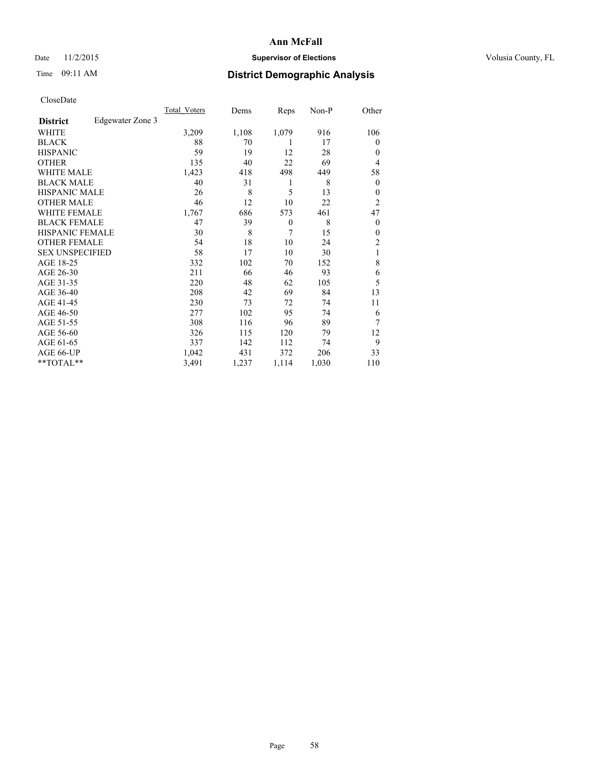# Ann McFall

Date 11/2/2015 **Supervisor of Elections** Volusia County, FL

Time 09:11 AM **District Demographic Analysis**

CloseDate

| **District** Edgewater Zone 3 | Total_Voters | Dems | Reps | Non-P | Other |
|---|---|---|---|---|---|
| WHITE | 3,209 | 1,108 | 1,079 | 916 | 106 |
| BLACK | 88 | 70 | 1 | 17 | 0 |
| HISPANIC | 59 | 19 | 12 | 28 | 0 |
| OTHER | 135 | 40 | 22 | 69 | 4 |
| WHITE MALE | 1,423 | 418 | 498 | 449 | 58 |
| BLACK MALE | 40 | 31 | 1 | 8 | 0 |
| HISPANIC MALE | 26 | 8 | 5 | 13 | 0 |
| OTHER MALE | 46 | 12 | 10 | 22 | 2 |
| WHITE FEMALE | 1,767 | 686 | 573 | 461 | 47 |
| BLACK FEMALE | 47 | 39 | 0 | 8 | 0 |
| HISPANIC FEMALE | 30 | 8 | 7 | 15 | 0 |
| OTHER FEMALE | 54 | 18 | 10 | 24 | 2 |
| SEX UNSPECIFIED | 58 | 17 | 10 | 30 | 1 |
| AGE 18-25 | 332 | 102 | 70 | 152 | 8 |
| AGE 26-30 | 211 | 66 | 46 | 93 | 6 |
| AGE 31-35 | 220 | 48 | 62 | 105 | 5 |
| AGE 36-40 | 208 | 42 | 69 | 84 | 13 |
| AGE 41-45 | 230 | 73 | 72 | 74 | 11 |
| AGE 46-50 | 277 | 102 | 95 | 74 | 6 |
| AGE 51-55 | 308 | 116 | 96 | 89 | 7 |
| AGE 56-60 | 326 | 115 | 120 | 79 | 12 |
| AGE 61-65 | 337 | 142 | 112 | 74 | 9 |
| AGE 66-UP | 1,042 | 431 | 372 | 206 | 33 |
| **TOTAL** | 3,491 | 1,237 | 1,114 | 1,030 | 110 |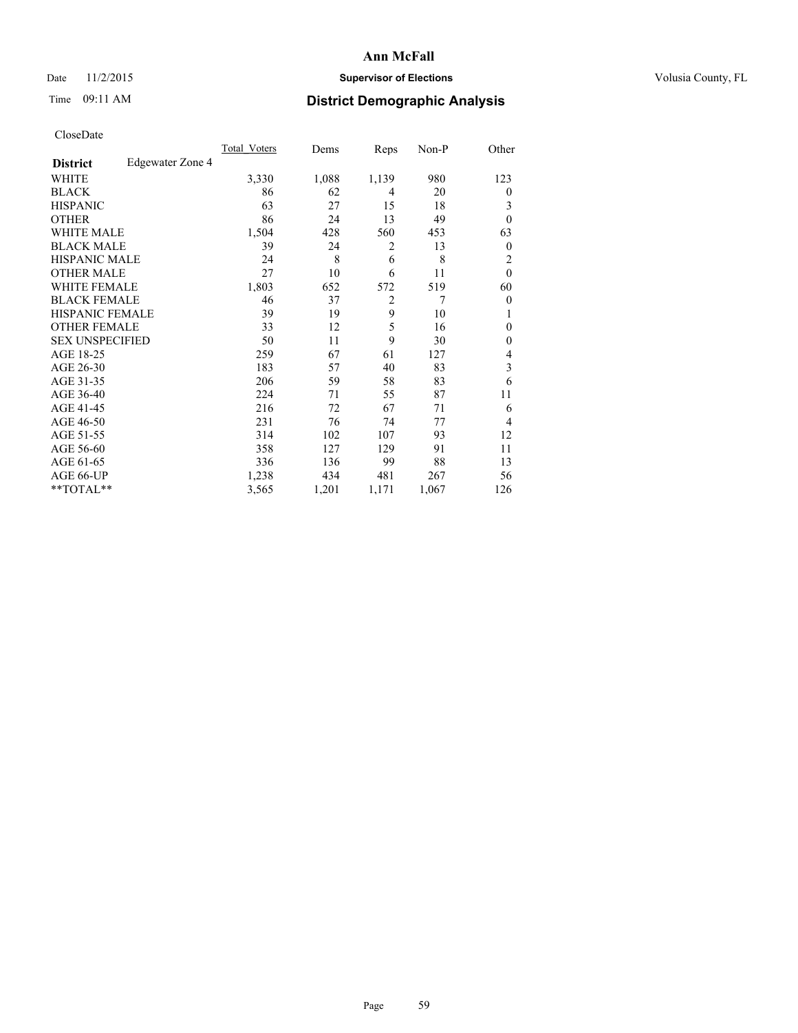# Ann McFall

Date 11/2/2015 **Supervisor of Elections** Volusia County, FL

Time 09:11 AM **District Demographic Analysis**

CloseDate

| **District** Edgewater Zone 4 | Total_Voters | Dems | Reps | Non-P | Other |
|---|---|---|---|---|---|
| WHITE | 3,330 | 1,088 | 1,139 | 980 | 123 |
| BLACK | 86 | 62 | 4 | 20 | 0 |
| HISPANIC | 63 | 27 | 15 | 18 | 3 |
| OTHER | 86 | 24 | 13 | 49 | 0 |
| WHITE MALE | 1,504 | 428 | 560 | 453 | 63 |
| BLACK MALE | 39 | 24 | 2 | 13 | 0 |
| HISPANIC MALE | 24 | 8 | 6 | 8 | 2 |
| OTHER MALE | 27 | 10 | 6 | 11 | 0 |
| WHITE FEMALE | 1,803 | 652 | 572 | 519 | 60 |
| BLACK FEMALE | 46 | 37 | 2 | 7 | 0 |
| HISPANIC FEMALE | 39 | 19 | 9 | 10 | 1 |
| OTHER FEMALE | 33 | 12 | 5 | 16 | 0 |
| SEX UNSPECIFIED | 50 | 11 | 9 | 30 | 0 |
| AGE 18-25 | 259 | 67 | 61 | 127 | 4 |
| AGE 26-30 | 183 | 57 | 40 | 83 | 3 |
| AGE 31-35 | 206 | 59 | 58 | 83 | 6 |
| AGE 36-40 | 224 | 71 | 55 | 87 | 11 |
| AGE 41-45 | 216 | 72 | 67 | 71 | 6 |
| AGE 46-50 | 231 | 76 | 74 | 77 | 4 |
| AGE 51-55 | 314 | 102 | 107 | 93 | 12 |
| AGE 56-60 | 358 | 127 | 129 | 91 | 11 |
| AGE 61-65 | 336 | 136 | 99 | 88 | 13 |
| AGE 66-UP | 1,238 | 434 | 481 | 267 | 56 |
| **TOTAL** | 3,565 | 1,201 | 1,171 | 1,067 | 126 |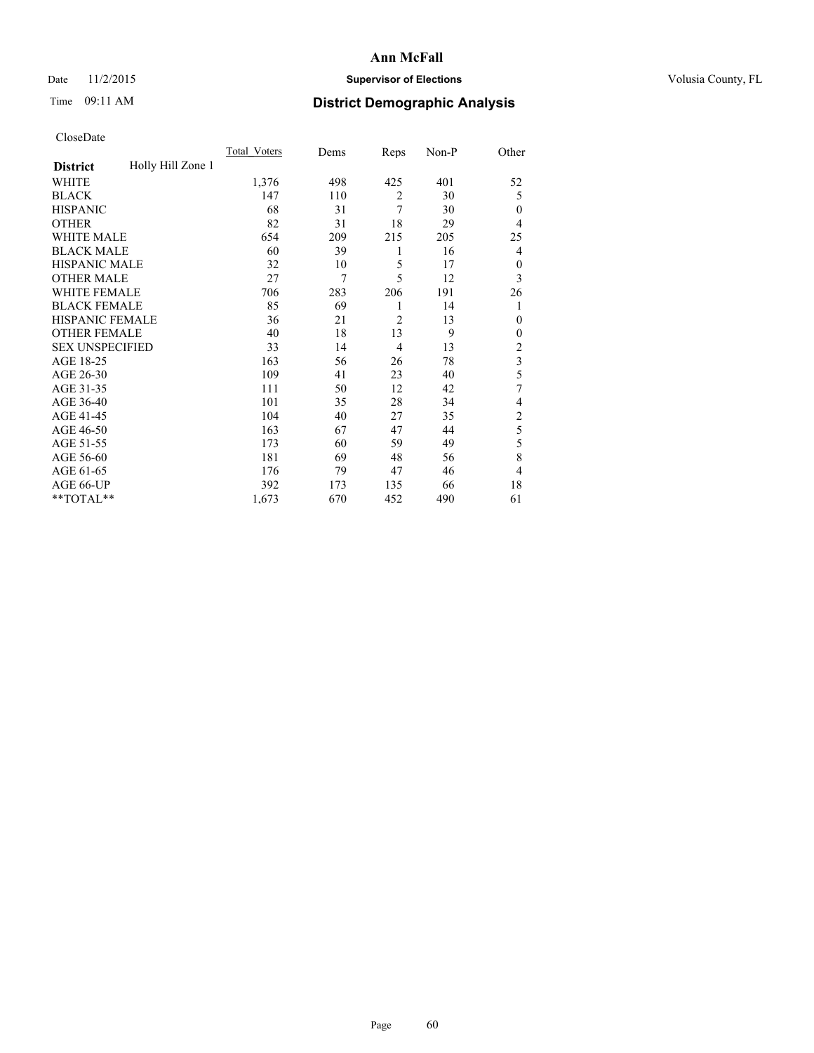**Ann McFall**

Date 11/2/2015 **Supervisor of Elections** Volusia County, FL

Time 09:11 AM **District Demographic Analysis**

CloseDate

| District | Holly Hill Zone 1 | Total_Voters | Dems | Reps | Non-P | Other |
|---|---|---|---|---|---|---|
| WHITE | | 1,376 | 498 | 425 | 401 | 52 |
| BLACK | | 147 | 110 | 2 | 30 | 5 |
| HISPANIC | | 68 | 31 | 7 | 30 | 0 |
| OTHER | | 82 | 31 | 18 | 29 | 4 |
| WHITE MALE | | 654 | 209 | 215 | 205 | 25 |
| BLACK MALE | | 60 | 39 | 1 | 16 | 4 |
| HISPANIC MALE | | 32 | 10 | 5 | 17 | 0 |
| OTHER MALE | | 27 | 7 | 5 | 12 | 3 |
| WHITE FEMALE | | 706 | 283 | 206 | 191 | 26 |
| BLACK FEMALE | | 85 | 69 | 1 | 14 | 1 |
| HISPANIC FEMALE | | 36 | 21 | 2 | 13 | 0 |
| OTHER FEMALE | | 40 | 18 | 13 | 9 | 0 |
| SEX UNSPECIFIED | | 33 | 14 | 4 | 13 | 2 |
| AGE 18-25 | | 163 | 56 | 26 | 78 | 3 |
| AGE 26-30 | | 109 | 41 | 23 | 40 | 5 |
| AGE 31-35 | | 111 | 50 | 12 | 42 | 7 |
| AGE 36-40 | | 101 | 35 | 28 | 34 | 4 |
| AGE 41-45 | | 104 | 40 | 27 | 35 | 2 |
| AGE 46-50 | | 163 | 67 | 47 | 44 | 5 |
| AGE 51-55 | | 173 | 60 | 59 | 49 | 5 |
| AGE 56-60 | | 181 | 69 | 48 | 56 | 8 |
| AGE 61-65 | | 176 | 79 | 47 | 46 | 4 |
| AGE 66-UP | | 392 | 173 | 135 | 66 | 18 |
| **TOTAL** | | 1,673 | 670 | 452 | 490 | 61 |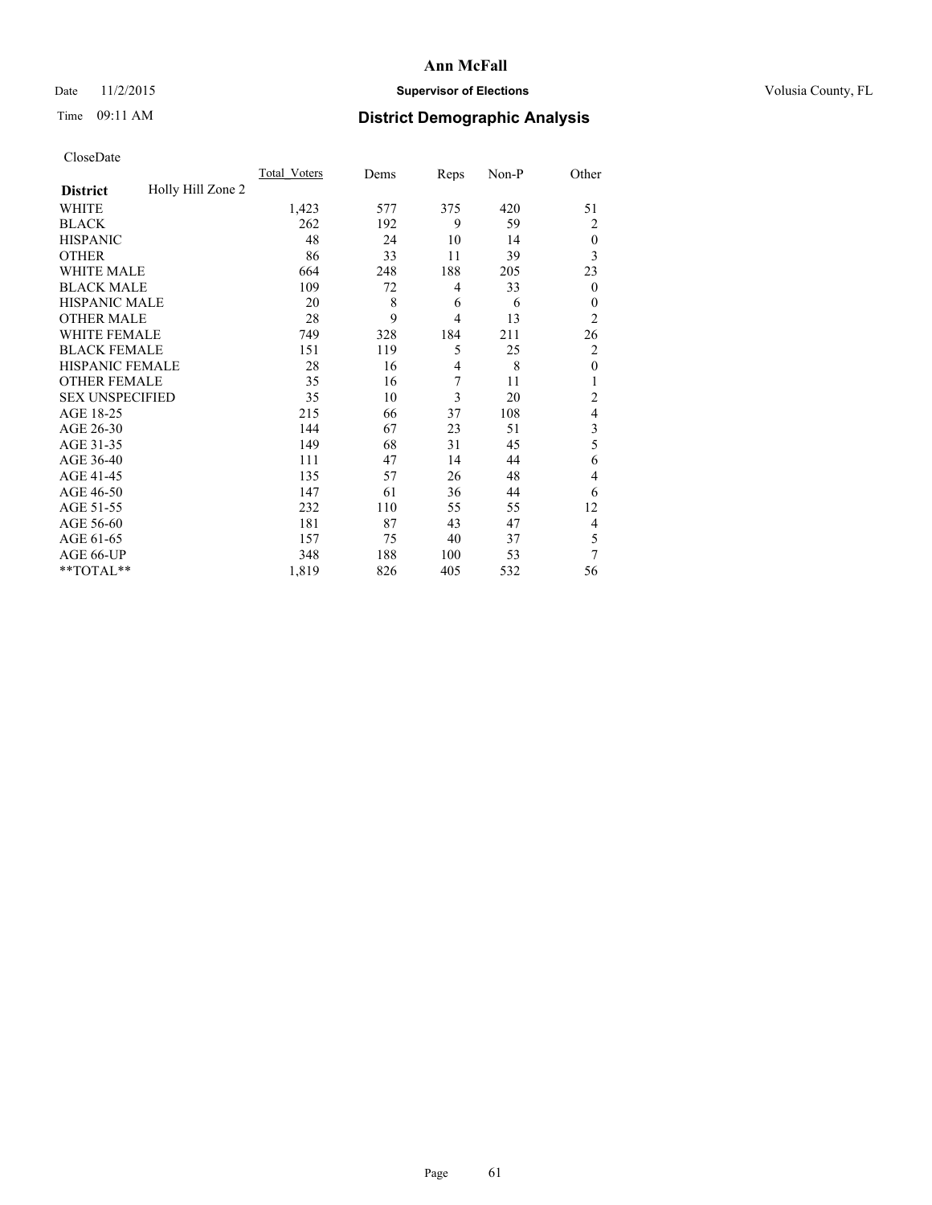**Ann McFall**

Date 11/2/2015 **Supervisor of Elections** Volusia County, FL

Time 09:11 AM **District Demographic Analysis**

CloseDate

| **District** Holly Hill Zone 2 | Total_Voters | Dems | Reps | Non-P | Other |
|---|---|---|---|---|---|
| WHITE | 1,423 | 577 | 375 | 420 | 51 |
| BLACK | 262 | 192 | 9 | 59 | 2 |
| HISPANIC | 48 | 24 | 10 | 14 | 0 |
| OTHER | 86 | 33 | 11 | 39 | 3 |
| WHITE MALE | 664 | 248 | 188 | 205 | 23 |
| BLACK MALE | 109 | 72 | 4 | 33 | 0 |
| HISPANIC MALE | 20 | 8 | 6 | 6 | 0 |
| OTHER MALE | 28 | 9 | 4 | 13 | 2 |
| WHITE FEMALE | 749 | 328 | 184 | 211 | 26 |
| BLACK FEMALE | 151 | 119 | 5 | 25 | 2 |
| HISPANIC FEMALE | 28 | 16 | 4 | 8 | 0 |
| OTHER FEMALE | 35 | 16 | 7 | 11 | 1 |
| SEX UNSPECIFIED | 35 | 10 | 3 | 20 | 2 |
| AGE 18-25 | 215 | 66 | 37 | 108 | 4 |
| AGE 26-30 | 144 | 67 | 23 | 51 | 3 |
| AGE 31-35 | 149 | 68 | 31 | 45 | 5 |
| AGE 36-40 | 111 | 47 | 14 | 44 | 6 |
| AGE 41-45 | 135 | 57 | 26 | 48 | 4 |
| AGE 46-50 | 147 | 61 | 36 | 44 | 6 |
| AGE 51-55 | 232 | 110 | 55 | 55 | 12 |
| AGE 56-60 | 181 | 87 | 43 | 47 | 4 |
| AGE 61-65 | 157 | 75 | 40 | 37 | 5 |
| AGE 66-UP | 348 | 188 | 100 | 53 | 7 |
| **TOTAL** | 1,819 | 826 | 405 | 532 | 56 |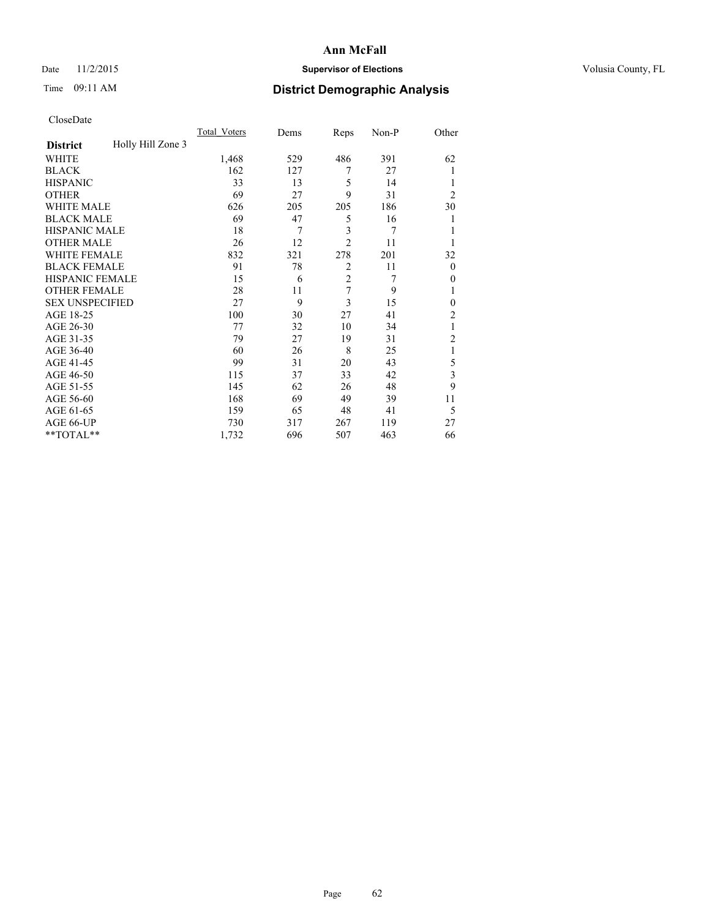# Ann McFall

Date 11/2/2015 **Supervisor of Elections** Volusia County, FL

Time 09:11 AM **District Demographic Analysis**

CloseDate

| **District** Holly Hill Zone 3 | Total_Voters | Dems | Reps | Non-P | Other |
|---|---|---|---|---|---|
| WHITE | 1,468 | 529 | 486 | 391 | 62 |
| BLACK | 162 | 127 | 7 | 27 | 1 |
| HISPANIC | 33 | 13 | 5 | 14 | 1 |
| OTHER | 69 | 27 | 9 | 31 | 2 |
| WHITE MALE | 626 | 205 | 205 | 186 | 30 |
| BLACK MALE | 69 | 47 | 5 | 16 | 1 |
| HISPANIC MALE | 18 | 7 | 3 | 7 | 1 |
| OTHER MALE | 26 | 12 | 2 | 11 | 1 |
| WHITE FEMALE | 832 | 321 | 278 | 201 | 32 |
| BLACK FEMALE | 91 | 78 | 2 | 11 | 0 |
| HISPANIC FEMALE | 15 | 6 | 2 | 7 | 0 |
| OTHER FEMALE | 28 | 11 | 7 | 9 | 1 |
| SEX UNSPECIFIED | 27 | 9 | 3 | 15 | 0 |
| AGE 18-25 | 100 | 30 | 27 | 41 | 2 |
| AGE 26-30 | 77 | 32 | 10 | 34 | 1 |
| AGE 31-35 | 79 | 27 | 19 | 31 | 2 |
| AGE 36-40 | 60 | 26 | 8 | 25 | 1 |
| AGE 41-45 | 99 | 31 | 20 | 43 | 5 |
| AGE 46-50 | 115 | 37 | 33 | 42 | 3 |
| AGE 51-55 | 145 | 62 | 26 | 48 | 9 |
| AGE 56-60 | 168 | 69 | 49 | 39 | 11 |
| AGE 61-65 | 159 | 65 | 48 | 41 | 5 |
| AGE 66-UP | 730 | 317 | 267 | 119 | 27 |
| **TOTAL** | 1,732 | 696 | 507 | 463 | 66 |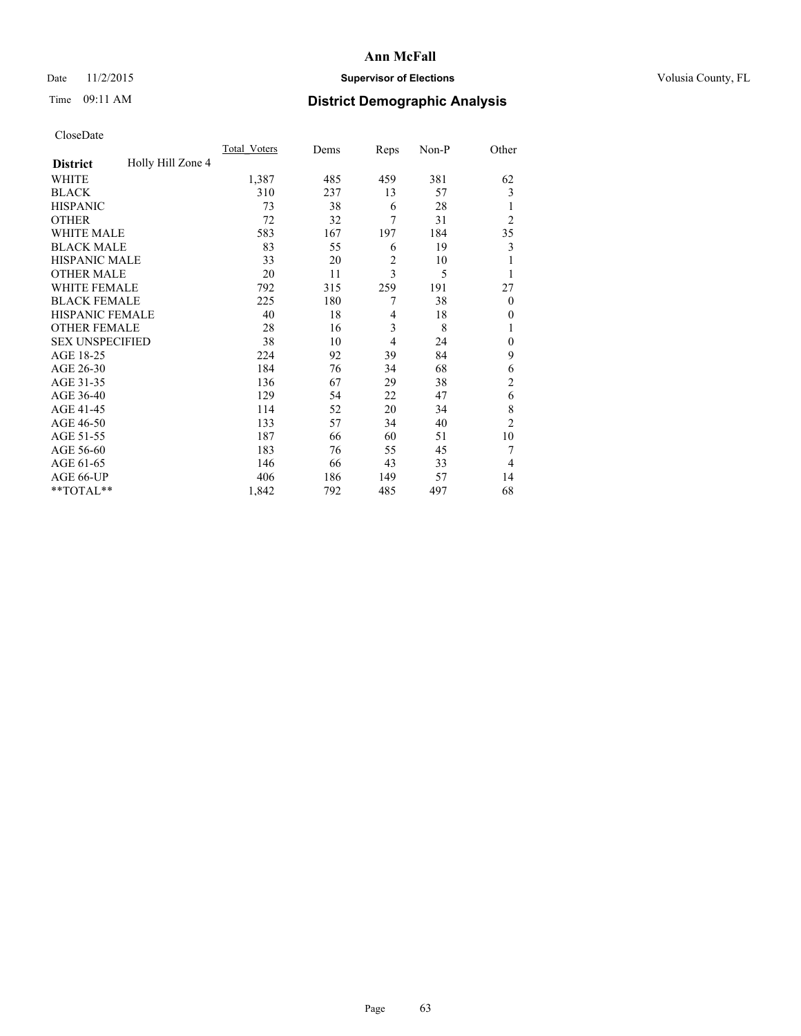# Ann McFall

Date 11/2/2015 **Supervisor of Elections** Volusia County, FL

Time 09:11 AM **District Demographic Analysis**

CloseDate

| **District** Holly Hill Zone 4 | Total_Voters | Dems | Reps | Non-P | Other |
|---|---|---|---|---|---|
| WHITE | 1,387 | 485 | 459 | 381 | 62 |
| BLACK | 310 | 237 | 13 | 57 | 3 |
| HISPANIC | 73 | 38 | 6 | 28 | 1 |
| OTHER | 72 | 32 | 7 | 31 | 2 |
| WHITE MALE | 583 | 167 | 197 | 184 | 35 |
| BLACK MALE | 83 | 55 | 6 | 19 | 3 |
| HISPANIC MALE | 33 | 20 | 2 | 10 | 1 |
| OTHER MALE | 20 | 11 | 3 | 5 | 1 |
| WHITE FEMALE | 792 | 315 | 259 | 191 | 27 |
| BLACK FEMALE | 225 | 180 | 7 | 38 | 0 |
| HISPANIC FEMALE | 40 | 18 | 4 | 18 | 0 |
| OTHER FEMALE | 28 | 16 | 3 | 8 | 1 |
| SEX UNSPECIFIED | 38 | 10 | 4 | 24 | 0 |
| AGE 18-25 | 224 | 92 | 39 | 84 | 9 |
| AGE 26-30 | 184 | 76 | 34 | 68 | 6 |
| AGE 31-35 | 136 | 67 | 29 | 38 | 2 |
| AGE 36-40 | 129 | 54 | 22 | 47 | 6 |
| AGE 41-45 | 114 | 52 | 20 | 34 | 8 |
| AGE 46-50 | 133 | 57 | 34 | 40 | 2 |
| AGE 51-55 | 187 | 66 | 60 | 51 | 10 |
| AGE 56-60 | 183 | 76 | 55 | 45 | 7 |
| AGE 61-65 | 146 | 66 | 43 | 33 | 4 |
| AGE 66-UP | 406 | 186 | 149 | 57 | 14 |
| **TOTAL** | 1,842 | 792 | 485 | 497 | 68 |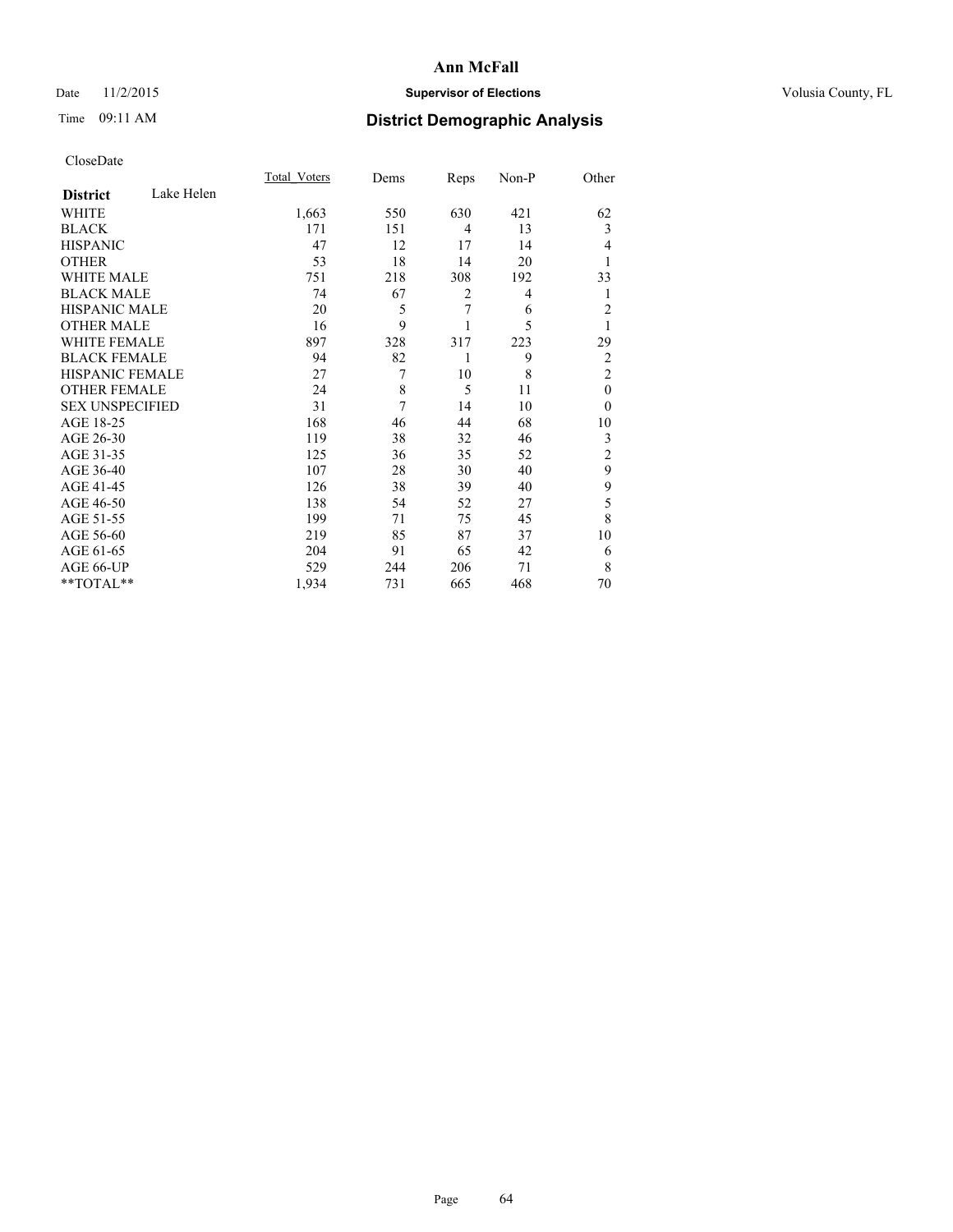# Ann McFall

Date 11/2/2015 **Supervisor of Elections** Volusia County, FL

Time 09:11 AM **District Demographic Analysis**

CloseDate

| **District** Lake Helen | Total_Voters | Dems | Reps | Non-P | Other |
|---|---|---|---|---|---|
| WHITE | 1,663 | 550 | 630 | 421 | 62 |
| BLACK | 171 | 151 | 4 | 13 | 3 |
| HISPANIC | 47 | 12 | 17 | 14 | 4 |
| OTHER | 53 | 18 | 14 | 20 | 1 |
| WHITE MALE | 751 | 218 | 308 | 192 | 33 |
| BLACK MALE | 74 | 67 | 2 | 4 | 1 |
| HISPANIC MALE | 20 | 5 | 7 | 6 | 2 |
| OTHER MALE | 16 | 9 | 1 | 5 | 1 |
| WHITE FEMALE | 897 | 328 | 317 | 223 | 29 |
| BLACK FEMALE | 94 | 82 | 1 | 9 | 2 |
| HISPANIC FEMALE | 27 | 7 | 10 | 8 | 2 |
| OTHER FEMALE | 24 | 8 | 5 | 11 | 0 |
| SEX UNSPECIFIED | 31 | 7 | 14 | 10 | 0 |
| AGE 18-25 | 168 | 46 | 44 | 68 | 10 |
| AGE 26-30 | 119 | 38 | 32 | 46 | 3 |
| AGE 31-35 | 125 | 36 | 35 | 52 | 2 |
| AGE 36-40 | 107 | 28 | 30 | 40 | 9 |
| AGE 41-45 | 126 | 38 | 39 | 40 | 9 |
| AGE 46-50 | 138 | 54 | 52 | 27 | 5 |
| AGE 51-55 | 199 | 71 | 75 | 45 | 8 |
| AGE 56-60 | 219 | 85 | 87 | 37 | 10 |
| AGE 61-65 | 204 | 91 | 65 | 42 | 6 |
| AGE 66-UP | 529 | 244 | 206 | 71 | 8 |
| **TOTAL** | 1,934 | 731 | 665 | 468 | 70 |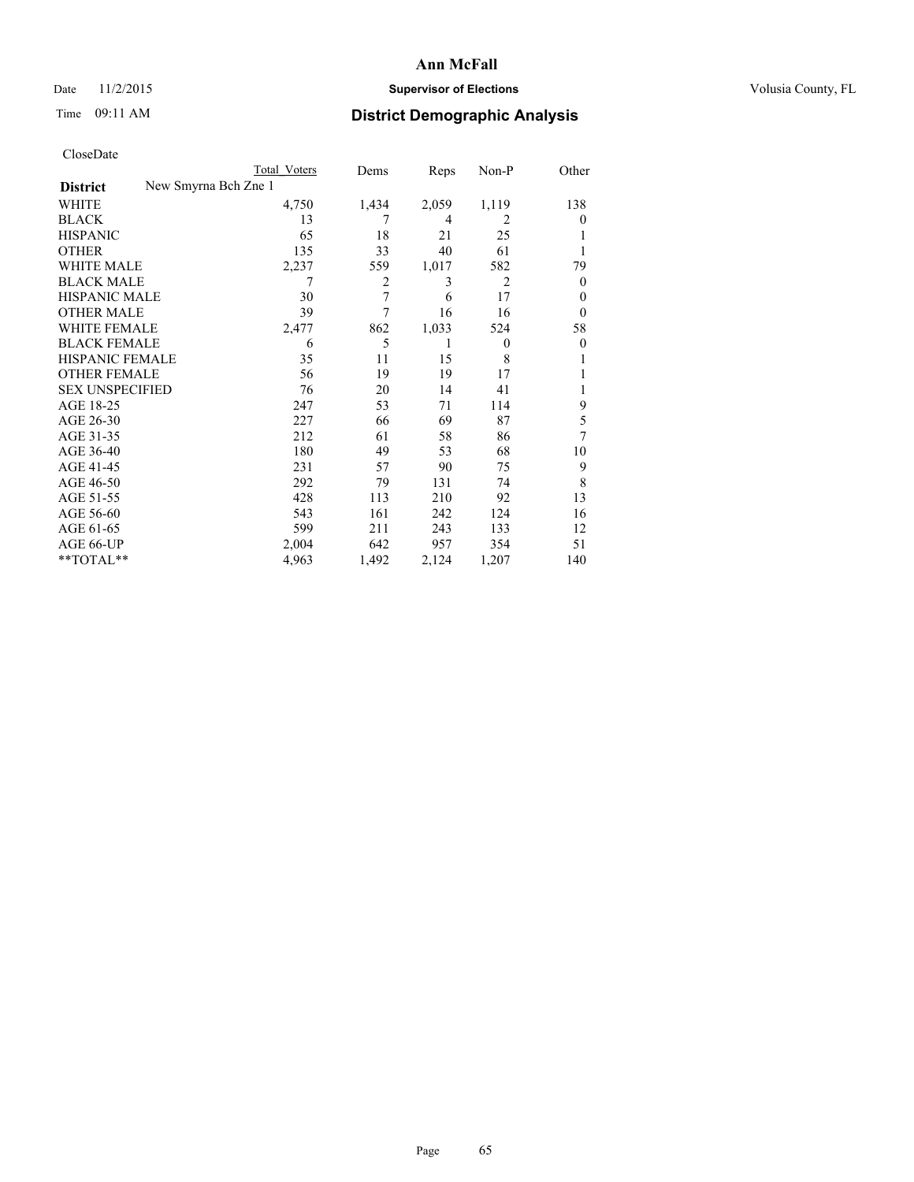# Ann McFall

Date 11/2/2015 **Supervisor of Elections** Volusia County, FL

Time 09:11 AM **District Demographic Analysis**

CloseDate

| | Total Voters | Dems | Reps | Non-P | Other |
|---|---|---|---|---|---|
| **District** New Smyrna Bch Zne 1 | | | | | |
| WHITE | 4,750 | 1,434 | 2,059 | 1,119 | 138 |
| BLACK | 13 | 7 | 4 | 2 | 0 |
| HISPANIC | 65 | 18 | 21 | 25 | 1 |
| OTHER | 135 | 33 | 40 | 61 | 1 |
| WHITE MALE | 2,237 | 559 | 1,017 | 582 | 79 |
| BLACK MALE | 7 | 2 | 3 | 2 | 0 |
| HISPANIC MALE | 30 | 7 | 6 | 17 | 0 |
| OTHER MALE | 39 | 7 | 16 | 16 | 0 |
| WHITE FEMALE | 2,477 | 862 | 1,033 | 524 | 58 |
| BLACK FEMALE | 6 | 5 | 1 | 0 | 0 |
| HISPANIC FEMALE | 35 | 11 | 15 | 8 | 1 |
| OTHER FEMALE | 56 | 19 | 19 | 17 | 1 |
| SEX UNSPECIFIED | 76 | 20 | 14 | 41 | 1 |
| AGE 18-25 | 247 | 53 | 71 | 114 | 9 |
| AGE 26-30 | 227 | 66 | 69 | 87 | 5 |
| AGE 31-35 | 212 | 61 | 58 | 86 | 7 |
| AGE 36-40 | 180 | 49 | 53 | 68 | 10 |
| AGE 41-45 | 231 | 57 | 90 | 75 | 9 |
| AGE 46-50 | 292 | 79 | 131 | 74 | 8 |
| AGE 51-55 | 428 | 113 | 210 | 92 | 13 |
| AGE 56-60 | 543 | 161 | 242 | 124 | 16 |
| AGE 61-65 | 599 | 211 | 243 | 133 | 12 |
| AGE 66-UP | 2,004 | 642 | 957 | 354 | 51 |
| **TOTAL** | 4,963 | 1,492 | 2,124 | 1,207 | 140 |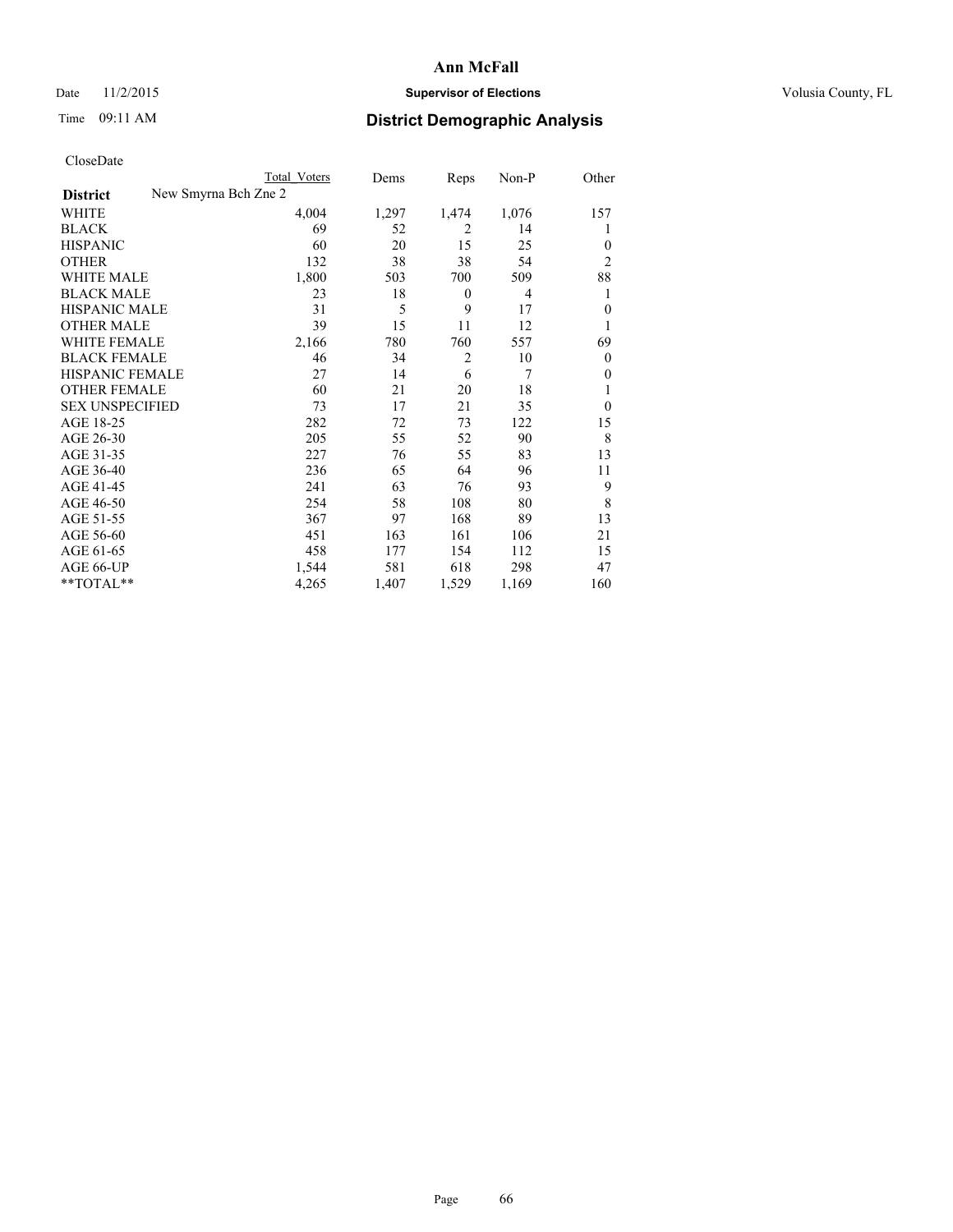# Ann McFall

Date 11/2/2015 **Supervisor of Elections** Volusia County, FL

Time 09:11 AM **District Demographic Analysis**

CloseDate

| District | New Smyrna Bch Zne 2 | Total Voters | Dems | Reps | Non-P | Other |
|---|---|---|---|---|---|---|
| WHITE | | 4,004 | 1,297 | 1,474 | 1,076 | 157 |
| BLACK | | 69 | 52 | 2 | 14 | 1 |
| HISPANIC | | 60 | 20 | 15 | 25 | 0 |
| OTHER | | 132 | 38 | 38 | 54 | 2 |
| WHITE MALE | | 1,800 | 503 | 700 | 509 | 88 |
| BLACK MALE | | 23 | 18 | 0 | 4 | 1 |
| HISPANIC MALE | | 31 | 5 | 9 | 17 | 0 |
| OTHER MALE | | 39 | 15 | 11 | 12 | 1 |
| WHITE FEMALE | | 2,166 | 780 | 760 | 557 | 69 |
| BLACK FEMALE | | 46 | 34 | 2 | 10 | 0 |
| HISPANIC FEMALE | | 27 | 14 | 6 | 7 | 0 |
| OTHER FEMALE | | 60 | 21 | 20 | 18 | 1 |
| SEX UNSPECIFIED | | 73 | 17 | 21 | 35 | 0 |
| AGE 18-25 | | 282 | 72 | 73 | 122 | 15 |
| AGE 26-30 | | 205 | 55 | 52 | 90 | 8 |
| AGE 31-35 | | 227 | 76 | 55 | 83 | 13 |
| AGE 36-40 | | 236 | 65 | 64 | 96 | 11 |
| AGE 41-45 | | 241 | 63 | 76 | 93 | 9 |
| AGE 46-50 | | 254 | 58 | 108 | 80 | 8 |
| AGE 51-55 | | 367 | 97 | 168 | 89 | 13 |
| AGE 56-60 | | 451 | 163 | 161 | 106 | 21 |
| AGE 61-65 | | 458 | 177 | 154 | 112 | 15 |
| AGE 66-UP | | 1,544 | 581 | 618 | 298 | 47 |
| **TOTAL** | | 4,265 | 1,407 | 1,529 | 1,169 | 160 |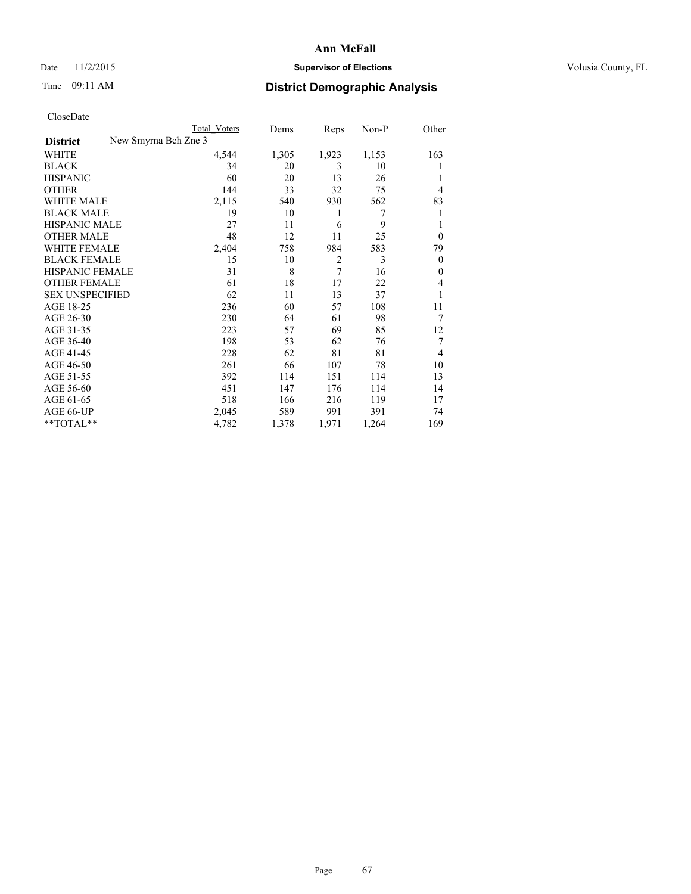CloseDate

| District | Total Voters | Dems | Reps | Non-P | Other |
|---|---|---|---|---|---|
| New Smyrna Bch Zne 3 | | | | | |
| WHITE | 4,544 | 1,305 | 1,923 | 1,153 | 163 |
| BLACK | 34 | 20 | 3 | 10 | 1 |
| HISPANIC | 60 | 20 | 13 | 26 | 1 |
| OTHER | 144 | 33 | 32 | 75 | 4 |
| WHITE MALE | 2,115 | 540 | 930 | 562 | 83 |
| BLACK MALE | 19 | 10 | 1 | 7 | 1 |
| HISPANIC MALE | 27 | 11 | 6 | 9 | 1 |
| OTHER MALE | 48 | 12 | 11 | 25 | 0 |
| WHITE FEMALE | 2,404 | 758 | 984 | 583 | 79 |
| BLACK FEMALE | 15 | 10 | 2 | 3 | 0 |
| HISPANIC FEMALE | 31 | 8 | 7 | 16 | 0 |
| OTHER FEMALE | 61 | 18 | 17 | 22 | 4 |
| SEX UNSPECIFIED | 62 | 11 | 13 | 37 | 1 |
| AGE 18-25 | 236 | 60 | 57 | 108 | 11 |
| AGE 26-30 | 230 | 64 | 61 | 98 | 7 |
| AGE 31-35 | 223 | 57 | 69 | 85 | 12 |
| AGE 36-40 | 198 | 53 | 62 | 76 | 7 |
| AGE 41-45 | 228 | 62 | 81 | 81 | 4 |
| AGE 46-50 | 261 | 66 | 107 | 78 | 10 |
| AGE 51-55 | 392 | 114 | 151 | 114 | 13 |
| AGE 56-60 | 451 | 147 | 176 | 114 | 14 |
| AGE 61-65 | 518 | 166 | 216 | 119 | 17 |
| AGE 66-UP | 2,045 | 589 | 991 | 391 | 74 |
| **TOTAL** | 4,782 | 1,378 | 1,971 | 1,264 | 169 |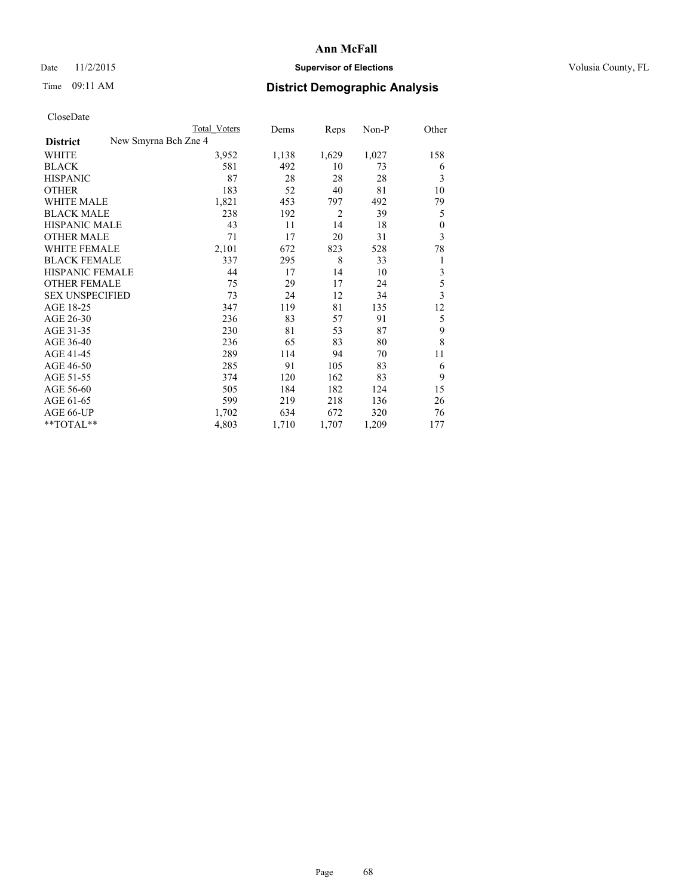# Ann McFall

Date 11/2/2015 **Supervisor of Elections** Volusia County, FL

Time 09:11 AM **District Demographic Analysis**

CloseDate

| | Total Voters | Dems | Reps | Non-P | Other |
|---|---|---|---|---|---|
| **District** New Smyrna Bch Zne 4 | | | | | |
| WHITE | 3,952 | 1,138 | 1,629 | 1,027 | 158 |
| BLACK | 581 | 492 | 10 | 73 | 6 |
| HISPANIC | 87 | 28 | 28 | 28 | 3 |
| OTHER | 183 | 52 | 40 | 81 | 10 |
| WHITE MALE | 1,821 | 453 | 797 | 492 | 79 |
| BLACK MALE | 238 | 192 | 2 | 39 | 5 |
| HISPANIC MALE | 43 | 11 | 14 | 18 | 0 |
| OTHER MALE | 71 | 17 | 20 | 31 | 3 |
| WHITE FEMALE | 2,101 | 672 | 823 | 528 | 78 |
| BLACK FEMALE | 337 | 295 | 8 | 33 | 1 |
| HISPANIC FEMALE | 44 | 17 | 14 | 10 | 3 |
| OTHER FEMALE | 75 | 29 | 17 | 24 | 5 |
| SEX UNSPECIFIED | 73 | 24 | 12 | 34 | 3 |
| AGE 18-25 | 347 | 119 | 81 | 135 | 12 |
| AGE 26-30 | 236 | 83 | 57 | 91 | 5 |
| AGE 31-35 | 230 | 81 | 53 | 87 | 9 |
| AGE 36-40 | 236 | 65 | 83 | 80 | 8 |
| AGE 41-45 | 289 | 114 | 94 | 70 | 11 |
| AGE 46-50 | 285 | 91 | 105 | 83 | 6 |
| AGE 51-55 | 374 | 120 | 162 | 83 | 9 |
| AGE 56-60 | 505 | 184 | 182 | 124 | 15 |
| AGE 61-65 | 599 | 219 | 218 | 136 | 26 |
| AGE 66-UP | 1,702 | 634 | 672 | 320 | 76 |
| **TOTAL** | 4,803 | 1,710 | 1,707 | 1,209 | 177 |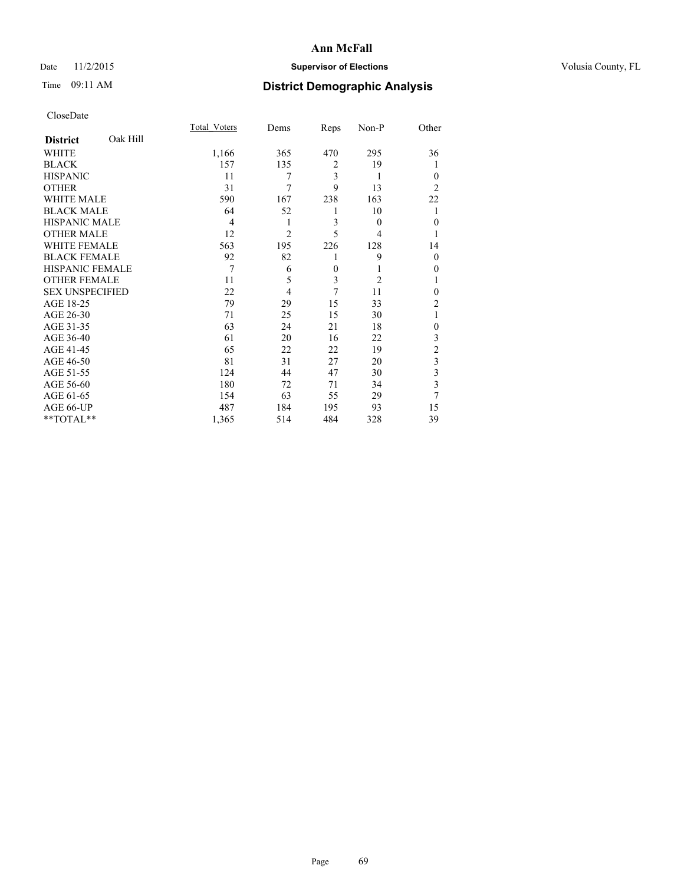# Ann McFall

Date 11/2/2015 **Supervisor of Elections** Volusia County, FL

Time 09:11 AM **District Demographic Analysis**

CloseDate

| **District** Oak Hill | Total_Voters | Dems | Reps | Non-P | Other |
|---|---|---|---|---|---|
| WHITE | 1,166 | 365 | 470 | 295 | 36 |
| BLACK | 157 | 135 | 2 | 19 | 1 |
| HISPANIC | 11 | 7 | 3 | 1 | 0 |
| OTHER | 31 | 7 | 9 | 13 | 2 |
| WHITE MALE | 590 | 167 | 238 | 163 | 22 |
| BLACK MALE | 64 | 52 | 1 | 10 | 1 |
| HISPANIC MALE | 4 | 1 | 3 | 0 | 0 |
| OTHER MALE | 12 | 2 | 5 | 4 | 1 |
| WHITE FEMALE | 563 | 195 | 226 | 128 | 14 |
| BLACK FEMALE | 92 | 82 | 1 | 9 | 0 |
| HISPANIC FEMALE | 7 | 6 | 0 | 1 | 0 |
| OTHER FEMALE | 11 | 5 | 3 | 2 | 1 |
| SEX UNSPECIFIED | 22 | 4 | 7 | 11 | 0 |
| AGE 18-25 | 79 | 29 | 15 | 33 | 2 |
| AGE 26-30 | 71 | 25 | 15 | 30 | 1 |
| AGE 31-35 | 63 | 24 | 21 | 18 | 0 |
| AGE 36-40 | 61 | 20 | 16 | 22 | 3 |
| AGE 41-45 | 65 | 22 | 22 | 19 | 2 |
| AGE 46-50 | 81 | 31 | 27 | 20 | 3 |
| AGE 51-55 | 124 | 44 | 47 | 30 | 3 |
| AGE 56-60 | 180 | 72 | 71 | 34 | 3 |
| AGE 61-65 | 154 | 63 | 55 | 29 | 7 |
| AGE 66-UP | 487 | 184 | 195 | 93 | 15 |
| **TOTAL** | 1,365 | 514 | 484 | 328 | 39 |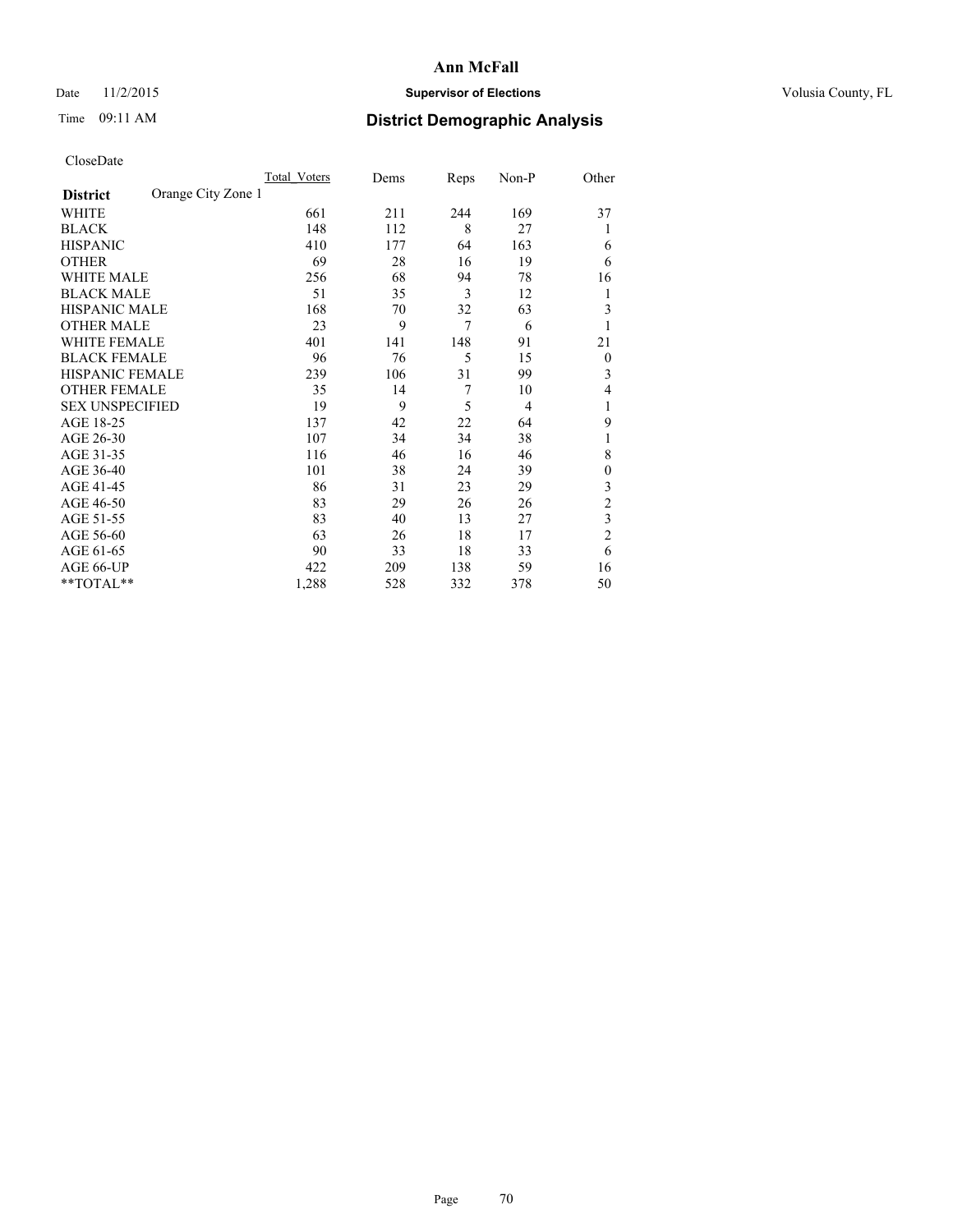# Ann McFall

Date 11/2/2015 **Supervisor of Elections** Volusia County, FL

Time 09:11 AM **District Demographic Analysis**

CloseDate

| | Total_Voters | Dems | Reps | Non-P | Other |
|---|---|---|---|---|---|
| **District** Orange City Zone 1 | | | | | |
| WHITE | 661 | 211 | 244 | 169 | 37 |
| BLACK | 148 | 112 | 8 | 27 | 1 |
| HISPANIC | 410 | 177 | 64 | 163 | 6 |
| OTHER | 69 | 28 | 16 | 19 | 6 |
| WHITE MALE | 256 | 68 | 94 | 78 | 16 |
| BLACK MALE | 51 | 35 | 3 | 12 | 1 |
| HISPANIC MALE | 168 | 70 | 32 | 63 | 3 |
| OTHER MALE | 23 | 9 | 7 | 6 | 1 |
| WHITE FEMALE | 401 | 141 | 148 | 91 | 21 |
| BLACK FEMALE | 96 | 76 | 5 | 15 | 0 |
| HISPANIC FEMALE | 239 | 106 | 31 | 99 | 3 |
| OTHER FEMALE | 35 | 14 | 7 | 10 | 4 |
| SEX UNSPECIFIED | 19 | 9 | 5 | 4 | 1 |
| AGE 18-25 | 137 | 42 | 22 | 64 | 9 |
| AGE 26-30 | 107 | 34 | 34 | 38 | 1 |
| AGE 31-35 | 116 | 46 | 16 | 46 | 8 |
| AGE 36-40 | 101 | 38 | 24 | 39 | 0 |
| AGE 41-45 | 86 | 31 | 23 | 29 | 3 |
| AGE 46-50 | 83 | 29 | 26 | 26 | 2 |
| AGE 51-55 | 83 | 40 | 13 | 27 | 3 |
| AGE 56-60 | 63 | 26 | 18 | 17 | 2 |
| AGE 61-65 | 90 | 33 | 18 | 33 | 6 |
| AGE 66-UP | 422 | 209 | 138 | 59 | 16 |
| **TOTAL** | 1,288 | 528 | 332 | 378 | 50 |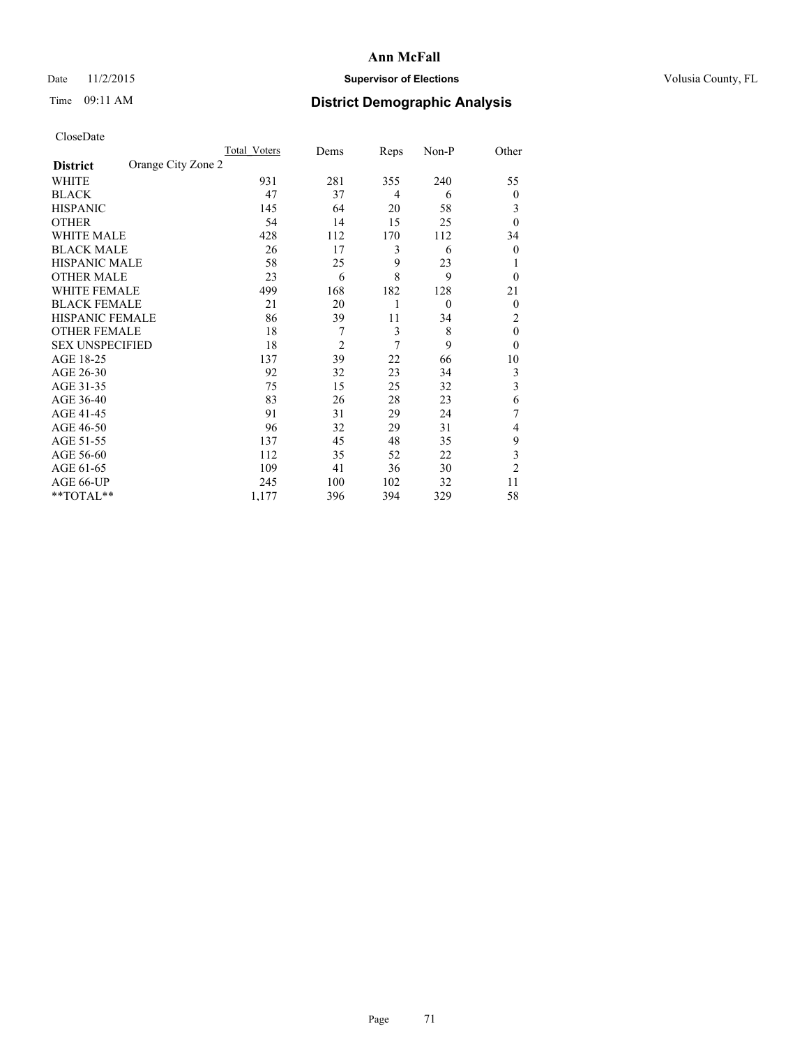# Ann McFall

Date 11/2/2015 **Supervisor of Elections** Volusia County, FL

Time 09:11 AM **District Demographic Analysis**

CloseDate

| **District** | Orange City Zone 2 | Total_Voters | Dems | Reps | Non-P | Other |
|---|---|---|---|---|---|---|
| WHITE | | 931 | 281 | 355 | 240 | 55 |
| BLACK | | 47 | 37 | 4 | 6 | 0 |
| HISPANIC | | 145 | 64 | 20 | 58 | 3 |
| OTHER | | 54 | 14 | 15 | 25 | 0 |
| WHITE MALE | | 428 | 112 | 170 | 112 | 34 |
| BLACK MALE | | 26 | 17 | 3 | 6 | 0 |
| HISPANIC MALE | | 58 | 25 | 9 | 23 | 1 |
| OTHER MALE | | 23 | 6 | 8 | 9 | 0 |
| WHITE FEMALE | | 499 | 168 | 182 | 128 | 21 |
| BLACK FEMALE | | 21 | 20 | 1 | 0 | 0 |
| HISPANIC FEMALE | | 86 | 39 | 11 | 34 | 2 |
| OTHER FEMALE | | 18 | 7 | 3 | 8 | 0 |
| SEX UNSPECIFIED | | 18 | 2 | 7 | 9 | 0 |
| AGE 18-25 | | 137 | 39 | 22 | 66 | 10 |
| AGE 26-30 | | 92 | 32 | 23 | 34 | 3 |
| AGE 31-35 | | 75 | 15 | 25 | 32 | 3 |
| AGE 36-40 | | 83 | 26 | 28 | 23 | 6 |
| AGE 41-45 | | 91 | 31 | 29 | 24 | 7 |
| AGE 46-50 | | 96 | 32 | 29 | 31 | 4 |
| AGE 51-55 | | 137 | 45 | 48 | 35 | 9 |
| AGE 56-60 | | 112 | 35 | 52 | 22 | 3 |
| AGE 61-65 | | 109 | 41 | 36 | 30 | 2 |
| AGE 66-UP | | 245 | 100 | 102 | 32 | 11 |
| **TOTAL** | | 1,177 | 396 | 394 | 329 | 58 |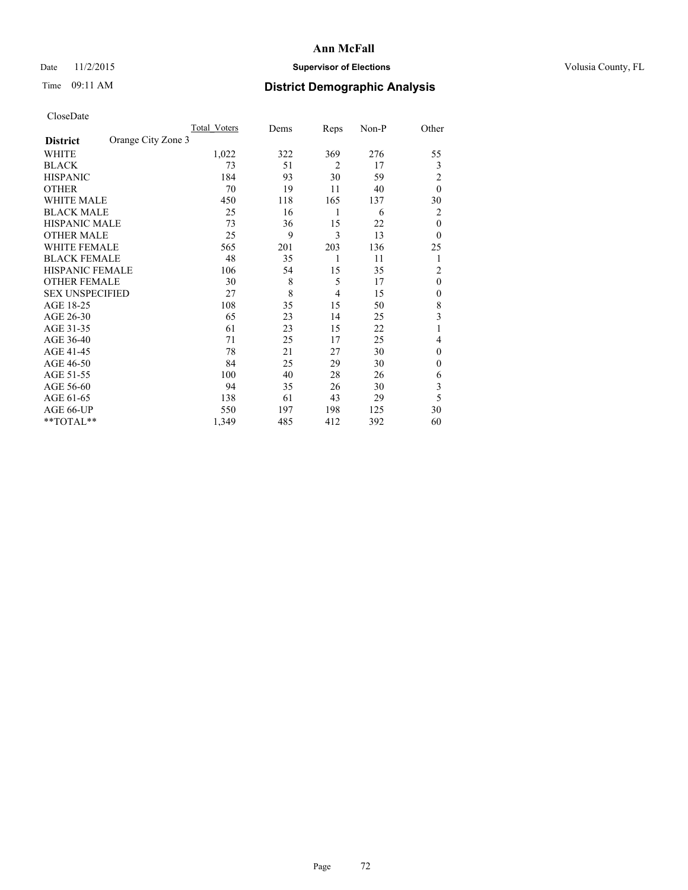# Ann McFall

Date 11/2/2015 **Supervisor of Elections** Volusia County, FL

Time 09:11 AM **District Demographic Analysis**

CloseDate

| **District** Orange City Zone 3 | Total Voters | Dems | Reps | Non-P | Other |
|---|---|---|---|---|---|
| WHITE | 1,022 | 322 | 369 | 276 | 55 |
| BLACK | 73 | 51 | 2 | 17 | 3 |
| HISPANIC | 184 | 93 | 30 | 59 | 2 |
| OTHER | 70 | 19 | 11 | 40 | 0 |
| WHITE MALE | 450 | 118 | 165 | 137 | 30 |
| BLACK MALE | 25 | 16 | 1 | 6 | 2 |
| HISPANIC MALE | 73 | 36 | 15 | 22 | 0 |
| OTHER MALE | 25 | 9 | 3 | 13 | 0 |
| WHITE FEMALE | 565 | 201 | 203 | 136 | 25 |
| BLACK FEMALE | 48 | 35 | 1 | 11 | 1 |
| HISPANIC FEMALE | 106 | 54 | 15 | 35 | 2 |
| OTHER FEMALE | 30 | 8 | 5 | 17 | 0 |
| SEX UNSPECIFIED | 27 | 8 | 4 | 15 | 0 |
| AGE 18-25 | 108 | 35 | 15 | 50 | 8 |
| AGE 26-30 | 65 | 23 | 14 | 25 | 3 |
| AGE 31-35 | 61 | 23 | 15 | 22 | 1 |
| AGE 36-40 | 71 | 25 | 17 | 25 | 4 |
| AGE 41-45 | 78 | 21 | 27 | 30 | 0 |
| AGE 46-50 | 84 | 25 | 29 | 30 | 0 |
| AGE 51-55 | 100 | 40 | 28 | 26 | 6 |
| AGE 56-60 | 94 | 35 | 26 | 30 | 3 |
| AGE 61-65 | 138 | 61 | 43 | 29 | 5 |
| AGE 66-UP | 550 | 197 | 198 | 125 | 30 |
| **TOTAL** | 1,349 | 485 | 412 | 392 | 60 |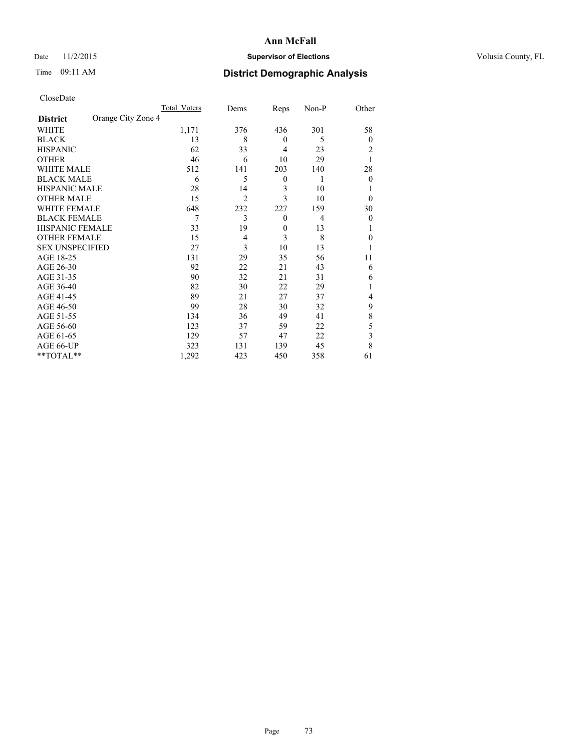# Ann McFall

Date 11/2/2015 **Supervisor of Elections** Volusia County, FL

Time 09:11 AM **District Demographic Analysis**

CloseDate

| **District** Orange City Zone 4 | Total_Voters | Dems | Reps | Non-P | Other |
|---|---|---|---|---|---|
| WHITE | 1,171 | 376 | 436 | 301 | 58 |
| BLACK | 13 | 8 | 0 | 5 | 0 |
| HISPANIC | 62 | 33 | 4 | 23 | 2 |
| OTHER | 46 | 6 | 10 | 29 | 1 |
| WHITE MALE | 512 | 141 | 203 | 140 | 28 |
| BLACK MALE | 6 | 5 | 0 | 1 | 0 |
| HISPANIC MALE | 28 | 14 | 3 | 10 | 1 |
| OTHER MALE | 15 | 2 | 3 | 10 | 0 |
| WHITE FEMALE | 648 | 232 | 227 | 159 | 30 |
| BLACK FEMALE | 7 | 3 | 0 | 4 | 0 |
| HISPANIC FEMALE | 33 | 19 | 0 | 13 | 1 |
| OTHER FEMALE | 15 | 4 | 3 | 8 | 0 |
| SEX UNSPECIFIED | 27 | 3 | 10 | 13 | 1 |
| AGE 18-25 | 131 | 29 | 35 | 56 | 11 |
| AGE 26-30 | 92 | 22 | 21 | 43 | 6 |
| AGE 31-35 | 90 | 32 | 21 | 31 | 6 |
| AGE 36-40 | 82 | 30 | 22 | 29 | 1 |
| AGE 41-45 | 89 | 21 | 27 | 37 | 4 |
| AGE 46-50 | 99 | 28 | 30 | 32 | 9 |
| AGE 51-55 | 134 | 36 | 49 | 41 | 8 |
| AGE 56-60 | 123 | 37 | 59 | 22 | 5 |
| AGE 61-65 | 129 | 57 | 47 | 22 | 3 |
| AGE 66-UP | 323 | 131 | 139 | 45 | 8 |
| **TOTAL** | 1,292 | 423 | 450 | 358 | 61 |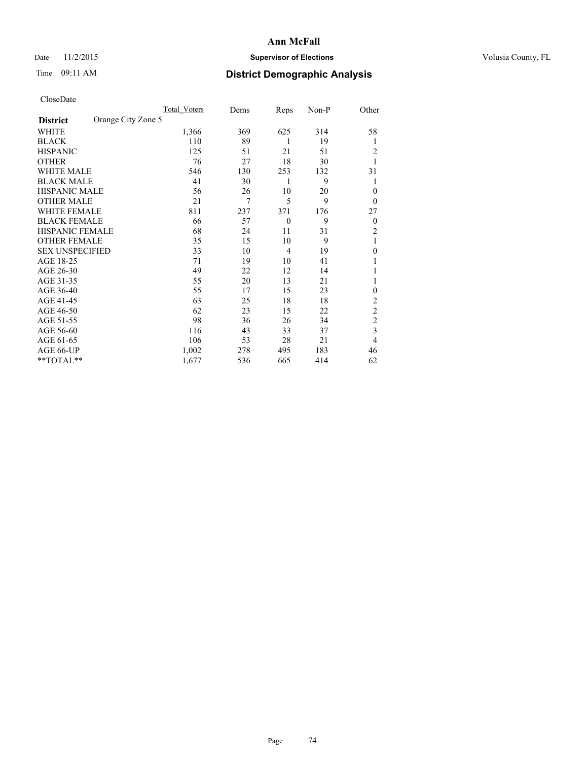# Ann McFall

Date 11/2/2015 **Supervisor of Elections** Volusia County, FL

Time 09:11 AM **District Demographic Analysis**

CloseDate

| **District** Orange City Zone 5 | Total_Voters | Dems | Reps | Non-P | Other |
|---|---|---|---|---|---|
| WHITE | 1,366 | 369 | 625 | 314 | 58 |
| BLACK | 110 | 89 | 1 | 19 | 1 |
| HISPANIC | 125 | 51 | 21 | 51 | 2 |
| OTHER | 76 | 27 | 18 | 30 | 1 |
| WHITE MALE | 546 | 130 | 253 | 132 | 31 |
| BLACK MALE | 41 | 30 | 1 | 9 | 1 |
| HISPANIC MALE | 56 | 26 | 10 | 20 | 0 |
| OTHER MALE | 21 | 7 | 5 | 9 | 0 |
| WHITE FEMALE | 811 | 237 | 371 | 176 | 27 |
| BLACK FEMALE | 66 | 57 | 0 | 9 | 0 |
| HISPANIC FEMALE | 68 | 24 | 11 | 31 | 2 |
| OTHER FEMALE | 35 | 15 | 10 | 9 | 1 |
| SEX UNSPECIFIED | 33 | 10 | 4 | 19 | 0 |
| AGE 18-25 | 71 | 19 | 10 | 41 | 1 |
| AGE 26-30 | 49 | 22 | 12 | 14 | 1 |
| AGE 31-35 | 55 | 20 | 13 | 21 | 1 |
| AGE 36-40 | 55 | 17 | 15 | 23 | 0 |
| AGE 41-45 | 63 | 25 | 18 | 18 | 2 |
| AGE 46-50 | 62 | 23 | 15 | 22 | 2 |
| AGE 51-55 | 98 | 36 | 26 | 34 | 2 |
| AGE 56-60 | 116 | 43 | 33 | 37 | 3 |
| AGE 61-65 | 106 | 53 | 28 | 21 | 4 |
| AGE 66-UP | 1,002 | 278 | 495 | 183 | 46 |
| **TOTAL** | 1,677 | 536 | 665 | 414 | 62 |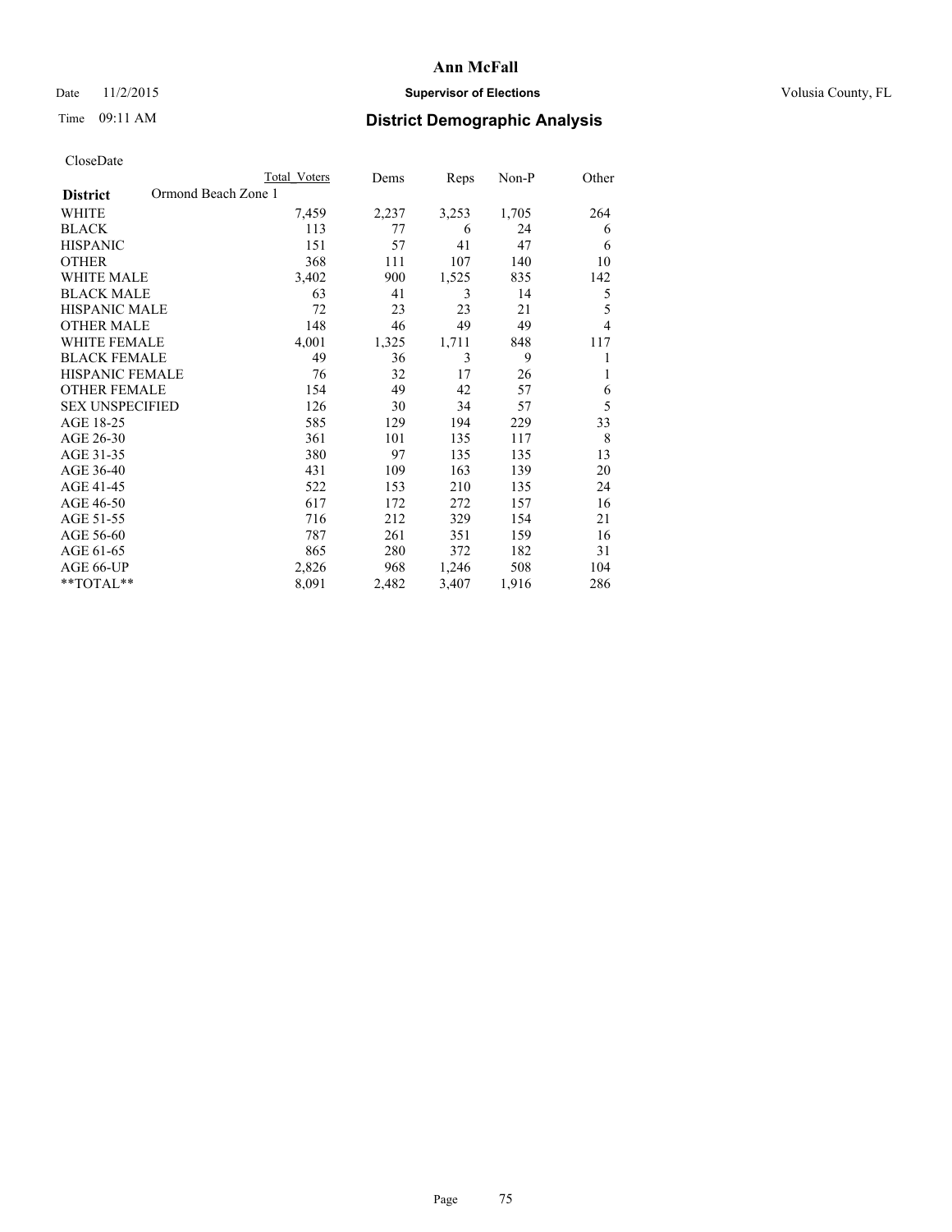# Ann McFall

Date 11/2/2015 **Supervisor of Elections** Volusia County, FL

Time 09:11 AM **District Demographic Analysis**

CloseDate

| **District** Ormond Beach Zone 1 | Total Voters | Dems | Reps | Non-P | Other |
|---|---|---|---|---|---|
| WHITE | 7,459 | 2,237 | 3,253 | 1,705 | 264 |
| BLACK | 113 | 77 | 6 | 24 | 6 |
| HISPANIC | 151 | 57 | 41 | 47 | 6 |
| OTHER | 368 | 111 | 107 | 140 | 10 |
| WHITE MALE | 3,402 | 900 | 1,525 | 835 | 142 |
| BLACK MALE | 63 | 41 | 3 | 14 | 5 |
| HISPANIC MALE | 72 | 23 | 23 | 21 | 5 |
| OTHER MALE | 148 | 46 | 49 | 49 | 4 |
| WHITE FEMALE | 4,001 | 1,325 | 1,711 | 848 | 117 |
| BLACK FEMALE | 49 | 36 | 3 | 9 | 1 |
| HISPANIC FEMALE | 76 | 32 | 17 | 26 | 1 |
| OTHER FEMALE | 154 | 49 | 42 | 57 | 6 |
| SEX UNSPECIFIED | 126 | 30 | 34 | 57 | 5 |
| AGE 18-25 | 585 | 129 | 194 | 229 | 33 |
| AGE 26-30 | 361 | 101 | 135 | 117 | 8 |
| AGE 31-35 | 380 | 97 | 135 | 135 | 13 |
| AGE 36-40 | 431 | 109 | 163 | 139 | 20 |
| AGE 41-45 | 522 | 153 | 210 | 135 | 24 |
| AGE 46-50 | 617 | 172 | 272 | 157 | 16 |
| AGE 51-55 | 716 | 212 | 329 | 154 | 21 |
| AGE 56-60 | 787 | 261 | 351 | 159 | 16 |
| AGE 61-65 | 865 | 280 | 372 | 182 | 31 |
| AGE 66-UP | 2,826 | 968 | 1,246 | 508 | 104 |
| **TOTAL** | 8,091 | 2,482 | 3,407 | 1,916 | 286 |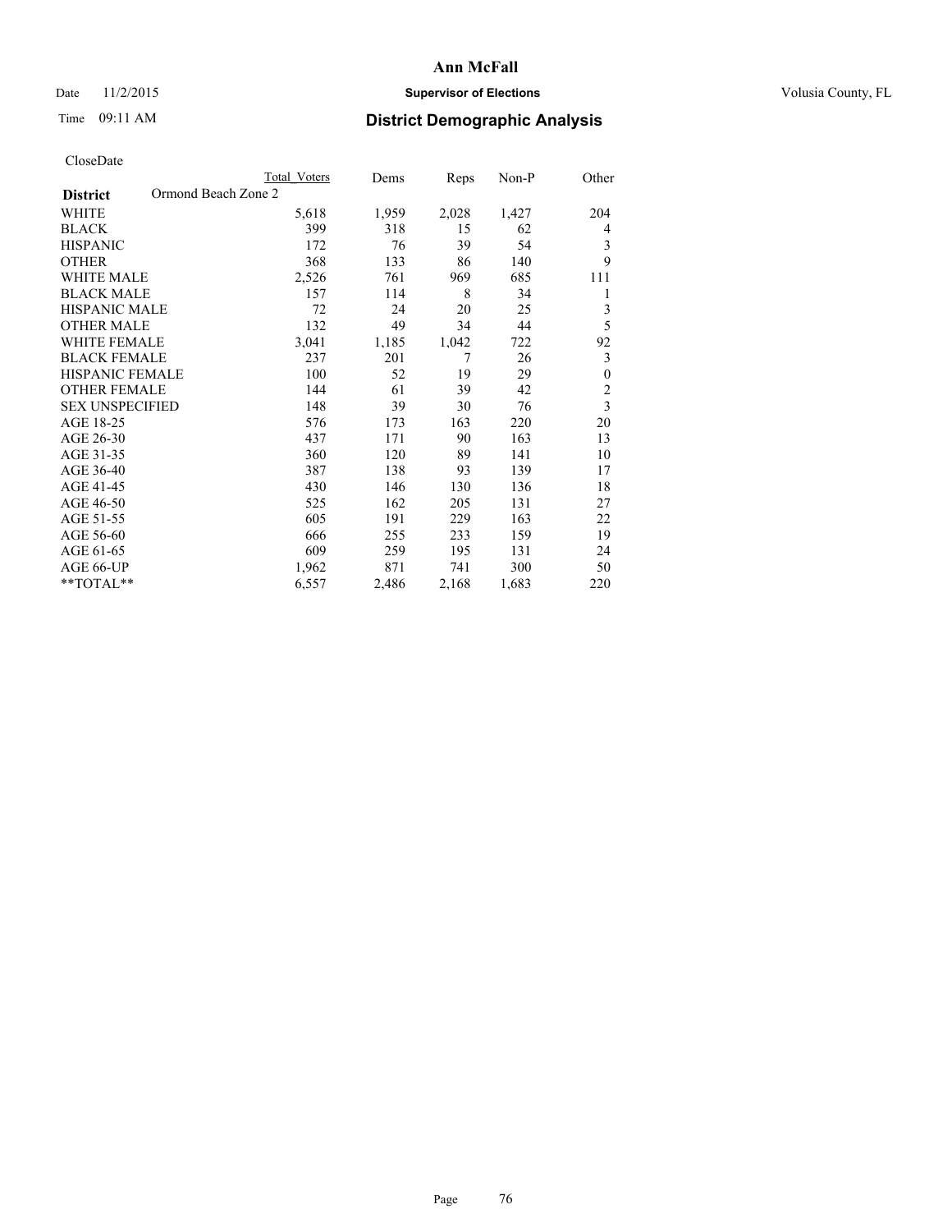# Ann McFall

Date 11/2/2015 **Supervisor of Elections** Volusia County, FL

Time 09:11 AM **District Demographic Analysis**

CloseDate

| **District** Ormond Beach Zone 2 | Total Voters | Dems | Reps | Non-P | Other |
|---|---|---|---|---|---|
| WHITE | 5,618 | 1,959 | 2,028 | 1,427 | 204 |
| BLACK | 399 | 318 | 15 | 62 | 4 |
| HISPANIC | 172 | 76 | 39 | 54 | 3 |
| OTHER | 368 | 133 | 86 | 140 | 9 |
| WHITE MALE | 2,526 | 761 | 969 | 685 | 111 |
| BLACK MALE | 157 | 114 | 8 | 34 | 1 |
| HISPANIC MALE | 72 | 24 | 20 | 25 | 3 |
| OTHER MALE | 132 | 49 | 34 | 44 | 5 |
| WHITE FEMALE | 3,041 | 1,185 | 1,042 | 722 | 92 |
| BLACK FEMALE | 237 | 201 | 7 | 26 | 3 |
| HISPANIC FEMALE | 100 | 52 | 19 | 29 | 0 |
| OTHER FEMALE | 144 | 61 | 39 | 42 | 2 |
| SEX UNSPECIFIED | 148 | 39 | 30 | 76 | 3 |
| AGE 18-25 | 576 | 173 | 163 | 220 | 20 |
| AGE 26-30 | 437 | 171 | 90 | 163 | 13 |
| AGE 31-35 | 360 | 120 | 89 | 141 | 10 |
| AGE 36-40 | 387 | 138 | 93 | 139 | 17 |
| AGE 41-45 | 430 | 146 | 130 | 136 | 18 |
| AGE 46-50 | 525 | 162 | 205 | 131 | 27 |
| AGE 51-55 | 605 | 191 | 229 | 163 | 22 |
| AGE 56-60 | 666 | 255 | 233 | 159 | 19 |
| AGE 61-65 | 609 | 259 | 195 | 131 | 24 |
| AGE 66-UP | 1,962 | 871 | 741 | 300 | 50 |
| **TOTAL** | 6,557 | 2,486 | 2,168 | 1,683 | 220 |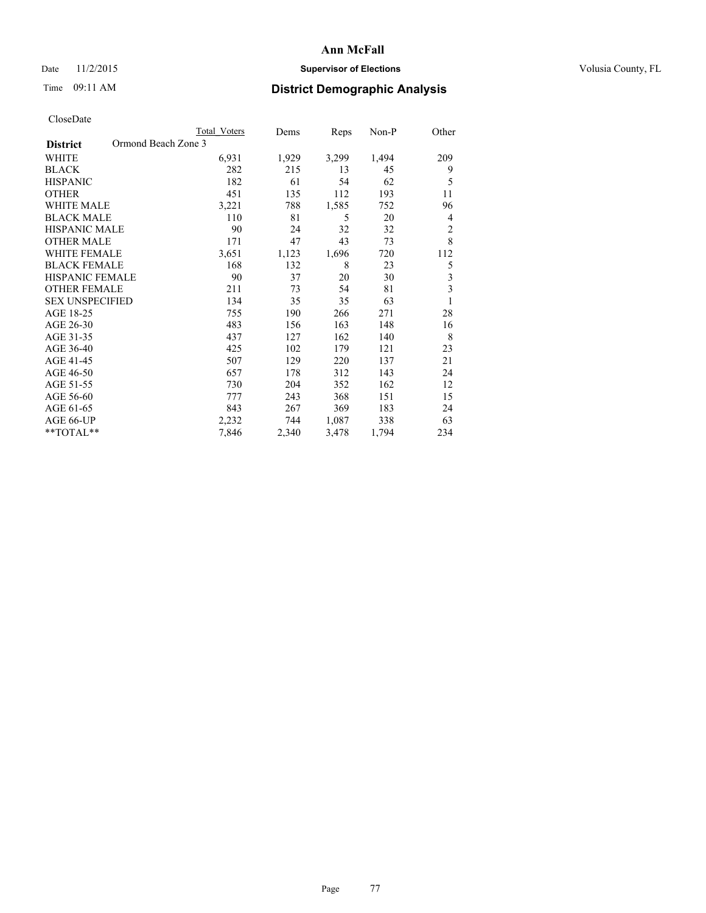# Ann McFall

Date 11/2/2015 **Supervisor of Elections** Volusia County, FL

Time 09:11 AM **District Demographic Analysis**

CloseDate

| District | Ormond Beach Zone 3 | Total Voters | Dems | Reps | Non-P | Other |
|---|---|---|---|---|---|---|
| WHITE | | 6,931 | 1,929 | 3,299 | 1,494 | 209 |
| BLACK | | 282 | 215 | 13 | 45 | 9 |
| HISPANIC | | 182 | 61 | 54 | 62 | 5 |
| OTHER | | 451 | 135 | 112 | 193 | 11 |
| WHITE MALE | | 3,221 | 788 | 1,585 | 752 | 96 |
| BLACK MALE | | 110 | 81 | 5 | 20 | 4 |
| HISPANIC MALE | | 90 | 24 | 32 | 32 | 2 |
| OTHER MALE | | 171 | 47 | 43 | 73 | 8 |
| WHITE FEMALE | | 3,651 | 1,123 | 1,696 | 720 | 112 |
| BLACK FEMALE | | 168 | 132 | 8 | 23 | 5 |
| HISPANIC FEMALE | | 90 | 37 | 20 | 30 | 3 |
| OTHER FEMALE | | 211 | 73 | 54 | 81 | 3 |
| SEX UNSPECIFIED | | 134 | 35 | 35 | 63 | 1 |
| AGE 18-25 | | 755 | 190 | 266 | 271 | 28 |
| AGE 26-30 | | 483 | 156 | 163 | 148 | 16 |
| AGE 31-35 | | 437 | 127 | 162 | 140 | 8 |
| AGE 36-40 | | 425 | 102 | 179 | 121 | 23 |
| AGE 41-45 | | 507 | 129 | 220 | 137 | 21 |
| AGE 46-50 | | 657 | 178 | 312 | 143 | 24 |
| AGE 51-55 | | 730 | 204 | 352 | 162 | 12 |
| AGE 56-60 | | 777 | 243 | 368 | 151 | 15 |
| AGE 61-65 | | 843 | 267 | 369 | 183 | 24 |
| AGE 66-UP | | 2,232 | 744 | 1,087 | 338 | 63 |
| **TOTAL** | | 7,846 | 2,340 | 3,478 | 1,794 | 234 |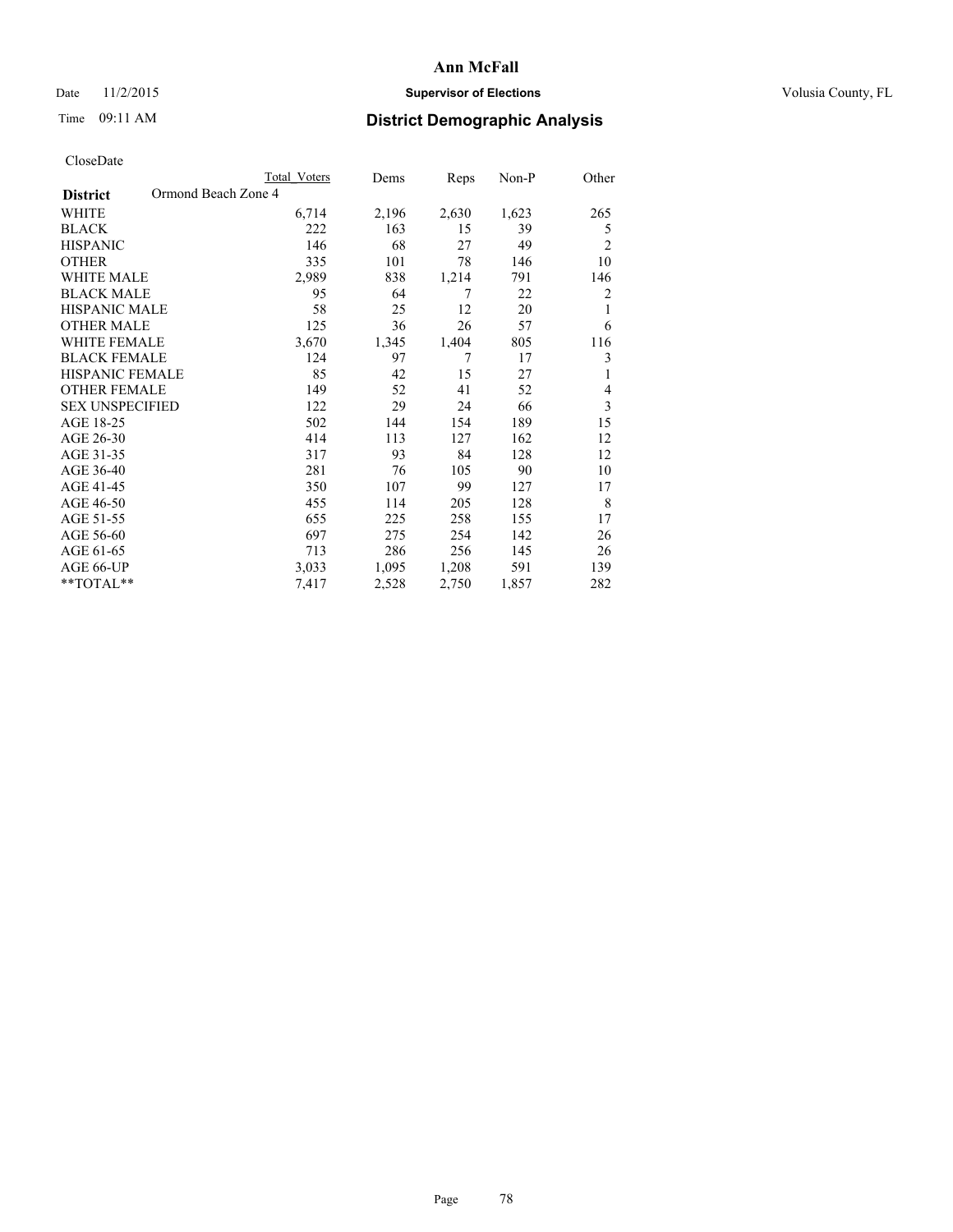# Ann McFall

Date 11/2/2015 **Supervisor of Elections** Volusia County, FL

Time 09:11 AM **District Demographic Analysis**

CloseDate

| **District** Ormond Beach Zone 4 | Total Voters | Dems | Reps | Non-P | Other |
|---|---|---|---|---|---|
| WHITE | 6,714 | 2,196 | 2,630 | 1,623 | 265 |
| BLACK | 222 | 163 | 15 | 39 | 5 |
| HISPANIC | 146 | 68 | 27 | 49 | 2 |
| OTHER | 335 | 101 | 78 | 146 | 10 |
| WHITE MALE | 2,989 | 838 | 1,214 | 791 | 146 |
| BLACK MALE | 95 | 64 | 7 | 22 | 2 |
| HISPANIC MALE | 58 | 25 | 12 | 20 | 1 |
| OTHER MALE | 125 | 36 | 26 | 57 | 6 |
| WHITE FEMALE | 3,670 | 1,345 | 1,404 | 805 | 116 |
| BLACK FEMALE | 124 | 97 | 7 | 17 | 3 |
| HISPANIC FEMALE | 85 | 42 | 15 | 27 | 1 |
| OTHER FEMALE | 149 | 52 | 41 | 52 | 4 |
| SEX UNSPECIFIED | 122 | 29 | 24 | 66 | 3 |
| AGE 18-25 | 502 | 144 | 154 | 189 | 15 |
| AGE 26-30 | 414 | 113 | 127 | 162 | 12 |
| AGE 31-35 | 317 | 93 | 84 | 128 | 12 |
| AGE 36-40 | 281 | 76 | 105 | 90 | 10 |
| AGE 41-45 | 350 | 107 | 99 | 127 | 17 |
| AGE 46-50 | 455 | 114 | 205 | 128 | 8 |
| AGE 51-55 | 655 | 225 | 258 | 155 | 17 |
| AGE 56-60 | 697 | 275 | 254 | 142 | 26 |
| AGE 61-65 | 713 | 286 | 256 | 145 | 26 |
| AGE 66-UP | 3,033 | 1,095 | 1,208 | 591 | 139 |
| **TOTAL** | 7,417 | 2,528 | 2,750 | 1,857 | 282 |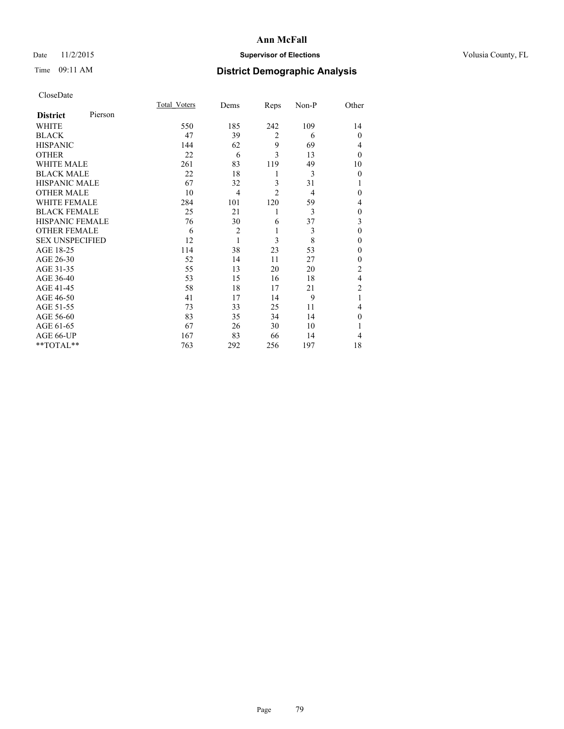# Ann McFall

Date 11/2/2015 **Supervisor of Elections** Volusia County, FL

Time 09:11 AM **District Demographic Analysis**

CloseDate

| **District** Pierson | Total_Voters | Dems | Reps | Non-P | Other |
|---|---|---|---|---|---|
| WHITE | 550 | 185 | 242 | 109 | 14 |
| BLACK | 47 | 39 | 2 | 6 | 0 |
| HISPANIC | 144 | 62 | 9 | 69 | 4 |
| OTHER | 22 | 6 | 3 | 13 | 0 |
| WHITE MALE | 261 | 83 | 119 | 49 | 10 |
| BLACK MALE | 22 | 18 | 1 | 3 | 0 |
| HISPANIC MALE | 67 | 32 | 3 | 31 | 1 |
| OTHER MALE | 10 | 4 | 2 | 4 | 0 |
| WHITE FEMALE | 284 | 101 | 120 | 59 | 4 |
| BLACK FEMALE | 25 | 21 | 1 | 3 | 0 |
| HISPANIC FEMALE | 76 | 30 | 6 | 37 | 3 |
| OTHER FEMALE | 6 | 2 | 1 | 3 | 0 |
| SEX UNSPECIFIED | 12 | 1 | 3 | 8 | 0 |
| AGE 18-25 | 114 | 38 | 23 | 53 | 0 |
| AGE 26-30 | 52 | 14 | 11 | 27 | 0 |
| AGE 31-35 | 55 | 13 | 20 | 20 | 2 |
| AGE 36-40 | 53 | 15 | 16 | 18 | 4 |
| AGE 41-45 | 58 | 18 | 17 | 21 | 2 |
| AGE 46-50 | 41 | 17 | 14 | 9 | 1 |
| AGE 51-55 | 73 | 33 | 25 | 11 | 4 |
| AGE 56-60 | 83 | 35 | 34 | 14 | 0 |
| AGE 61-65 | 67 | 26 | 30 | 10 | 1 |
| AGE 66-UP | 167 | 83 | 66 | 14 | 4 |
| **TOTAL** | 763 | 292 | 256 | 197 | 18 |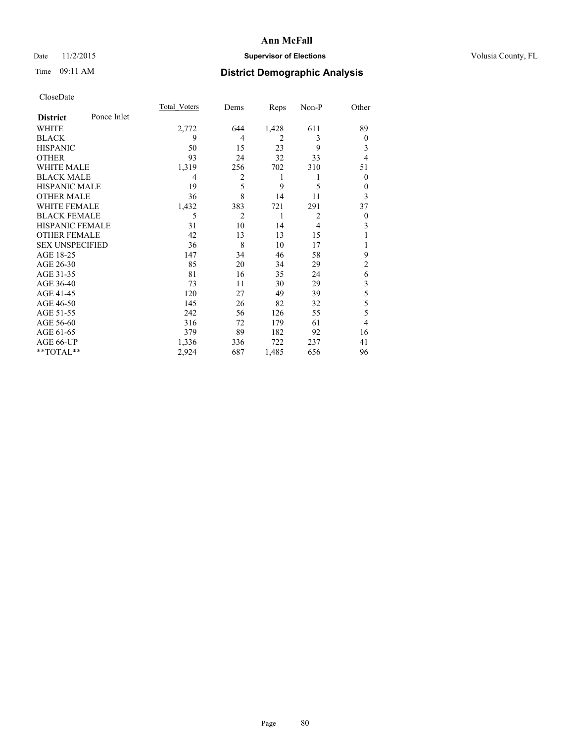# Ann McFall

Date 11/2/2015 **Supervisor of Elections** Volusia County, FL

Time 09:11 AM **District Demographic Analysis**

CloseDate

| District | Ponce Inlet | Total_Voters | Dems | Reps | Non-P | Other |
|---|---|---|---|---|---|---|
| WHITE | | 2,772 | 644 | 1,428 | 611 | 89 |
| BLACK | | 9 | 4 | 2 | 3 | 0 |
| HISPANIC | | 50 | 15 | 23 | 9 | 3 |
| OTHER | | 93 | 24 | 32 | 33 | 4 |
| WHITE MALE | | 1,319 | 256 | 702 | 310 | 51 |
| BLACK MALE | | 4 | 2 | 1 | 1 | 0 |
| HISPANIC MALE | | 19 | 5 | 9 | 5 | 0 |
| OTHER MALE | | 36 | 8 | 14 | 11 | 3 |
| WHITE FEMALE | | 1,432 | 383 | 721 | 291 | 37 |
| BLACK FEMALE | | 5 | 2 | 1 | 2 | 0 |
| HISPANIC FEMALE | | 31 | 10 | 14 | 4 | 3 |
| OTHER FEMALE | | 42 | 13 | 13 | 15 | 1 |
| SEX UNSPECIFIED | | 36 | 8 | 10 | 17 | 1 |
| AGE 18-25 | | 147 | 34 | 46 | 58 | 9 |
| AGE 26-30 | | 85 | 20 | 34 | 29 | 2 |
| AGE 31-35 | | 81 | 16 | 35 | 24 | 6 |
| AGE 36-40 | | 73 | 11 | 30 | 29 | 3 |
| AGE 41-45 | | 120 | 27 | 49 | 39 | 5 |
| AGE 46-50 | | 145 | 26 | 82 | 32 | 5 |
| AGE 51-55 | | 242 | 56 | 126 | 55 | 5 |
| AGE 56-60 | | 316 | 72 | 179 | 61 | 4 |
| AGE 61-65 | | 379 | 89 | 182 | 92 | 16 |
| AGE 66-UP | | 1,336 | 336 | 722 | 237 | 41 |
| **TOTAL** | | 2,924 | 687 | 1,485 | 656 | 96 |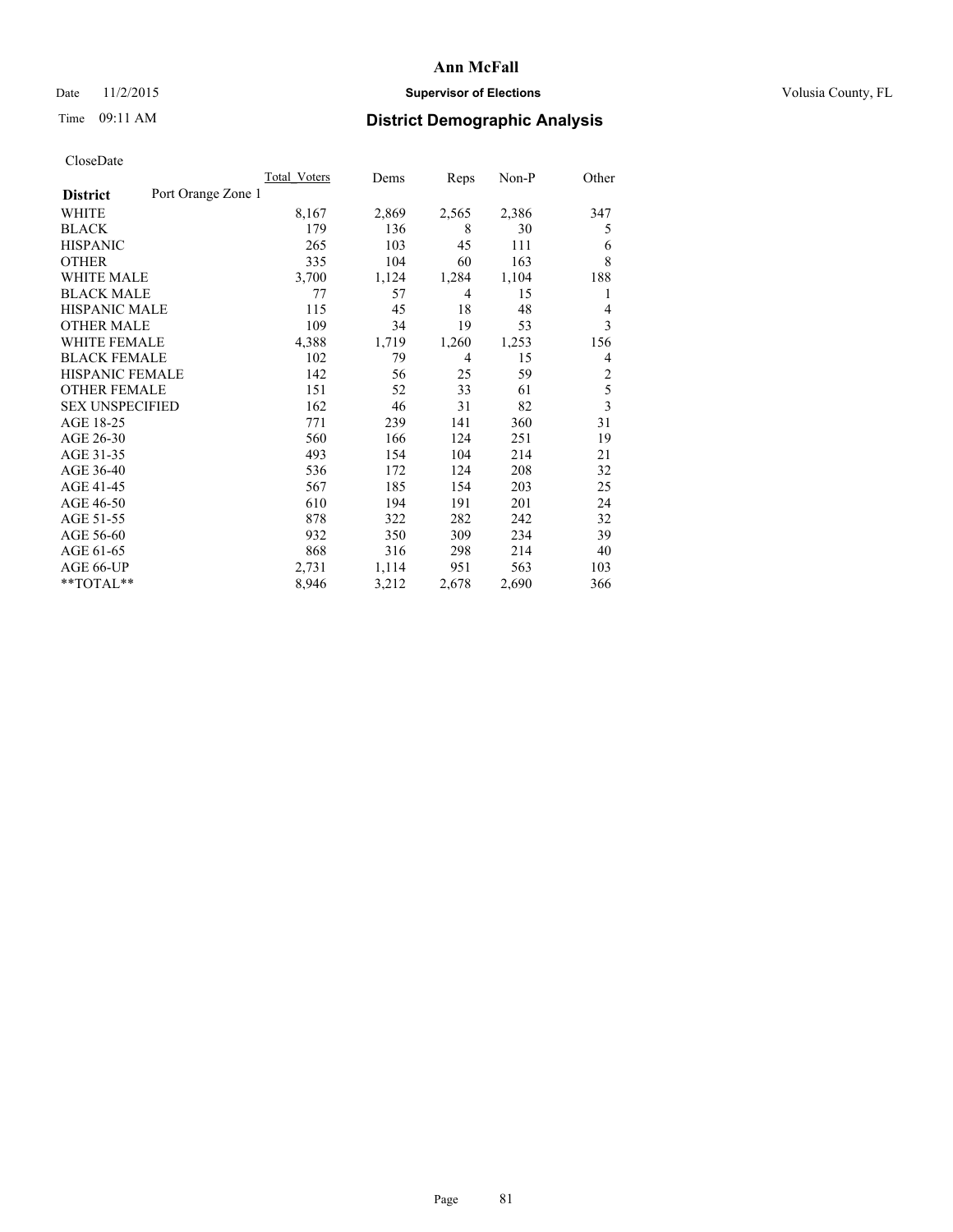# Ann McFall

Date 11/2/2015 **Supervisor of Elections** Volusia County, FL

Time 09:11 AM **District Demographic Analysis**

CloseDate

| **District** Port Orange Zone 1 | Total_Voters | Dems | Reps | Non-P | Other |
|---|---|---|---|---|---|
| WHITE | 8,167 | 2,869 | 2,565 | 2,386 | 347 |
| BLACK | 179 | 136 | 8 | 30 | 5 |
| HISPANIC | 265 | 103 | 45 | 111 | 6 |
| OTHER | 335 | 104 | 60 | 163 | 8 |
| WHITE MALE | 3,700 | 1,124 | 1,284 | 1,104 | 188 |
| BLACK MALE | 77 | 57 | 4 | 15 | 1 |
| HISPANIC MALE | 115 | 45 | 18 | 48 | 4 |
| OTHER MALE | 109 | 34 | 19 | 53 | 3 |
| WHITE FEMALE | 4,388 | 1,719 | 1,260 | 1,253 | 156 |
| BLACK FEMALE | 102 | 79 | 4 | 15 | 4 |
| HISPANIC FEMALE | 142 | 56 | 25 | 59 | 2 |
| OTHER FEMALE | 151 | 52 | 33 | 61 | 5 |
| SEX UNSPECIFIED | 162 | 46 | 31 | 82 | 3 |
| AGE 18-25 | 771 | 239 | 141 | 360 | 31 |
| AGE 26-30 | 560 | 166 | 124 | 251 | 19 |
| AGE 31-35 | 493 | 154 | 104 | 214 | 21 |
| AGE 36-40 | 536 | 172 | 124 | 208 | 32 |
| AGE 41-45 | 567 | 185 | 154 | 203 | 25 |
| AGE 46-50 | 610 | 194 | 191 | 201 | 24 |
| AGE 51-55 | 878 | 322 | 282 | 242 | 32 |
| AGE 56-60 | 932 | 350 | 309 | 234 | 39 |
| AGE 61-65 | 868 | 316 | 298 | 214 | 40 |
| AGE 66-UP | 2,731 | 1,114 | 951 | 563 | 103 |
| **TOTAL** | 8,946 | 3,212 | 2,678 | 2,690 | 366 |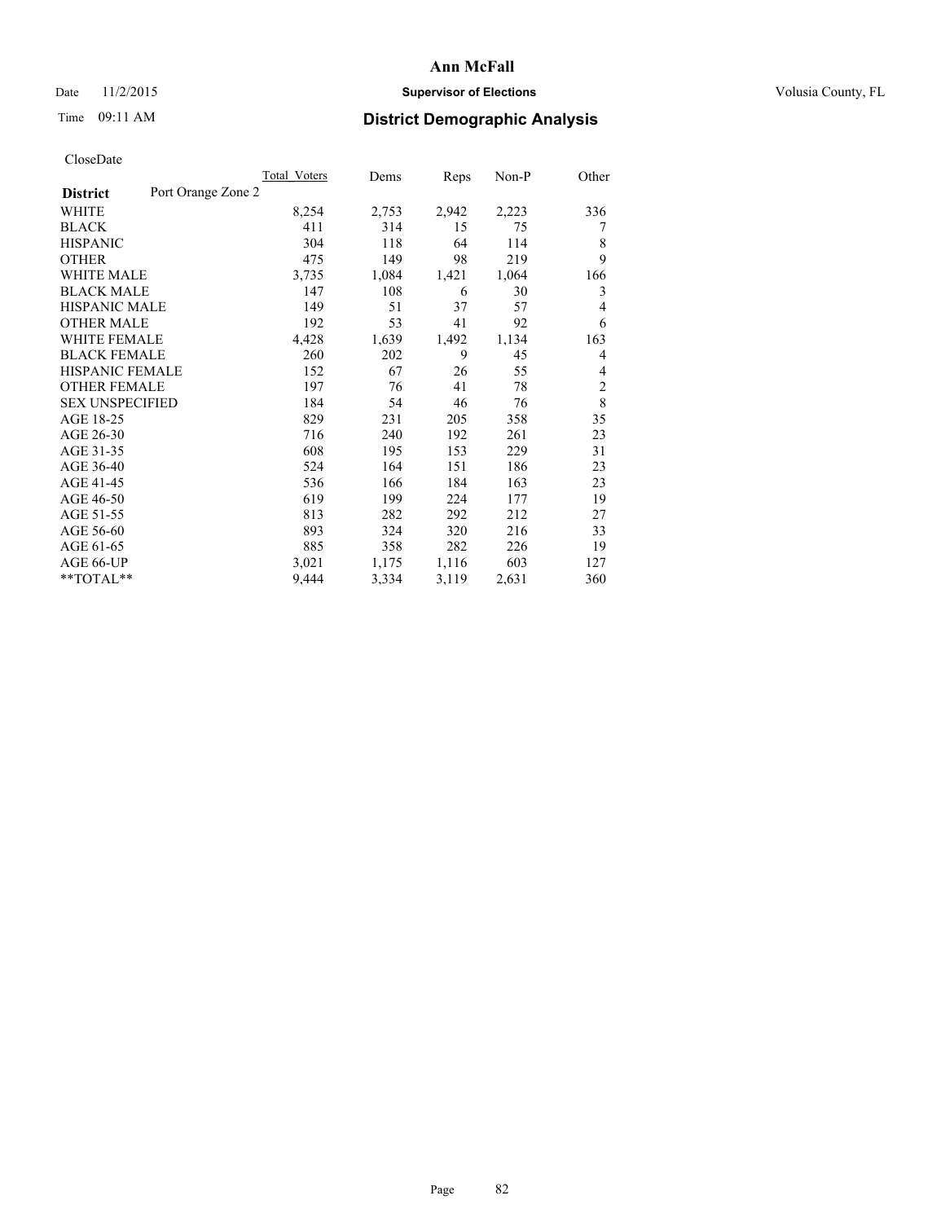# Ann McFall

Date 11/2/2015 **Supervisor of Elections** Volusia County, FL

Time 09:11 AM **District Demographic Analysis**

CloseDate

| **District** Port Orange Zone 2 | Total_Voters | Dems | Reps | Non-P | Other |
|---|---|---|---|---|---|
| WHITE | 8,254 | 2,753 | 2,942 | 2,223 | 336 |
| BLACK | 411 | 314 | 15 | 75 | 7 |
| HISPANIC | 304 | 118 | 64 | 114 | 8 |
| OTHER | 475 | 149 | 98 | 219 | 9 |
| WHITE MALE | 3,735 | 1,084 | 1,421 | 1,064 | 166 |
| BLACK MALE | 147 | 108 | 6 | 30 | 3 |
| HISPANIC MALE | 149 | 51 | 37 | 57 | 4 |
| OTHER MALE | 192 | 53 | 41 | 92 | 6 |
| WHITE FEMALE | 4,428 | 1,639 | 1,492 | 1,134 | 163 |
| BLACK FEMALE | 260 | 202 | 9 | 45 | 4 |
| HISPANIC FEMALE | 152 | 67 | 26 | 55 | 4 |
| OTHER FEMALE | 197 | 76 | 41 | 78 | 2 |
| SEX UNSPECIFIED | 184 | 54 | 46 | 76 | 8 |
| AGE 18-25 | 829 | 231 | 205 | 358 | 35 |
| AGE 26-30 | 716 | 240 | 192 | 261 | 23 |
| AGE 31-35 | 608 | 195 | 153 | 229 | 31 |
| AGE 36-40 | 524 | 164 | 151 | 186 | 23 |
| AGE 41-45 | 536 | 166 | 184 | 163 | 23 |
| AGE 46-50 | 619 | 199 | 224 | 177 | 19 |
| AGE 51-55 | 813 | 282 | 292 | 212 | 27 |
| AGE 56-60 | 893 | 324 | 320 | 216 | 33 |
| AGE 61-65 | 885 | 358 | 282 | 226 | 19 |
| AGE 66-UP | 3,021 | 1,175 | 1,116 | 603 | 127 |
| **TOTAL** | 9,444 | 3,334 | 3,119 | 2,631 | 360 |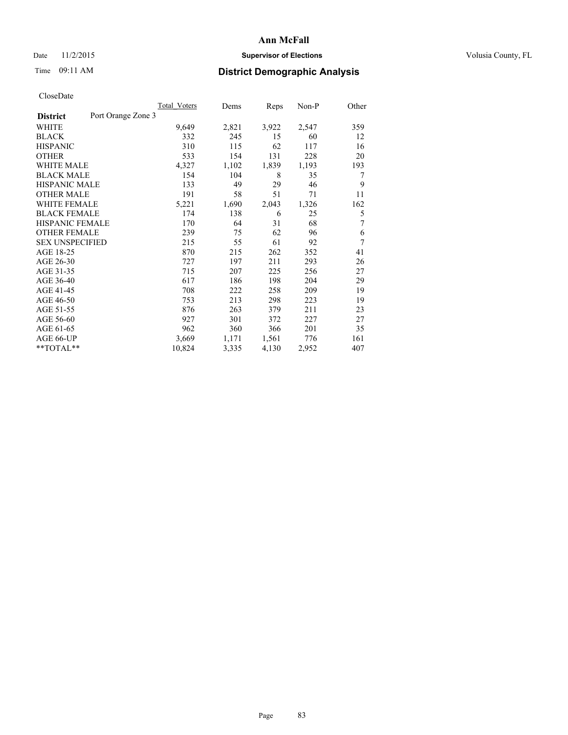# Ann McFall

Date 11/2/2015 **Supervisor of Elections** Volusia County, FL

Time 09:11 AM **District Demographic Analysis**

CloseDate

| **District** Port Orange Zone 3 | Total_Voters | Dems | Reps | Non-P | Other |
|---|---|---|---|---|---|
| WHITE | 9,649 | 2,821 | 3,922 | 2,547 | 359 |
| BLACK | 332 | 245 | 15 | 60 | 12 |
| HISPANIC | 310 | 115 | 62 | 117 | 16 |
| OTHER | 533 | 154 | 131 | 228 | 20 |
| WHITE MALE | 4,327 | 1,102 | 1,839 | 1,193 | 193 |
| BLACK MALE | 154 | 104 | 8 | 35 | 7 |
| HISPANIC MALE | 133 | 49 | 29 | 46 | 9 |
| OTHER MALE | 191 | 58 | 51 | 71 | 11 |
| WHITE FEMALE | 5,221 | 1,690 | 2,043 | 1,326 | 162 |
| BLACK FEMALE | 174 | 138 | 6 | 25 | 5 |
| HISPANIC FEMALE | 170 | 64 | 31 | 68 | 7 |
| OTHER FEMALE | 239 | 75 | 62 | 96 | 6 |
| SEX UNSPECIFIED | 215 | 55 | 61 | 92 | 7 |
| AGE 18-25 | 870 | 215 | 262 | 352 | 41 |
| AGE 26-30 | 727 | 197 | 211 | 293 | 26 |
| AGE 31-35 | 715 | 207 | 225 | 256 | 27 |
| AGE 36-40 | 617 | 186 | 198 | 204 | 29 |
| AGE 41-45 | 708 | 222 | 258 | 209 | 19 |
| AGE 46-50 | 753 | 213 | 298 | 223 | 19 |
| AGE 51-55 | 876 | 263 | 379 | 211 | 23 |
| AGE 56-60 | 927 | 301 | 372 | 227 | 27 |
| AGE 61-65 | 962 | 360 | 366 | 201 | 35 |
| AGE 66-UP | 3,669 | 1,171 | 1,561 | 776 | 161 |
| **TOTAL** | 10,824 | 3,335 | 4,130 | 2,952 | 407 |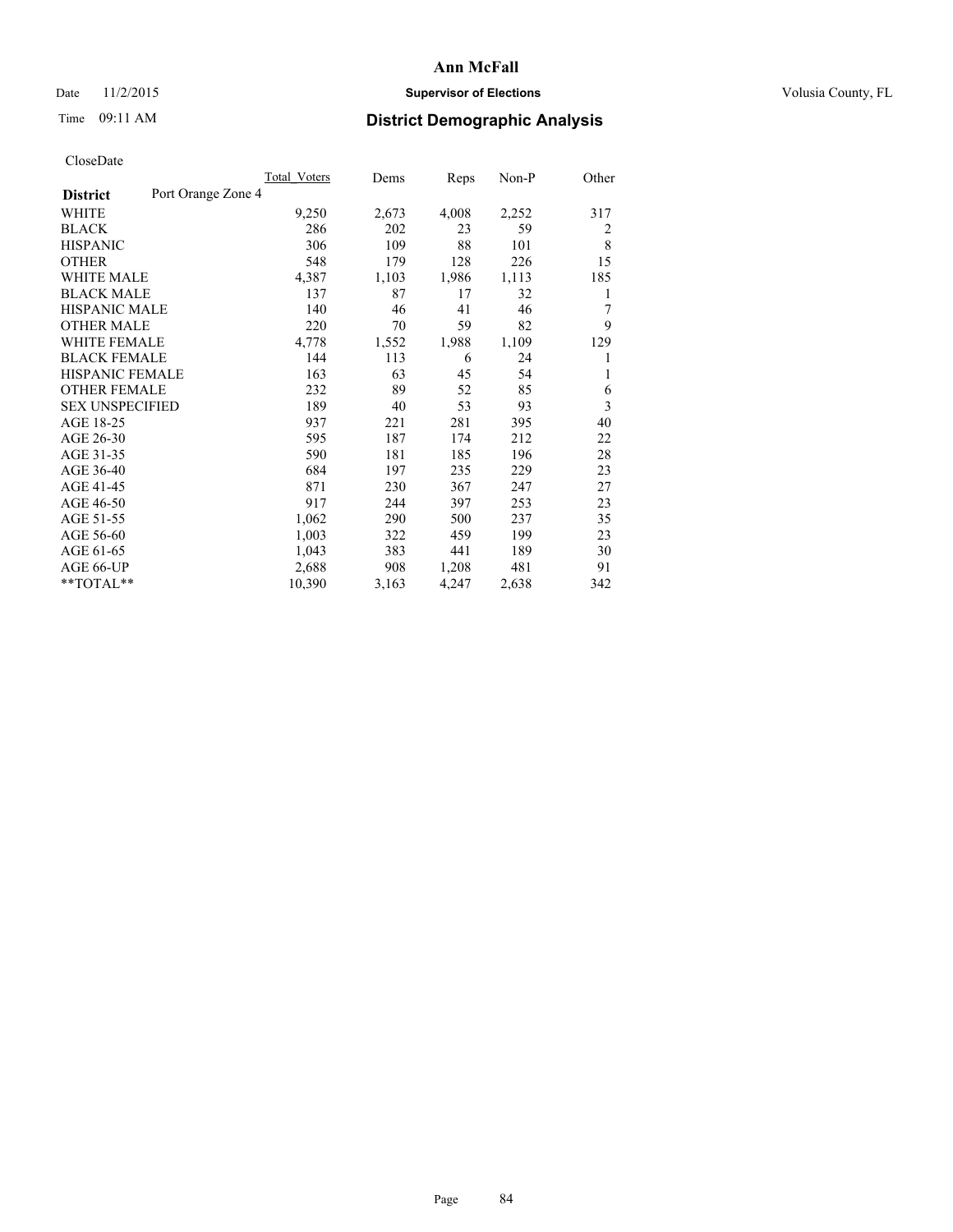# Ann McFall

Date 11/2/2015 **Supervisor of Elections** Volusia County, FL

Time 09:11 AM **District Demographic Analysis**

CloseDate

| **District** Port Orange Zone 4 | Total Voters | Dems | Reps | Non-P | Other |
|---|---|---|---|---|---|
| WHITE | 9,250 | 2,673 | 4,008 | 2,252 | 317 |
| BLACK | 286 | 202 | 23 | 59 | 2 |
| HISPANIC | 306 | 109 | 88 | 101 | 8 |
| OTHER | 548 | 179 | 128 | 226 | 15 |
| WHITE MALE | 4,387 | 1,103 | 1,986 | 1,113 | 185 |
| BLACK MALE | 137 | 87 | 17 | 32 | 1 |
| HISPANIC MALE | 140 | 46 | 41 | 46 | 7 |
| OTHER MALE | 220 | 70 | 59 | 82 | 9 |
| WHITE FEMALE | 4,778 | 1,552 | 1,988 | 1,109 | 129 |
| BLACK FEMALE | 144 | 113 | 6 | 24 | 1 |
| HISPANIC FEMALE | 163 | 63 | 45 | 54 | 1 |
| OTHER FEMALE | 232 | 89 | 52 | 85 | 6 |
| SEX UNSPECIFIED | 189 | 40 | 53 | 93 | 3 |
| AGE 18-25 | 937 | 221 | 281 | 395 | 40 |
| AGE 26-30 | 595 | 187 | 174 | 212 | 22 |
| AGE 31-35 | 590 | 181 | 185 | 196 | 28 |
| AGE 36-40 | 684 | 197 | 235 | 229 | 23 |
| AGE 41-45 | 871 | 230 | 367 | 247 | 27 |
| AGE 46-50 | 917 | 244 | 397 | 253 | 23 |
| AGE 51-55 | 1,062 | 290 | 500 | 237 | 35 |
| AGE 56-60 | 1,003 | 322 | 459 | 199 | 23 |
| AGE 61-65 | 1,043 | 383 | 441 | 189 | 30 |
| AGE 66-UP | 2,688 | 908 | 1,208 | 481 | 91 |
| **TOTAL** | 10,390 | 3,163 | 4,247 | 2,638 | 342 |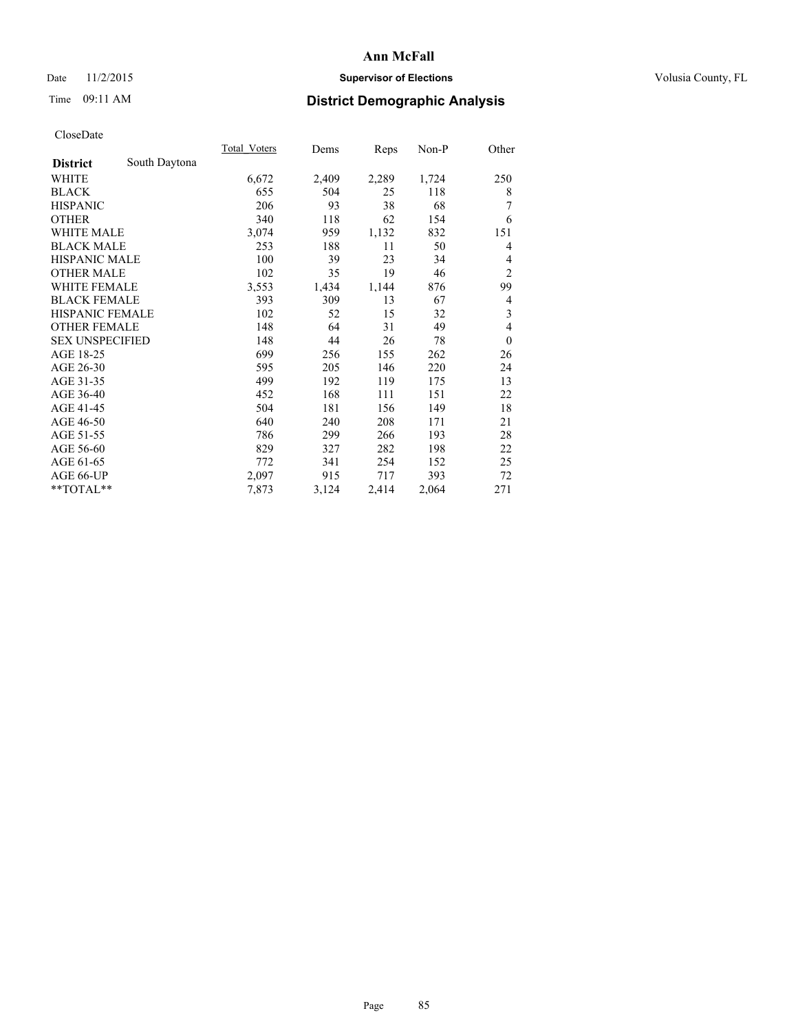# Ann McFall

Date 11/2/2015 **Supervisor of Elections** Volusia County, FL

Time 09:11 AM **District Demographic Analysis**

CloseDate

| | Total_Voters | Dems | Reps | Non-P | Other |
|---|---|---|---|---|---|
| **District** South Daytona | | | | | |
| WHITE | 6,672 | 2,409 | 2,289 | 1,724 | 250 |
| BLACK | 655 | 504 | 25 | 118 | 8 |
| HISPANIC | 206 | 93 | 38 | 68 | 7 |
| OTHER | 340 | 118 | 62 | 154 | 6 |
| WHITE MALE | 3,074 | 959 | 1,132 | 832 | 151 |
| BLACK MALE | 253 | 188 | 11 | 50 | 4 |
| HISPANIC MALE | 100 | 39 | 23 | 34 | 4 |
| OTHER MALE | 102 | 35 | 19 | 46 | 2 |
| WHITE FEMALE | 3,553 | 1,434 | 1,144 | 876 | 99 |
| BLACK FEMALE | 393 | 309 | 13 | 67 | 4 |
| HISPANIC FEMALE | 102 | 52 | 15 | 32 | 3 |
| OTHER FEMALE | 148 | 64 | 31 | 49 | 4 |
| SEX UNSPECIFIED | 148 | 44 | 26 | 78 | 0 |
| AGE 18-25 | 699 | 256 | 155 | 262 | 26 |
| AGE 26-30 | 595 | 205 | 146 | 220 | 24 |
| AGE 31-35 | 499 | 192 | 119 | 175 | 13 |
| AGE 36-40 | 452 | 168 | 111 | 151 | 22 |
| AGE 41-45 | 504 | 181 | 156 | 149 | 18 |
| AGE 46-50 | 640 | 240 | 208 | 171 | 21 |
| AGE 51-55 | 786 | 299 | 266 | 193 | 28 |
| AGE 56-60 | 829 | 327 | 282 | 198 | 22 |
| AGE 61-65 | 772 | 341 | 254 | 152 | 25 |
| AGE 66-UP | 2,097 | 915 | 717 | 393 | 72 |
| **TOTAL** | 7,873 | 3,124 | 2,414 | 2,064 | 271 |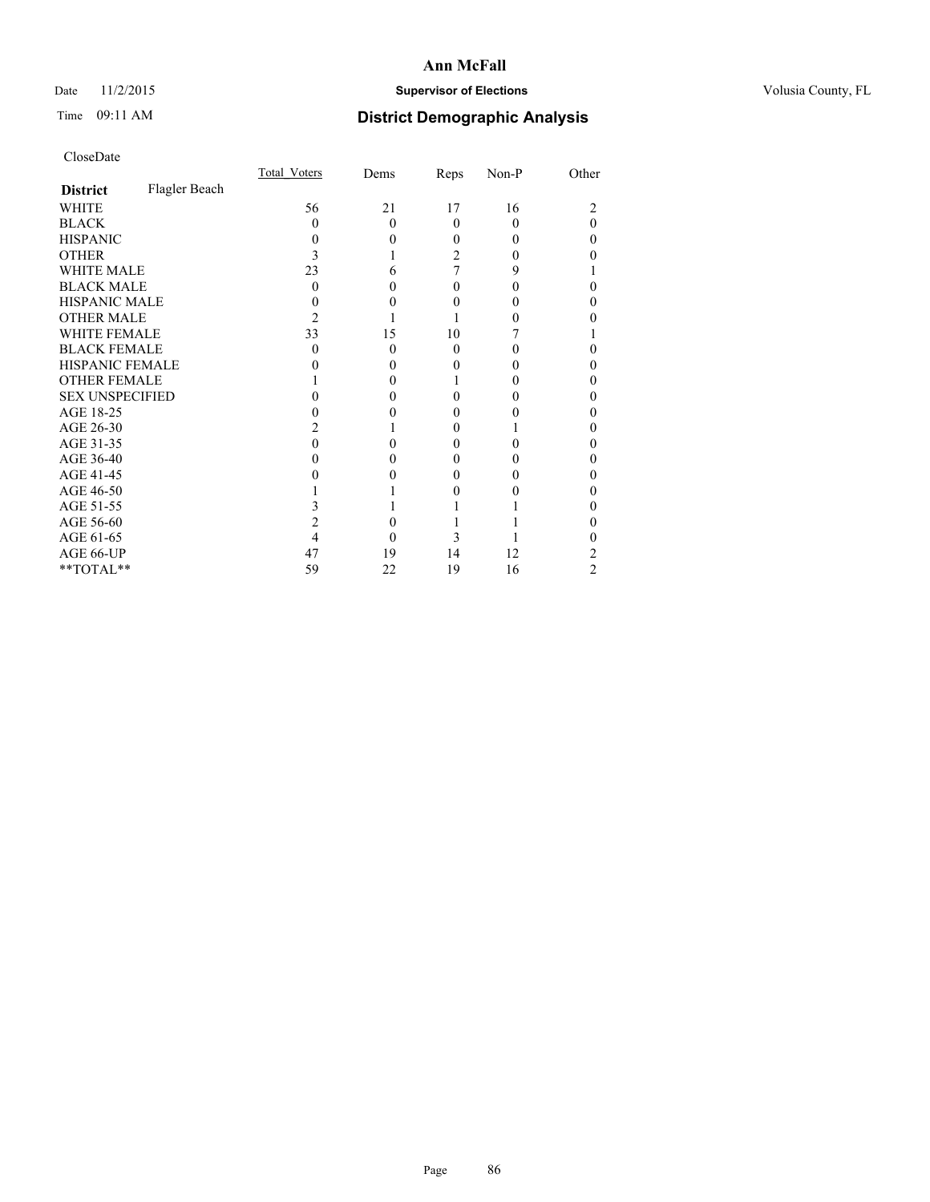# Ann McFall

Date 11/2/2015 **Supervisor of Elections** Volusia County, FL

Time 09:11 AM **District Demographic Analysis**

CloseDate

| | Total_Voters | Dems | Reps | Non-P | Other |
|---|---|---|---|---|---|
| **District** Flagler Beach | | | | | |
| WHITE | 56 | 21 | 17 | 16 | 2 |
| BLACK | 0 | 0 | 0 | 0 | 0 |
| HISPANIC | 0 | 0 | 0 | 0 | 0 |
| OTHER | 3 | 1 | 2 | 0 | 0 |
| WHITE MALE | 23 | 6 | 7 | 9 | 1 |
| BLACK MALE | 0 | 0 | 0 | 0 | 0 |
| HISPANIC MALE | 0 | 0 | 0 | 0 | 0 |
| OTHER MALE | 2 | 1 | 1 | 0 | 0 |
| WHITE FEMALE | 33 | 15 | 10 | 7 | 1 |
| BLACK FEMALE | 0 | 0 | 0 | 0 | 0 |
| HISPANIC FEMALE | 0 | 0 | 0 | 0 | 0 |
| OTHER FEMALE | 1 | 0 | 1 | 0 | 0 |
| SEX UNSPECIFIED | 0 | 0 | 0 | 0 | 0 |
| AGE 18-25 | 0 | 0 | 0 | 0 | 0 |
| AGE 26-30 | 2 | 1 | 0 | 1 | 0 |
| AGE 31-35 | 0 | 0 | 0 | 0 | 0 |
| AGE 36-40 | 0 | 0 | 0 | 0 | 0 |
| AGE 41-45 | 0 | 0 | 0 | 0 | 0 |
| AGE 46-50 | 1 | 1 | 0 | 0 | 0 |
| AGE 51-55 | 3 | 1 | 1 | 1 | 0 |
| AGE 56-60 | 2 | 0 | 1 | 1 | 0 |
| AGE 61-65 | 4 | 0 | 3 | 1 | 0 |
| AGE 66-UP | 47 | 19 | 14 | 12 | 2 |
| **TOTAL** | 59 | 22 | 19 | 16 | 2 |